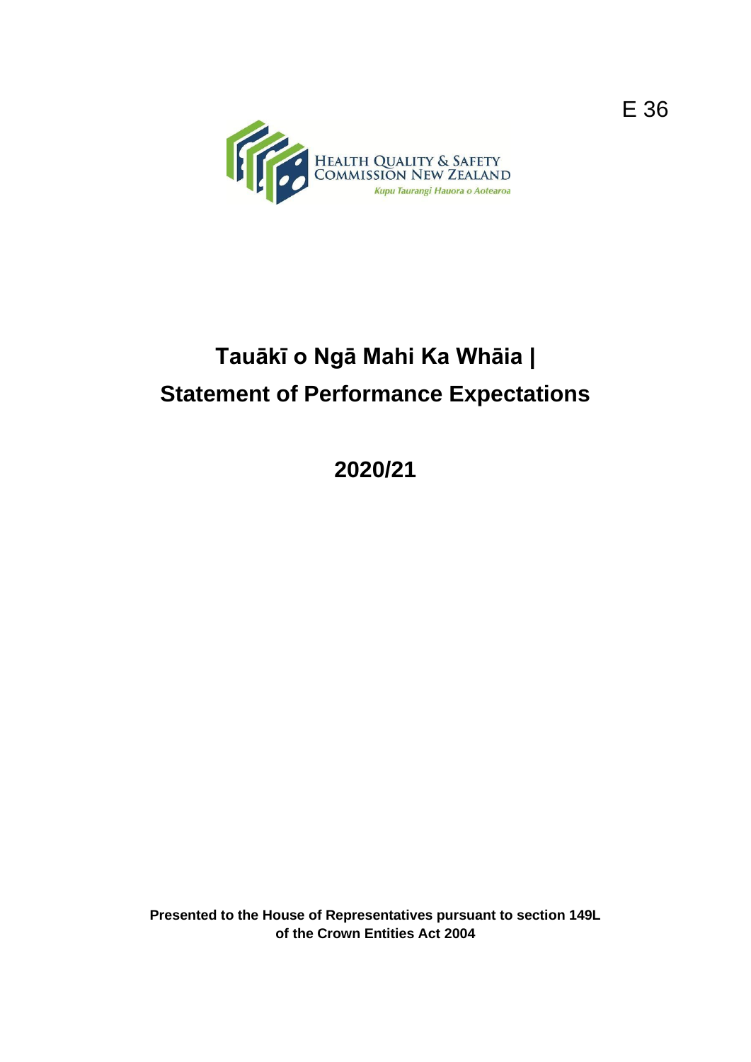E 36

HEALTH QUALITY & SAFETY COMMISSION NEW ZEALAND

*Kupu Taurangi Hauora o Aotearoa*

# Tauākī o Ngā Mahi Ka Whāia | Statement of Performance Expectations

## 2020/21

**Presented to the House of Representatives pursuant to section 149L of the Crown Entities Act 2004**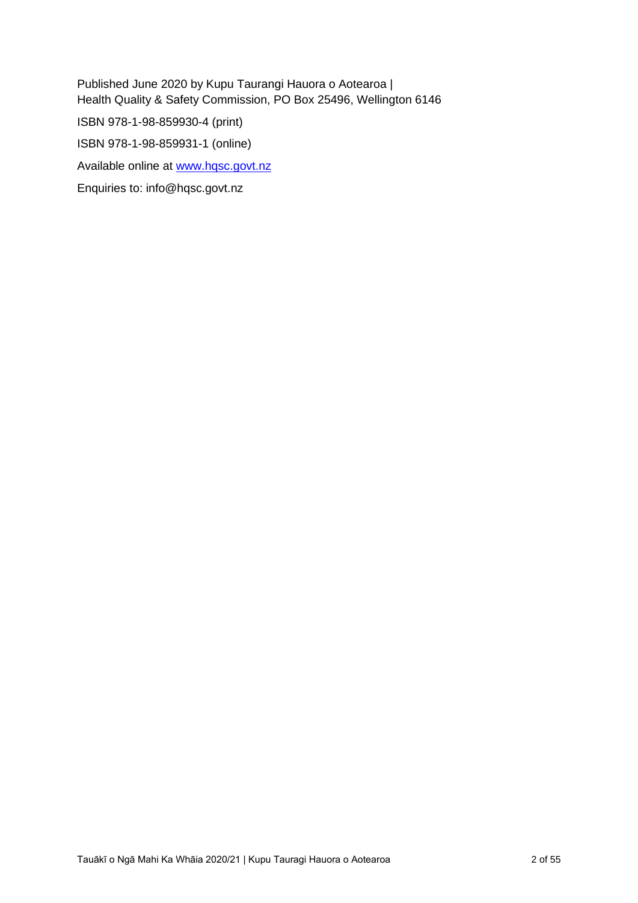Published June 2020 by Kupu Taurangi Hauora o Aotearoa |
Health Quality & Safety Commission, PO Box 25496, Wellington 6146

ISBN 978-1-98-859930-4 (print)

ISBN 978-1-98-859931-1 (online)

Available online at [www.hqsc.govt.nz](http://www.hqsc.govt.nz)

Enquiries to: info@hqsc.govt.nz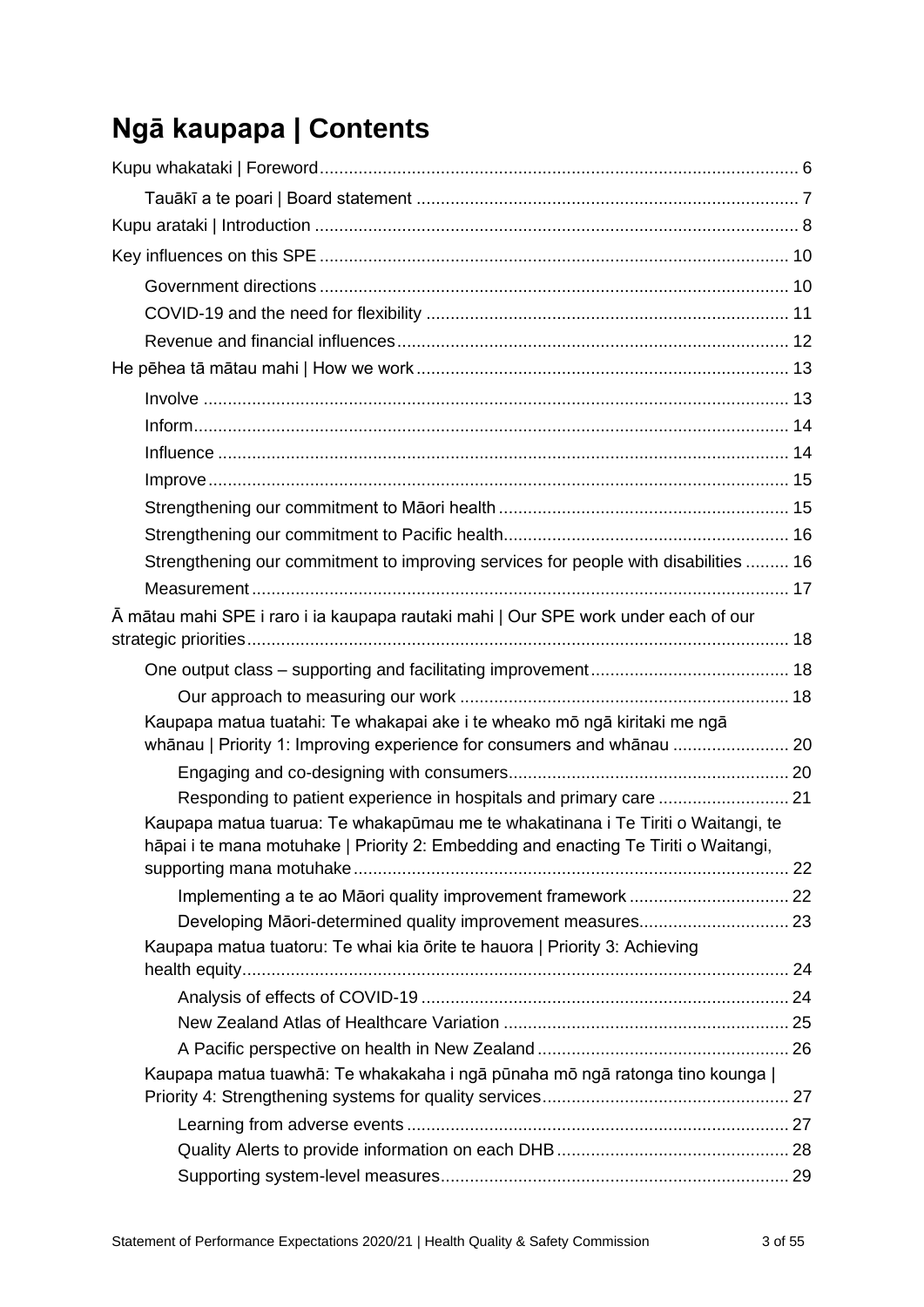# Ngā kaupapa | Contents

Kupu whakataki | Foreword ........ 6

- Tauākī a te poari | Board statement ........ 7

Kupu arataki | Introduction ........ 8

Key influences on this SPE ........ 10

- Government directions ........ 10
- COVID-19 and the need for flexibility ........ 11
- Revenue and financial influences ........ 12

He pēhea tā mātau mahi | How we work ........ 13

- Involve ........ 13
- Inform ........ 14
- Influence ........ 14
- Improve ........ 15
- Strengthening our commitment to Māori health ........ 15
- Strengthening our commitment to Pacific health ........ 16
- Strengthening our commitment to improving services for people with disabilities ........ 16
- Measurement ........ 17

Ā mātau mahi SPE i raro i ia kaupapa rautaki mahi | Our SPE work under each of our strategic priorities ........ 18

- One output class – supporting and facilitating improvement ........ 18
  - Our approach to measuring our work ........ 18
- Kaupapa matua tuatahi: Te whakapai ake i te wheako mō ngā kiritaki me ngā whānau | Priority 1: Improving experience for consumers and whānau ........ 20
  - Engaging and co-designing with consumers ........ 20
  - Responding to patient experience in hospitals and primary care ........ 21
- Kaupapa matua tuarua: Te whakapūmau me te whakatinana i Te Tiriti o Waitangi, te hāpai i te mana motuhake | Priority 2: Embedding and enacting Te Tiriti o Waitangi, supporting mana motuhake ........ 22
  - Implementing a te ao Māori quality improvement framework ........ 22
  - Developing Māori-determined quality improvement measures ........ 23
- Kaupapa matua tuatoru: Te whai kia ōrite te hauora | Priority 3: Achieving health equity ........ 24
  - Analysis of effects of COVID-19 ........ 24
  - New Zealand Atlas of Healthcare Variation ........ 25
  - A Pacific perspective on health in New Zealand ........ 26
- Kaupapa matua tuawhā: Te whakakaha i ngā pūnaha mō ngā ratonga tino kounga | Priority 4: Strengthening systems for quality services ........ 27
  - Learning from adverse events ........ 27
  - Quality Alerts to provide information on each DHB ........ 28
  - Supporting system-level measures ........ 29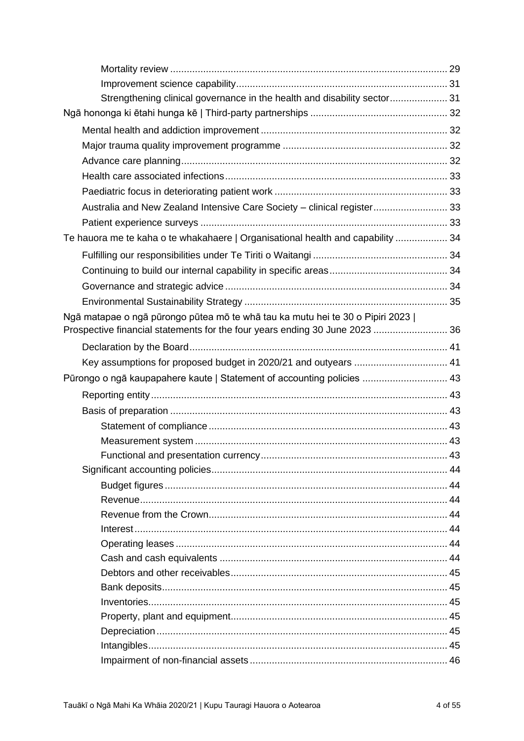- Mortality review ... 29
- Improvement science capability ... 31
- Strengthening clinical governance in the health and disability sector ... 31

Ngā hononga ki ētahi hunga kē | Third-party partnerships ... 32

- Mental health and addiction improvement ... 32
- Major trauma quality improvement programme ... 32
- Advance care planning ... 32
- Health care associated infections ... 33
- Paediatric focus in deteriorating patient work ... 33
- Australia and New Zealand Intensive Care Society – clinical register ... 33
- Patient experience surveys ... 33

Te hauora me te kaha o te whakahaere | Organisational health and capability ... 34

- Fulfilling our responsibilities under Te Tiriti o Waitangi ... 34
- Continuing to build our internal capability in specific areas ... 34
- Governance and strategic advice ... 34
- Environmental Sustainability Strategy ... 35

Ngā matapae o ngā pūrongo pūtea mō te whā tau ka mutu hei te 30 o Pipiri 2023 | Prospective financial statements for the four years ending 30 June 2023 ... 36

- Declaration by the Board ... 41
- Key assumptions for proposed budget in 2020/21 and outyears ... 41

Pūrongo o ngā kaupapahere kaute | Statement of accounting policies ... 43

- Reporting entity ... 43
- Basis of preparation ... 43
  - Statement of compliance ... 43
  - Measurement system ... 43
  - Functional and presentation currency ... 43
- Significant accounting policies ... 44
  - Budget figures ... 44
  - Revenue ... 44
  - Revenue from the Crown ... 44
  - Interest ... 44
  - Operating leases ... 44
  - Cash and cash equivalents ... 44
  - Debtors and other receivables ... 45
  - Bank deposits ... 45
  - Inventories ... 45
  - Property, plant and equipment ... 45
  - Depreciation ... 45
  - Intangibles ... 45
  - Impairment of non-financial assets ... 46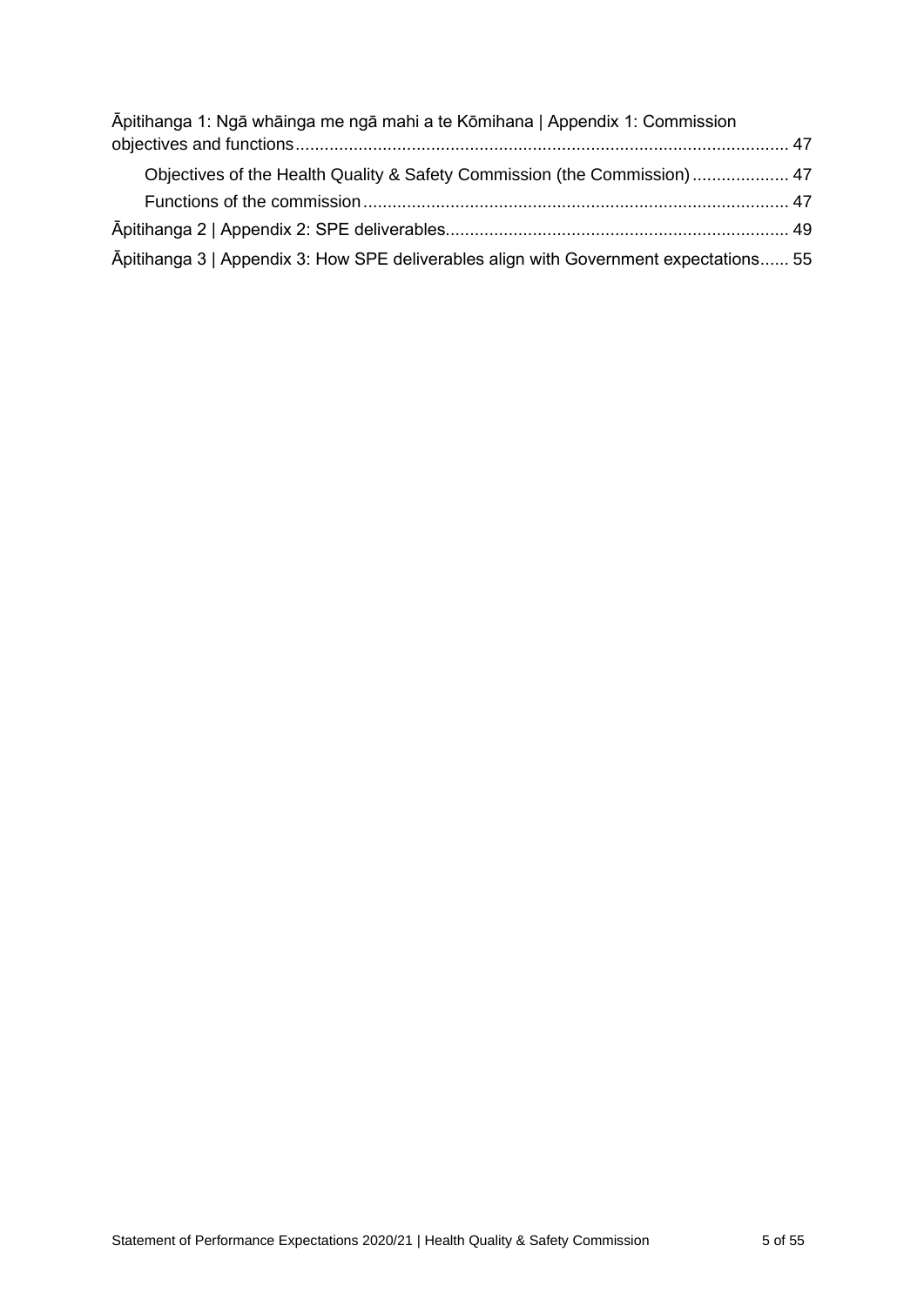Āpitihanga 1: Ngā whāinga me ngā mahi a te Kōmihana | Appendix 1: Commission objectives and functions ..... 47

- Objectives of the Health Quality & Safety Commission (the Commission) ..... 47
- Functions of the commission ..... 47

Āpitihanga 2 | Appendix 2: SPE deliverables ..... 49

Āpitihanga 3 | Appendix 3: How SPE deliverables align with Government expectations ..... 55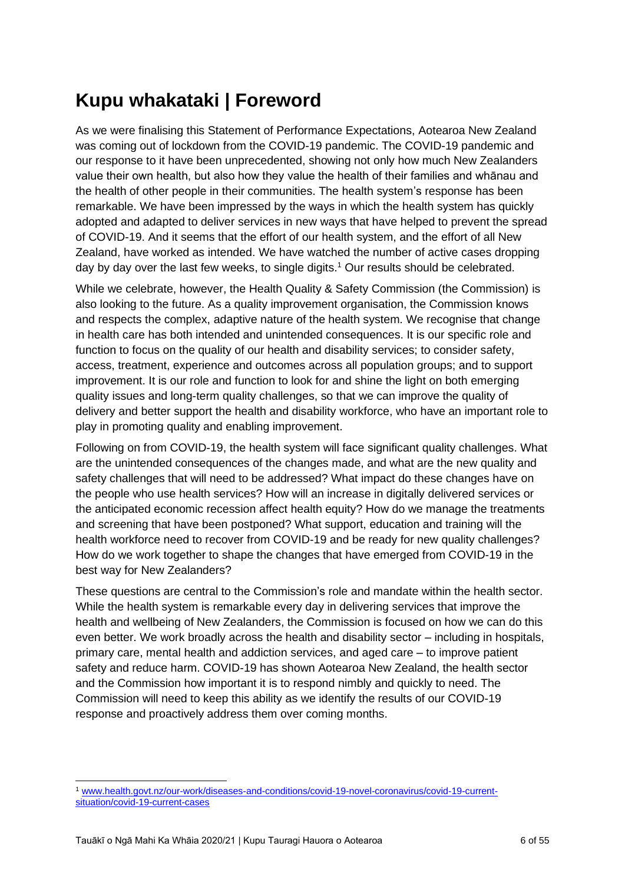# Kupu whakataki | Foreword

As we were finalising this Statement of Performance Expectations, Aotearoa New Zealand was coming out of lockdown from the COVID-19 pandemic. The COVID-19 pandemic and our response to it have been unprecedented, showing not only how much New Zealanders value their own health, but also how they value the health of their families and whānau and the health of other people in their communities. The health system's response has been remarkable. We have been impressed by the ways in which the health system has quickly adopted and adapted to deliver services in new ways that have helped to prevent the spread of COVID-19. And it seems that the effort of our health system, and the effort of all New Zealand, have worked as intended. We have watched the number of active cases dropping day by day over the last few weeks, to single digits.[1] Our results should be celebrated.

While we celebrate, however, the Health Quality & Safety Commission (the Commission) is also looking to the future. As a quality improvement organisation, the Commission knows and respects the complex, adaptive nature of the health system. We recognise that change in health care has both intended and unintended consequences. It is our specific role and function to focus on the quality of our health and disability services; to consider safety, access, treatment, experience and outcomes across all population groups; and to support improvement. It is our role and function to look for and shine the light on both emerging quality issues and long-term quality challenges, so that we can improve the quality of delivery and better support the health and disability workforce, who have an important role to play in promoting quality and enabling improvement.

Following on from COVID-19, the health system will face significant quality challenges. What are the unintended consequences of the changes made, and what are the new quality and safety challenges that will need to be addressed? What impact do these changes have on the people who use health services? How will an increase in digitally delivered services or the anticipated economic recession affect health equity? How do we manage the treatments and screening that have been postponed? What support, education and training will the health workforce need to recover from COVID-19 and be ready for new quality challenges? How do we work together to shape the changes that have emerged from COVID-19 in the best way for New Zealanders?

These questions are central to the Commission's role and mandate within the health sector. While the health system is remarkable every day in delivering services that improve the health and wellbeing of New Zealanders, the Commission is focused on how we can do this even better. We work broadly across the health and disability sector – including in hospitals, primary care, mental health and addiction services, and aged care – to improve patient safety and reduce harm. COVID-19 has shown Aotearoa New Zealand, the health sector and the Commission how important it is to respond nimbly and quickly to need. The Commission will need to keep this ability as we identify the results of our COVID-19 response and proactively address them over coming months.

---

[1] www.health.govt.nz/our-work/diseases-and-conditions/covid-19-novel-coronavirus/covid-19-current-situation/covid-19-current-cases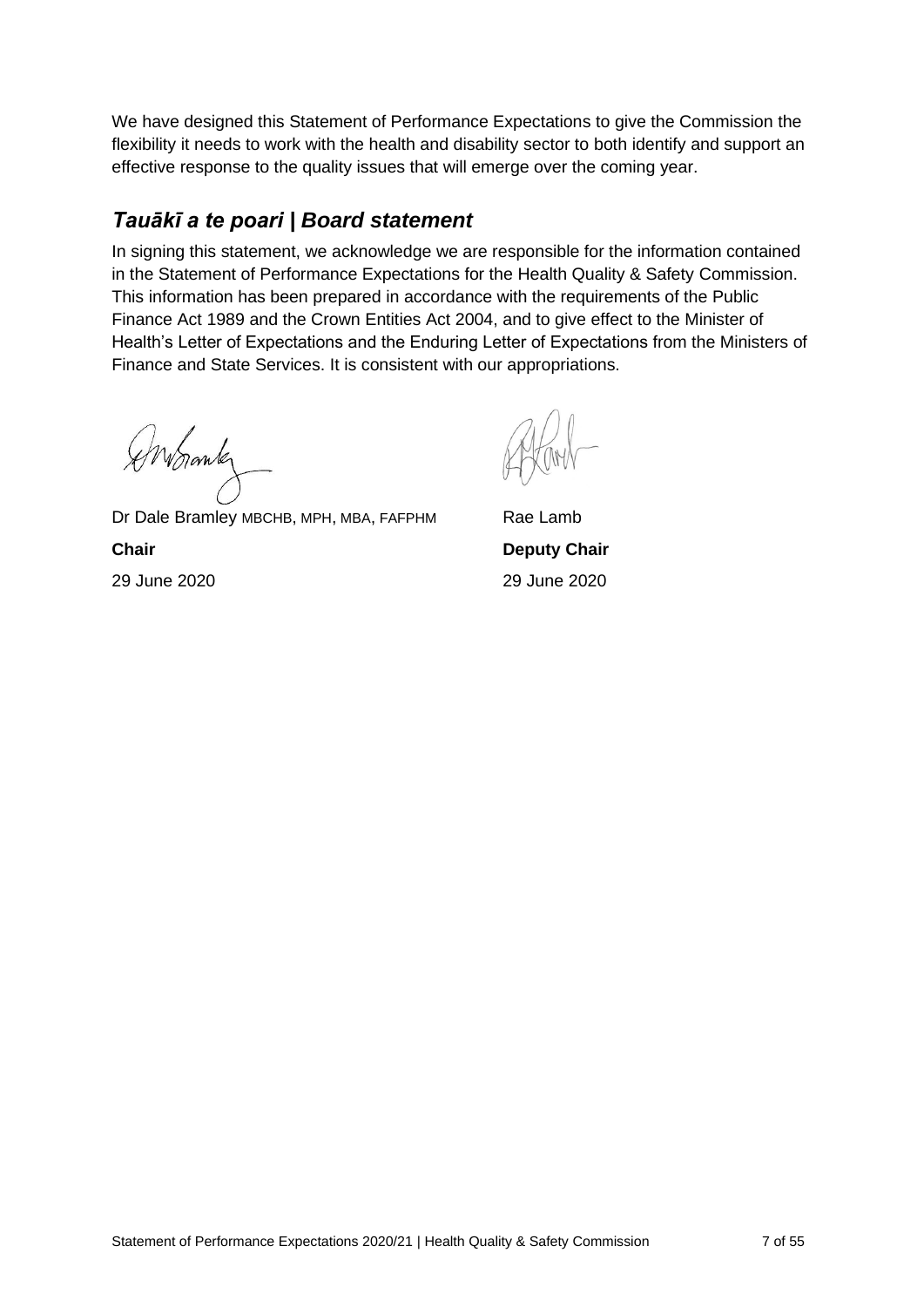We have designed this Statement of Performance Expectations to give the Commission the flexibility it needs to work with the health and disability sector to both identify and support an effective response to the quality issues that will emerge over the coming year.

## *Tauākī a te poari | Board statement*

In signing this statement, we acknowledge we are responsible for the information contained in the Statement of Performance Expectations for the Health Quality & Safety Commission. This information has been prepared in accordance with the requirements of the Public Finance Act 1989 and the Crown Entities Act 2004, and to give effect to the Minister of Health's Letter of Expectations and the Enduring Letter of Expectations from the Ministers of Finance and State Services. It is consistent with our appropriations.

Dr Dale Bramley MBCHB, MPH, MBA, FAFPHM
**Chair**
29 June 2020

Rae Lamb
**Deputy Chair**
29 June 2020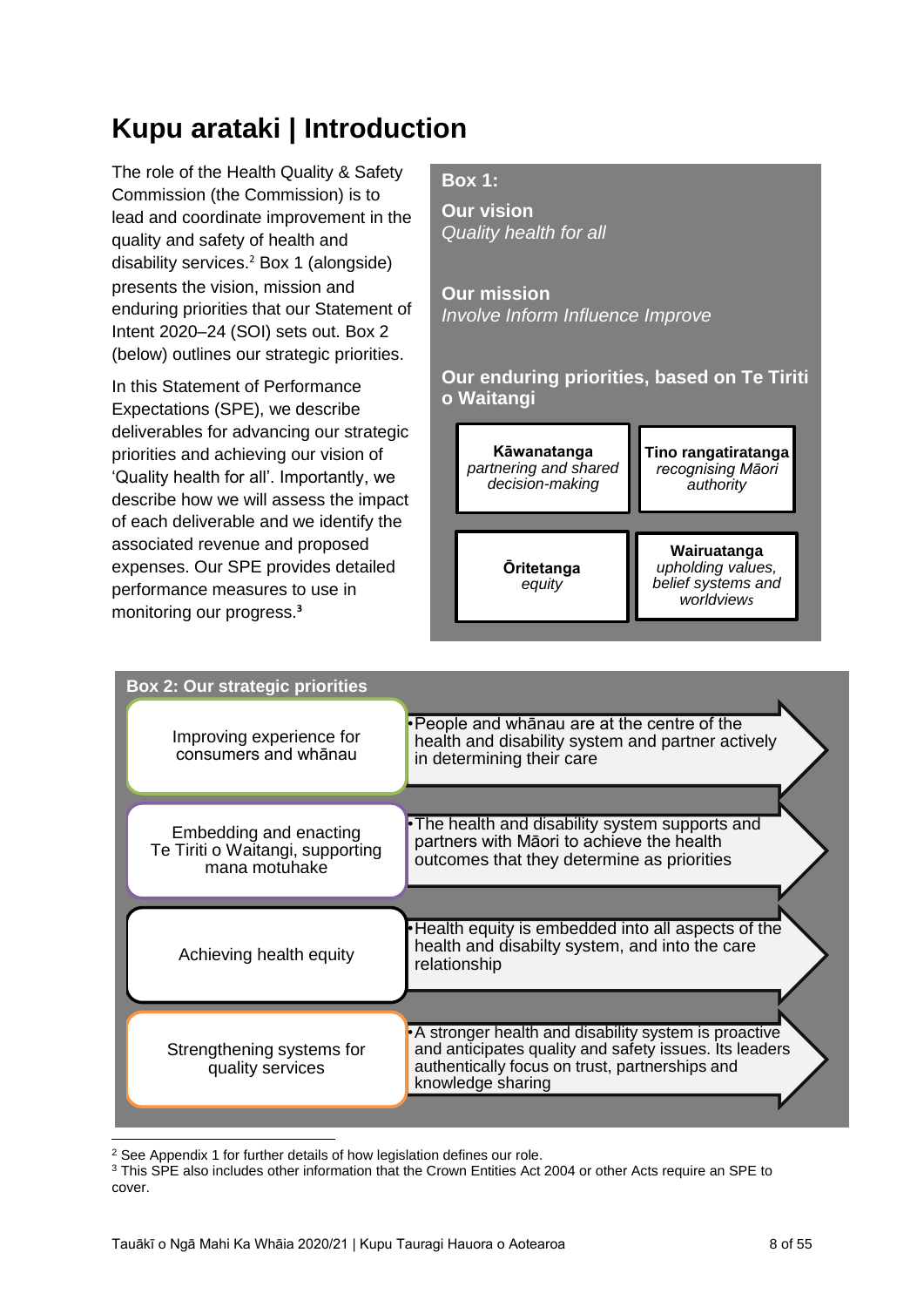# Kupu arataki | Introduction

The role of the Health Quality & Safety Commission (the Commission) is to lead and coordinate improvement in the quality and safety of health and disability services.[2] Box 1 (alongside) presents the vision, mission and enduring priorities that our Statement of Intent 2020–24 (SOI) sets out. Box 2 (below) outlines our strategic priorities.

In this Statement of Performance Expectations (SPE), we describe deliverables for advancing our strategic priorities and achieving our vision of 'Quality health for all'. Importantly, we describe how we will assess the impact of each deliverable and we identify the associated revenue and proposed expenses. Our SPE provides detailed performance measures to use in monitoring our progress.[3]

**Box 1:**

**Our vision**
*Quality health for all*

**Our mission**
*Involve Inform Influence Improve*

**Our enduring priorities, based on Te Tiriti o Waitangi**

- **Kāwanatanga** – *partnering and shared decision-making*
- **Tino rangatiratanga** – *recognising Māori authority*
- **Ōritetanga** – *equity*
- **Wairuatanga** – *upholding values, belief systems and worldviews*

**Box 2: Our strategic priorities**

| Strategic priority | Outcome |
| --- | --- |
| Improving experience for consumers and whānau | People and whānau are at the centre of the health and disability system and partner actively in determining their care |
| Embedding and enacting Te Tiriti o Waitangi, supporting mana motuhake | The health and disability system supports and partners with Māori to achieve the health outcomes that they determine as priorities |
| Achieving health equity | Health equity is embedded into all aspects of the health and disabilty system, and into the care relationship |
| Strengthening systems for quality services | A stronger health and disability system is proactive and anticipates quality and safety issues. Its leaders authentically focus on trust, partnerships and knowledge sharing |

[2] See Appendix 1 for further details of how legislation defines our role.

[3] This SPE also includes other information that the Crown Entities Act 2004 or other Acts require an SPE to cover.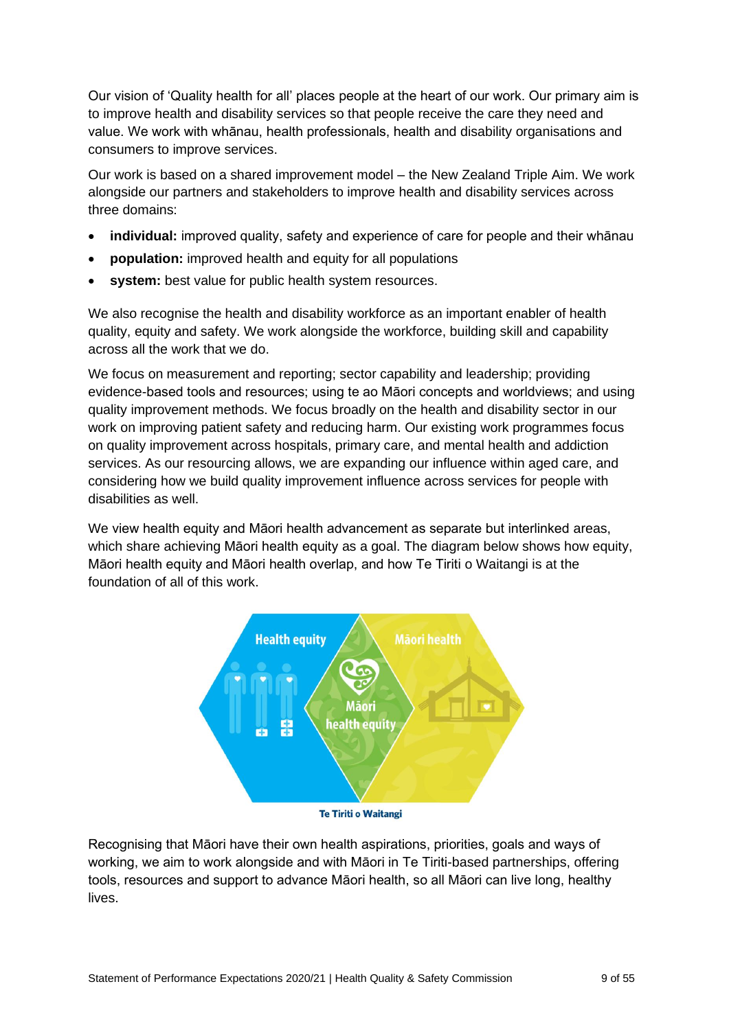Our vision of 'Quality health for all' places people at the heart of our work. Our primary aim is to improve health and disability services so that people receive the care they need and value. We work with whānau, health professionals, health and disability organisations and consumers to improve services.

Our work is based on a shared improvement model – the New Zealand Triple Aim. We work alongside our partners and stakeholders to improve health and disability services across three domains:

- **individual:** improved quality, safety and experience of care for people and their whānau
- **population:** improved health and equity for all populations
- **system:** best value for public health system resources.

We also recognise the health and disability workforce as an important enabler of health quality, equity and safety. We work alongside the workforce, building skill and capability across all the work that we do.

We focus on measurement and reporting; sector capability and leadership; providing evidence-based tools and resources; using te ao Māori concepts and worldviews; and using quality improvement methods. We focus broadly on the health and disability sector in our work on improving patient safety and reducing harm. Our existing work programmes focus on quality improvement across hospitals, primary care, and mental health and addiction services. As our resourcing allows, we are expanding our influence within aged care, and considering how we build quality improvement influence across services for people with disabilities as well.

We view health equity and Māori health advancement as separate but interlinked areas, which share achieving Māori health equity as a goal. The diagram below shows how equity, Māori health equity and Māori health overlap, and how Te Tiriti o Waitangi is at the foundation of all of this work.

Health equity | Māori health equity | Māori health

Te Tiriti o Waitangi

Recognising that Māori have their own health aspirations, priorities, goals and ways of working, we aim to work alongside and with Māori in Te Tiriti-based partnerships, offering tools, resources and support to advance Māori health, so all Māori can live long, healthy lives.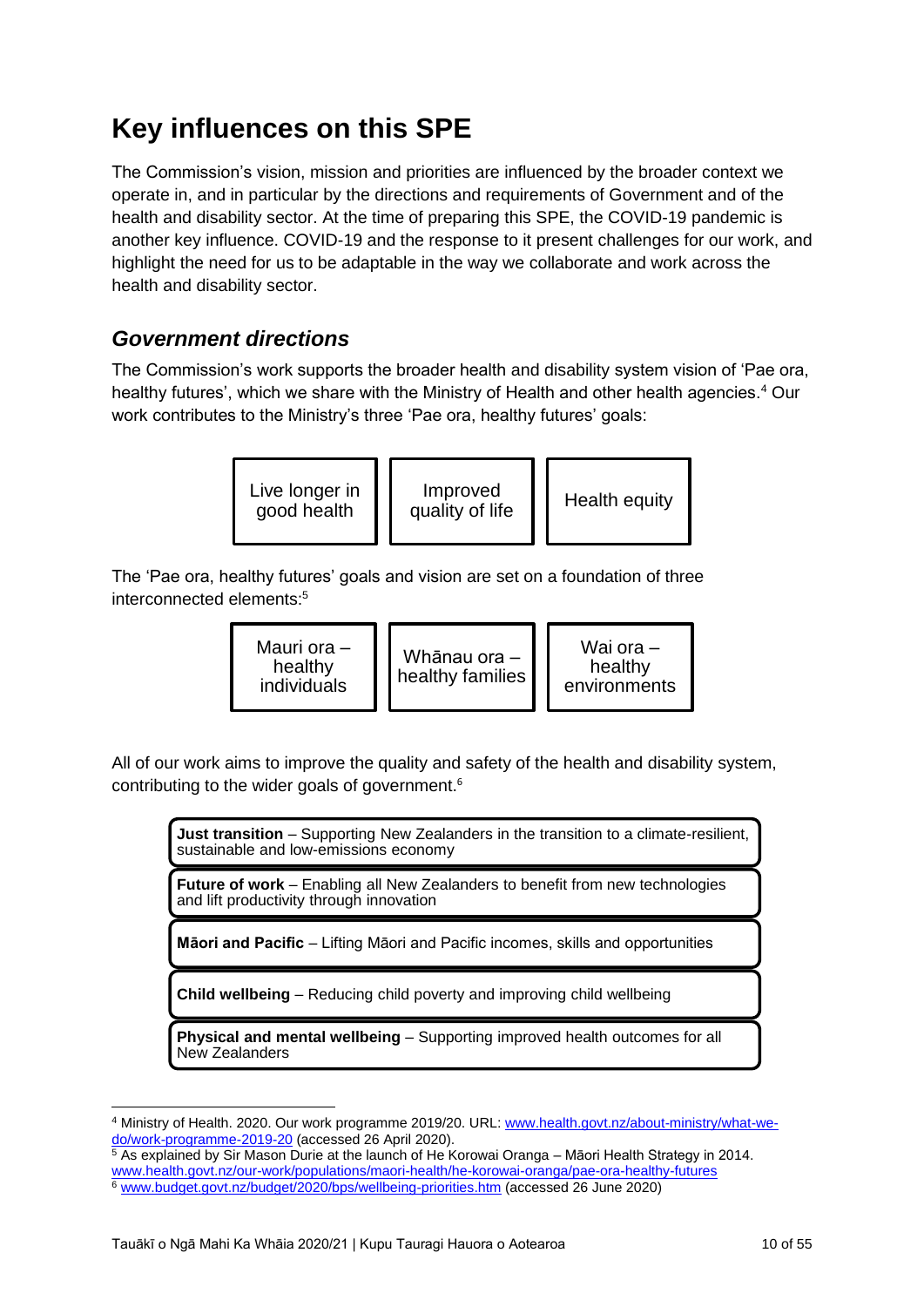# Key influences on this SPE

The Commission's vision, mission and priorities are influenced by the broader context we operate in, and in particular by the directions and requirements of Government and of the health and disability sector. At the time of preparing this SPE, the COVID-19 pandemic is another key influence. COVID-19 and the response to it present challenges for our work, and highlight the need for us to be adaptable in the way we collaborate and work across the health and disability sector.

## *Government directions*

The Commission's work supports the broader health and disability system vision of 'Pae ora, healthy futures', which we share with the Ministry of Health and other health agencies.[4] Our work contributes to the Ministry's three 'Pae ora, healthy futures' goals:

| Live longer in good health | Improved quality of life | Health equity |
|---|---|---|

The 'Pae ora, healthy futures' goals and vision are set on a foundation of three interconnected elements:[5]

| Mauri ora – healthy individuals | Whānau ora – healthy families | Wai ora – healthy environments |
|---|---|---|

All of our work aims to improve the quality and safety of the health and disability system, contributing to the wider goals of government.[6]

- **Just transition** – Supporting New Zealanders in the transition to a climate-resilient, sustainable and low-emissions economy
- **Future of work** – Enabling all New Zealanders to benefit from new technologies and lift productivity through innovation
- **Māori and Pacific** – Lifting Māori and Pacific incomes, skills and opportunities
- **Child wellbeing** – Reducing child poverty and improving child wellbeing
- **Physical and mental wellbeing** – Supporting improved health outcomes for all New Zealanders

---

[4] Ministry of Health. 2020. Our work programme 2019/20. URL: www.health.govt.nz/about-ministry/what-we-do/work-programme-2019-20 (accessed 26 April 2020).

[5] As explained by Sir Mason Durie at the launch of He Korowai Oranga – Māori Health Strategy in 2014. www.health.govt.nz/our-work/populations/maori-health/he-korowai-oranga/pae-ora-healthy-futures

[6] www.budget.govt.nz/budget/2020/bps/wellbeing-priorities.htm (accessed 26 June 2020)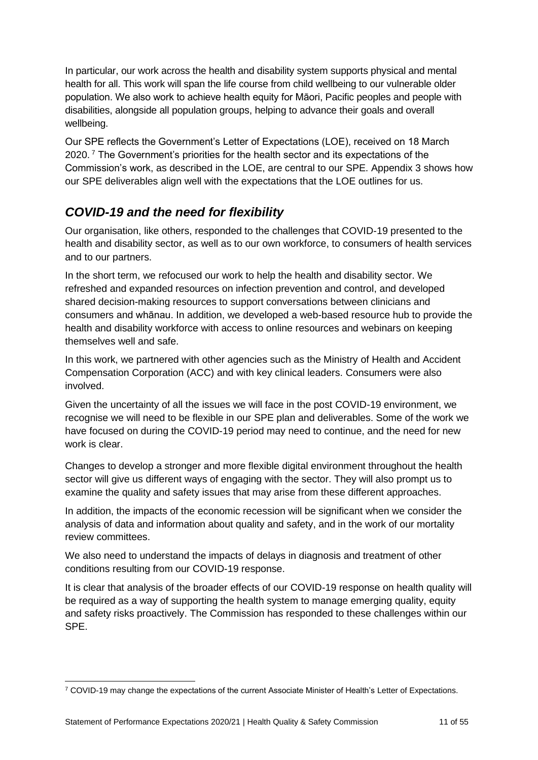In particular, our work across the health and disability system supports physical and mental health for all. This work will span the life course from child wellbeing to our vulnerable older population. We also work to achieve health equity for Māori, Pacific peoples and people with disabilities, alongside all population groups, helping to advance their goals and overall wellbeing.

Our SPE reflects the Government's Letter of Expectations (LOE), received on 18 March 2020. [7] The Government's priorities for the health sector and its expectations of the Commission's work, as described in the LOE, are central to our SPE. Appendix 3 shows how our SPE deliverables align well with the expectations that the LOE outlines for us.

## *COVID-19 and the need for flexibility*

Our organisation, like others, responded to the challenges that COVID-19 presented to the health and disability sector, as well as to our own workforce, to consumers of health services and to our partners.

In the short term, we refocused our work to help the health and disability sector. We refreshed and expanded resources on infection prevention and control, and developed shared decision-making resources to support conversations between clinicians and consumers and whānau. In addition, we developed a web-based resource hub to provide the health and disability workforce with access to online resources and webinars on keeping themselves well and safe.

In this work, we partnered with other agencies such as the Ministry of Health and Accident Compensation Corporation (ACC) and with key clinical leaders. Consumers were also involved.

Given the uncertainty of all the issues we will face in the post COVID-19 environment, we recognise we will need to be flexible in our SPE plan and deliverables. Some of the work we have focused on during the COVID-19 period may need to continue, and the need for new work is clear.

Changes to develop a stronger and more flexible digital environment throughout the health sector will give us different ways of engaging with the sector. They will also prompt us to examine the quality and safety issues that may arise from these different approaches.

In addition, the impacts of the economic recession will be significant when we consider the analysis of data and information about quality and safety, and in the work of our mortality review committees.

We also need to understand the impacts of delays in diagnosis and treatment of other conditions resulting from our COVID-19 response.

It is clear that analysis of the broader effects of our COVID-19 response on health quality will be required as a way of supporting the health system to manage emerging quality, equity and safety risks proactively. The Commission has responded to these challenges within our SPE.

[7] COVID-19 may change the expectations of the current Associate Minister of Health's Letter of Expectations.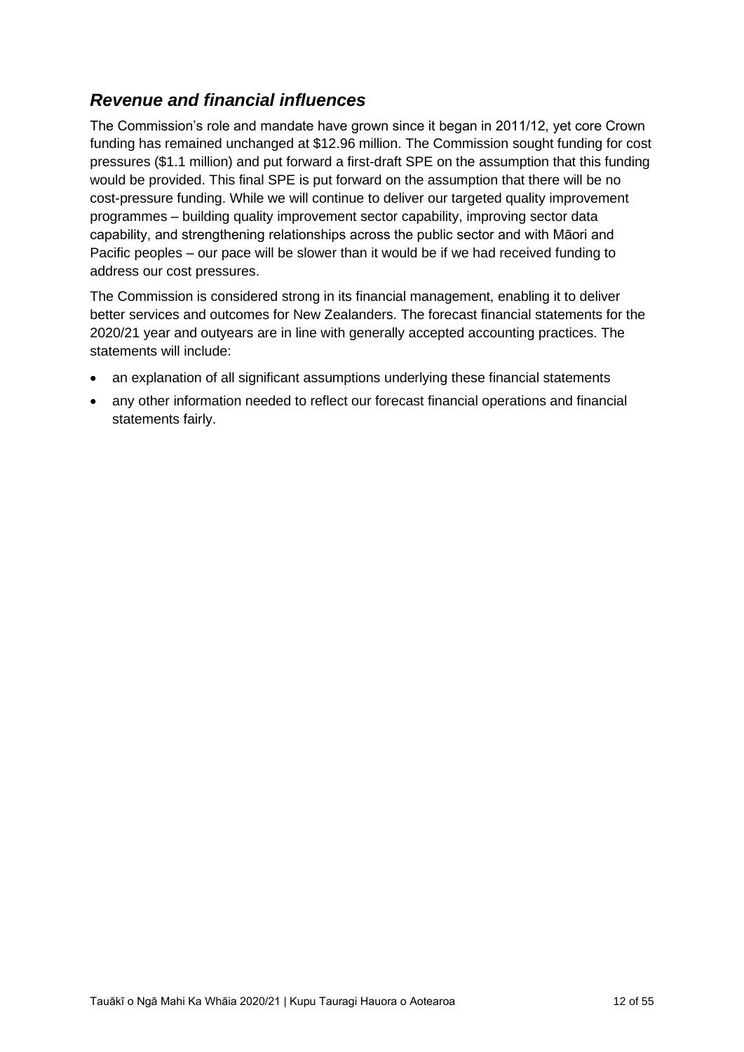## *Revenue and financial influences*

The Commission's role and mandate have grown since it began in 2011/12, yet core Crown funding has remained unchanged at $12.96 million. The Commission sought funding for cost pressures ($1.1 million) and put forward a first-draft SPE on the assumption that this funding would be provided. This final SPE is put forward on the assumption that there will be no cost-pressure funding. While we will continue to deliver our targeted quality improvement programmes – building quality improvement sector capability, improving sector data capability, and strengthening relationships across the public sector and with Māori and Pacific peoples – our pace will be slower than it would be if we had received funding to address our cost pressures.

The Commission is considered strong in its financial management, enabling it to deliver better services and outcomes for New Zealanders. The forecast financial statements for the 2020/21 year and outyears are in line with generally accepted accounting practices. The statements will include:

- an explanation of all significant assumptions underlying these financial statements
- any other information needed to reflect our forecast financial operations and financial statements fairly.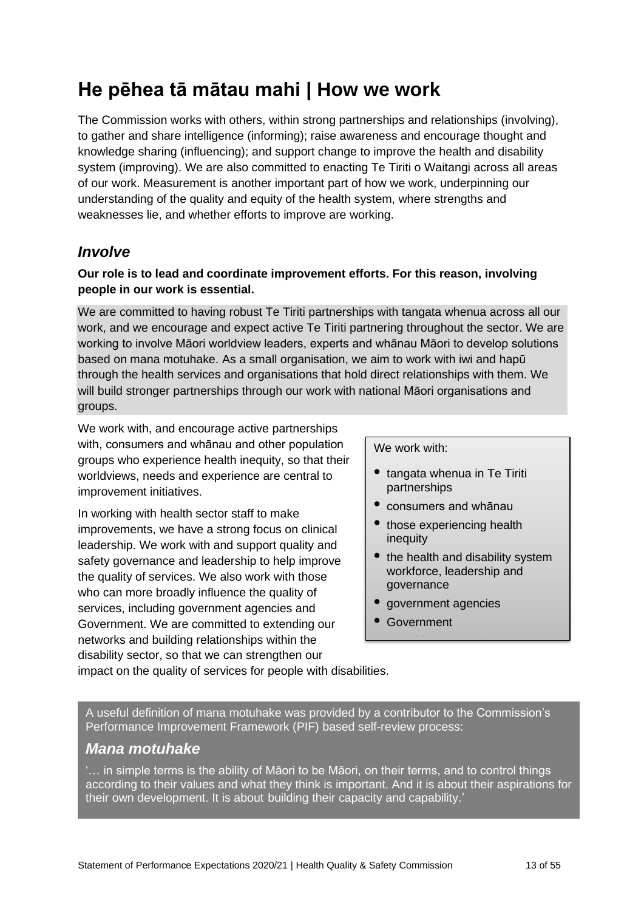# He pēhea tā mātau mahi | How we work

The Commission works with others, within strong partnerships and relationships (involving), to gather and share intelligence (informing); raise awareness and encourage thought and knowledge sharing (influencing); and support change to improve the health and disability system (improving). We are also committed to enacting Te Tiriti o Waitangi across all areas of our work. Measurement is another important part of how we work, underpinning our understanding of the quality and equity of the health system, where strengths and weaknesses lie, and whether efforts to improve are working.

## *Involve*

**Our role is to lead and coordinate improvement efforts. For this reason, involving people in our work is essential.**

We are committed to having robust Te Tiriti partnerships with tangata whenua across all our work, and we encourage and expect active Te Tiriti partnering throughout the sector. We are working to involve Māori worldview leaders, experts and whānau Māori to develop solutions based on mana motuhake. As a small organisation, we aim to work with iwi and hapū through the health services and organisations that hold direct relationships with them. We will build stronger partnerships through our work with national Māori organisations and groups.

We work with, and encourage active partnerships with, consumers and whānau and other population groups who experience health inequity, so that their worldviews, needs and experience are central to improvement initiatives.

In working with health sector staff to make improvements, we have a strong focus on clinical leadership. We work with and support quality and safety governance and leadership to help improve the quality of services. We also work with those who can more broadly influence the quality of services, including government agencies and Government. We are committed to extending our networks and building relationships within the disability sector, so that we can strengthen our impact on the quality of services for people with disabilities.

We work with:

- tangata whenua in Te Tiriti partnerships
- consumers and whānau
- those experiencing health inequity
- the health and disability system workforce, leadership and governance
- government agencies
- Government

A useful definition of mana motuhake was provided by a contributor to the Commission's Performance Improvement Framework (PIF) based self-review process:

### *Mana motuhake*

'… in simple terms is the ability of Māori to be Māori, on their terms, and to control things according to their values and what they think is important. And it is about their aspirations for their own development. It is about building their capacity and capability.'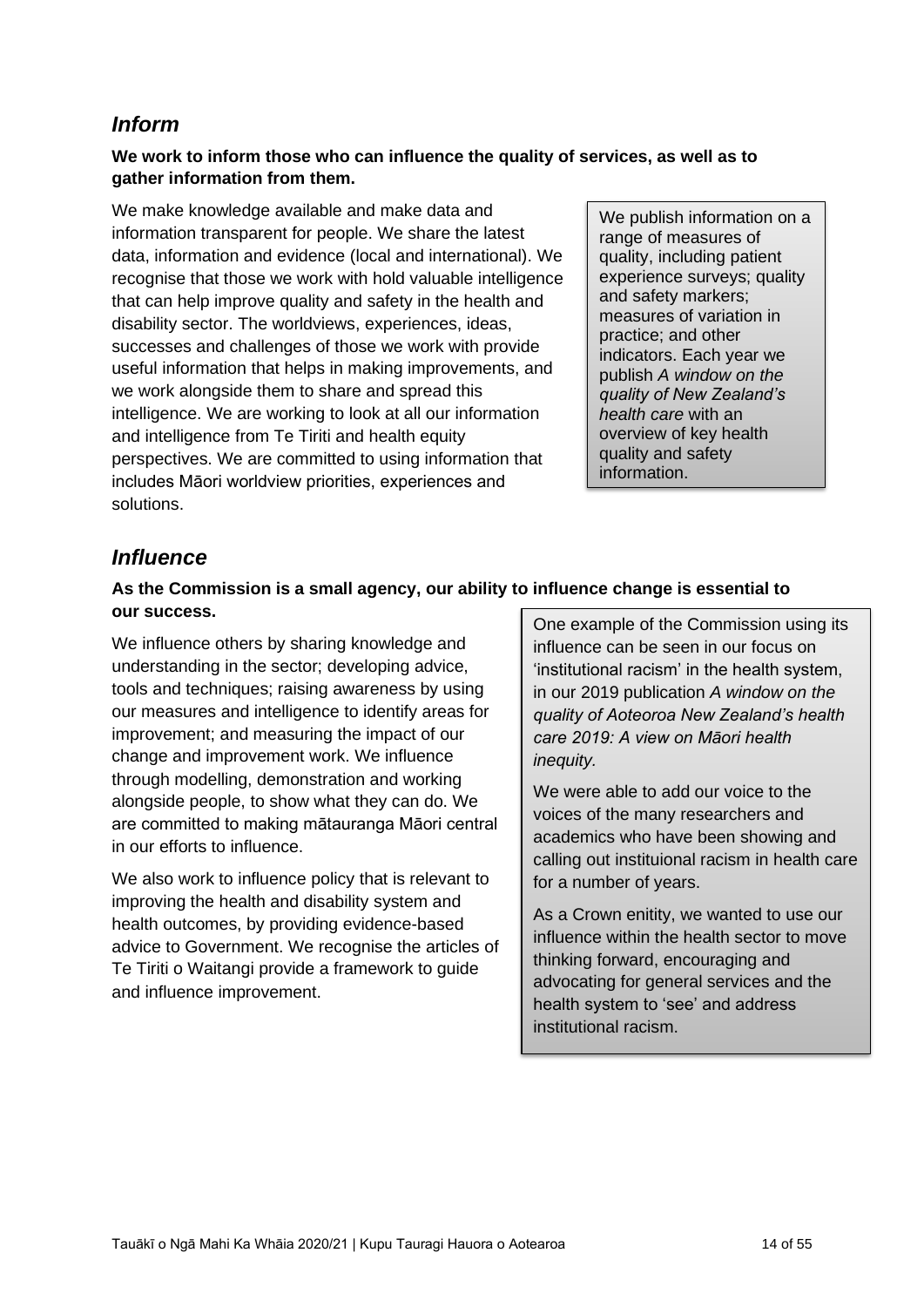## *Inform*

**We work to inform those who can influence the quality of services, as well as to gather information from them.**

We make knowledge available and make data and information transparent for people. We share the latest data, information and evidence (local and international). We recognise that those we work with hold valuable intelligence that can help improve quality and safety in the health and disability sector. The worldviews, experiences, ideas, successes and challenges of those we work with provide useful information that helps in making improvements, and we work alongside them to share and spread this intelligence. We are working to look at all our information and intelligence from Te Tiriti and health equity perspectives. We are committed to using information that includes Māori worldview priorities, experiences and solutions.

> We publish information on a range of measures of quality, including patient experience surveys; quality and safety markers; measures of variation in practice; and other indicators. Each year we publish *A window on the quality of New Zealand's health care* with an overview of key health quality and safety information.

## *Influence*

**As the Commission is a small agency, our ability to influence change is essential to our success.**

We influence others by sharing knowledge and understanding in the sector; developing advice, tools and techniques; raising awareness by using our measures and intelligence to identify areas for improvement; and measuring the impact of our change and improvement work. We influence through modelling, demonstration and working alongside people, to show what they can do. We are committed to making mātauranga Māori central in our efforts to influence.

We also work to influence policy that is relevant to improving the health and disability system and health outcomes, by providing evidence-based advice to Government. We recognise the articles of Te Tiriti o Waitangi provide a framework to guide and influence improvement.

> One example of the Commission using its influence can be seen in our focus on 'institutional racism' in the health system, in our 2019 publication *A window on the quality of Aotearoa New Zealand's health care 2019: A view on Māori health inequity.*
>
> We were able to add our voice to the voices of the many researchers and academics who have been showing and calling out instituional racism in health care for a number of years.
>
> As a Crown enitity, we wanted to use our influence within the health sector to move thinking forward, encouraging and advocating for general services and the health system to 'see' and address institutional racism.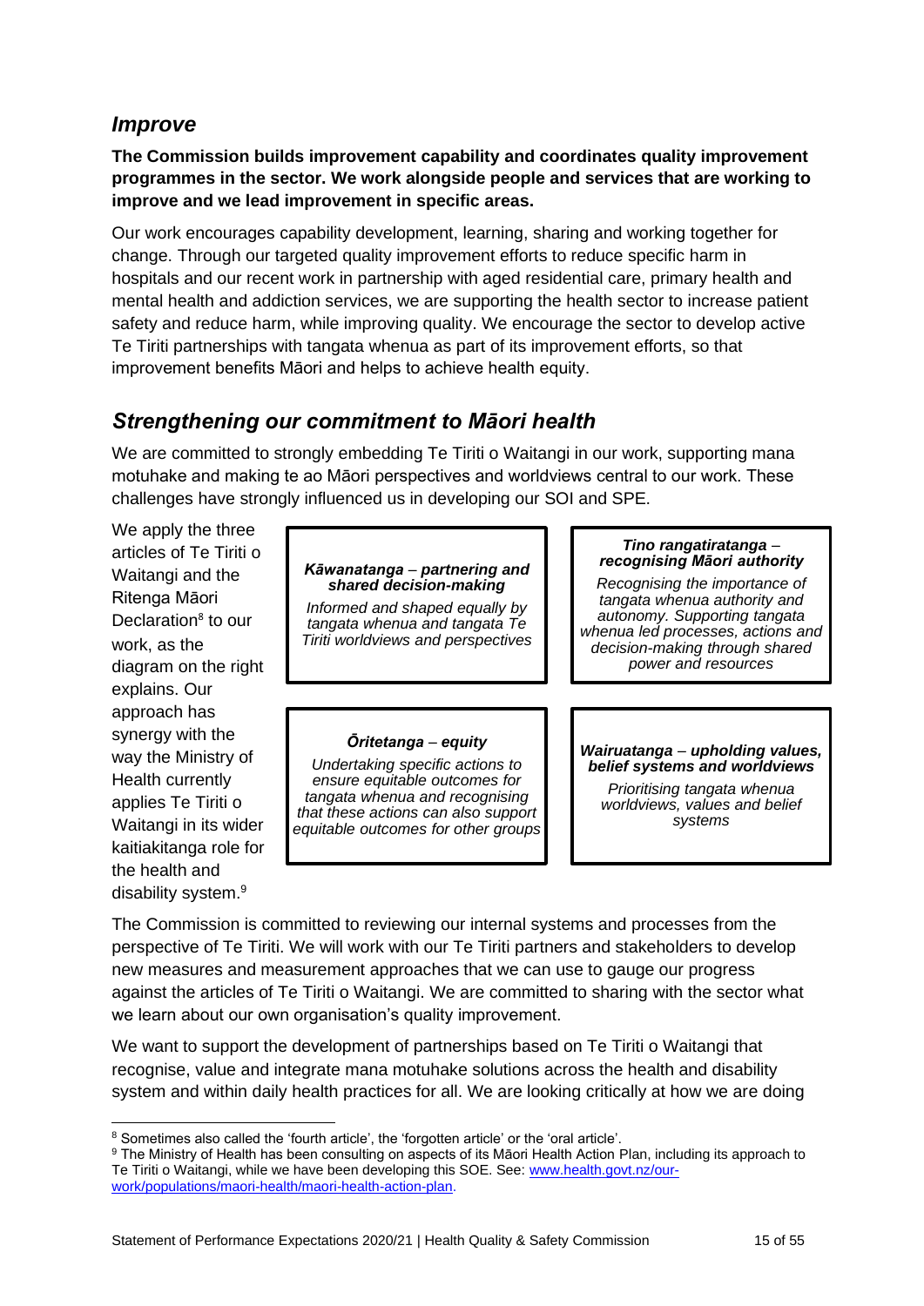## *Improve*

**The Commission builds improvement capability and coordinates quality improvement programmes in the sector. We work alongside people and services that are working to improve and we lead improvement in specific areas.**

Our work encourages capability development, learning, sharing and working together for change. Through our targeted quality improvement efforts to reduce specific harm in hospitals and our recent work in partnership with aged residential care, primary health and mental health and addiction services, we are supporting the health sector to increase patient safety and reduce harm, while improving quality. We encourage the sector to develop active Te Tiriti partnerships with tangata whenua as part of its improvement efforts, so that improvement benefits Māori and helps to achieve health equity.

## *Strengthening our commitment to Māori health*

We are committed to strongly embedding Te Tiriti o Waitangi in our work, supporting mana motuhake and making te ao Māori perspectives and worldviews central to our work. These challenges have strongly influenced us in developing our SOI and SPE.

We apply the three articles of Te Tiriti o Waitangi and the Ritenga Māori Declaration[8] to our work, as the diagram on the right explains. Our approach has synergy with the way the Ministry of Health currently applies Te Tiriti o Waitangi in its wider kaitiakitanga role for the health and disability system.[9]

| | |
|---|---|
| ***Kāwanatanga – partnering and shared decision-making***<br>*Informed and shaped equally by tangata whenua and tangata Te Tiriti worldviews and perspectives* | ***Tino rangatiratanga – recognising Māori authority***<br>*Recognising the importance of tangata whenua authority and autonomy. Supporting tangata whenua led processes, actions and decision-making through shared power and resources* |
| ***Ōritetanga – equity***<br>*Undertaking specific actions to ensure equitable outcomes for tangata whenua and recognising that these actions can also support equitable outcomes for other groups* | ***Wairuatanga – upholding values, belief systems and worldviews***<br>*Prioritising tangata whenua worldviews, values and belief systems* |

The Commission is committed to reviewing our internal systems and processes from the perspective of Te Tiriti. We will work with our Te Tiriti partners and stakeholders to develop new measures and measurement approaches that we can use to gauge our progress against the articles of Te Tiriti o Waitangi. We are committed to sharing with the sector what we learn about our own organisation's quality improvement.

We want to support the development of partnerships based on Te Tiriti o Waitangi that recognise, value and integrate mana motuhake solutions across the health and disability system and within daily health practices for all. We are looking critically at how we are doing

---

[8] Sometimes also called the 'fourth article', the 'forgotten article' or the 'oral article'.

[9] The Ministry of Health has been consulting on aspects of its Māori Health Action Plan, including its approach to Te Tiriti o Waitangi, while we have been developing this SOE. See: www.health.govt.nz/our-work/populations/maori-health/maori-health-action-plan.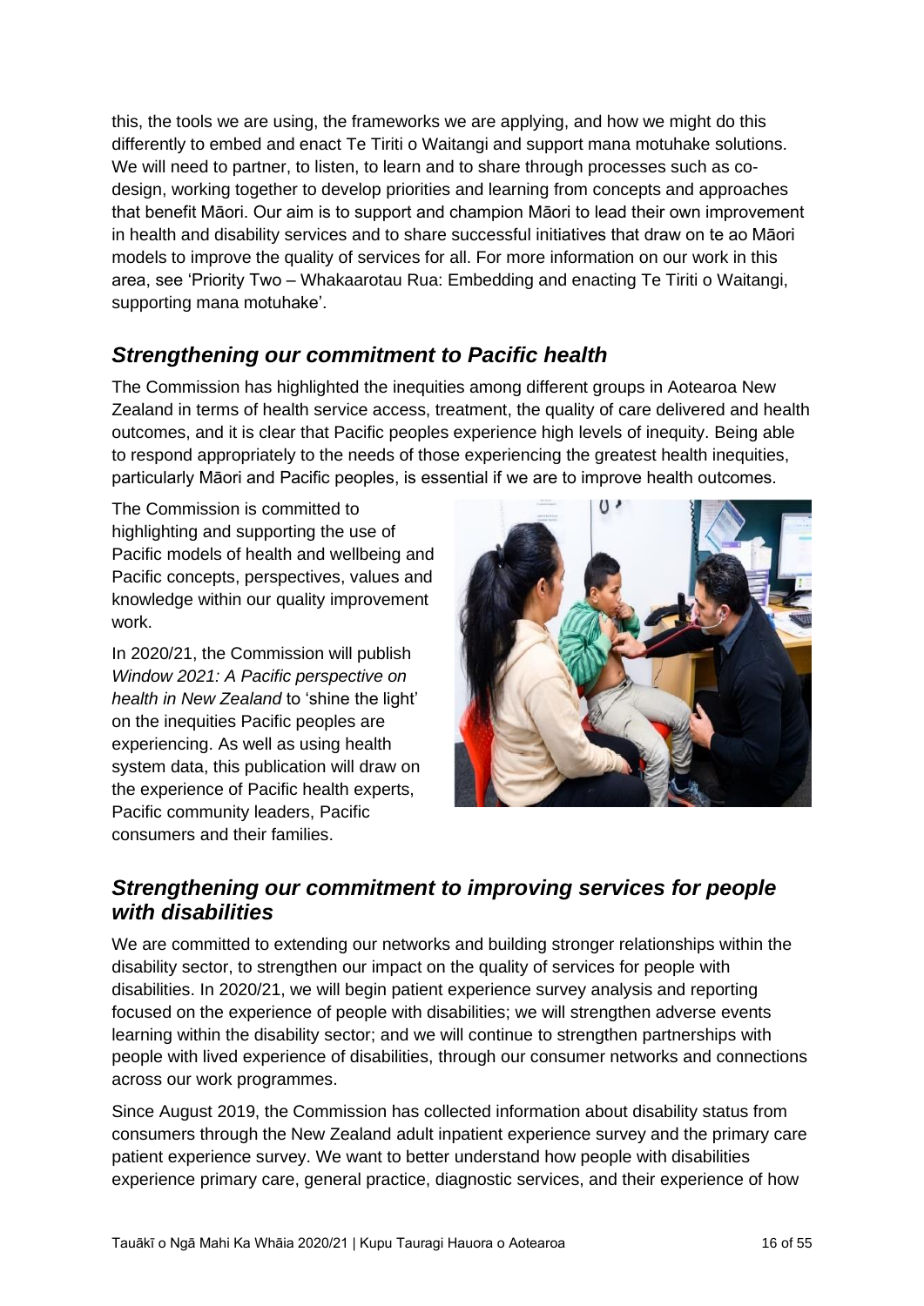this, the tools we are using, the frameworks we are applying, and how we might do this differently to embed and enact Te Tiriti o Waitangi and support mana motuhake solutions. We will need to partner, to listen, to learn and to share through processes such as co-design, working together to develop priorities and learning from concepts and approaches that benefit Māori. Our aim is to support and champion Māori to lead their own improvement in health and disability services and to share successful initiatives that draw on te ao Māori models to improve the quality of services for all. For more information on our work in this area, see 'Priority Two – Whakaarotau Rua: Embedding and enacting Te Tiriti o Waitangi, supporting mana motuhake'.

## *Strengthening our commitment to Pacific health*

The Commission has highlighted the inequities among different groups in Aotearoa New Zealand in terms of health service access, treatment, the quality of care delivered and health outcomes, and it is clear that Pacific peoples experience high levels of inequity. Being able to respond appropriately to the needs of those experiencing the greatest health inequities, particularly Māori and Pacific peoples, is essential if we are to improve health outcomes.

The Commission is committed to highlighting and supporting the use of Pacific models of health and wellbeing and Pacific concepts, perspectives, values and knowledge within our quality improvement work.

In 2020/21, the Commission will publish *Window 2021: A Pacific perspective on health in New Zealand* to 'shine the light' on the inequities Pacific peoples are experiencing. As well as using health system data, this publication will draw on the experience of Pacific health experts, Pacific community leaders, Pacific consumers and their families.

## *Strengthening our commitment to improving services for people with disabilities*

We are committed to extending our networks and building stronger relationships within the disability sector, to strengthen our impact on the quality of services for people with disabilities. In 2020/21, we will begin patient experience survey analysis and reporting focused on the experience of people with disabilities; we will strengthen adverse events learning within the disability sector; and we will continue to strengthen partnerships with people with lived experience of disabilities, through our consumer networks and connections across our work programmes.

Since August 2019, the Commission has collected information about disability status from consumers through the New Zealand adult inpatient experience survey and the primary care patient experience survey. We want to better understand how people with disabilities experience primary care, general practice, diagnostic services, and their experience of how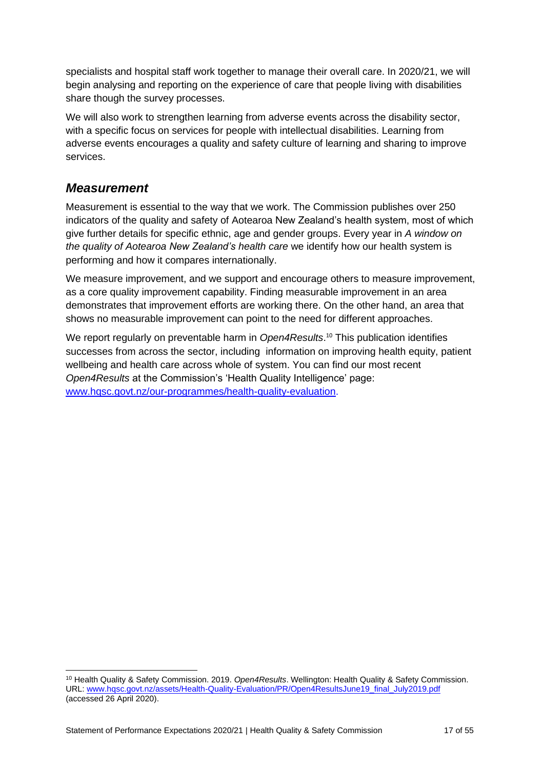specialists and hospital staff work together to manage their overall care. In 2020/21, we will begin analysing and reporting on the experience of care that people living with disabilities share though the survey processes.

We will also work to strengthen learning from adverse events across the disability sector, with a specific focus on services for people with intellectual disabilities. Learning from adverse events encourages a quality and safety culture of learning and sharing to improve services.

## *Measurement*

Measurement is essential to the way that we work. The Commission publishes over 250 indicators of the quality and safety of Aotearoa New Zealand's health system, most of which give further details for specific ethnic, age and gender groups. Every year in *A window on the quality of Aotearoa New Zealand's health care* we identify how our health system is performing and how it compares internationally.

We measure improvement, and we support and encourage others to measure improvement, as a core quality improvement capability. Finding measurable improvement in an area demonstrates that improvement efforts are working there. On the other hand, an area that shows no measurable improvement can point to the need for different approaches.

We report regularly on preventable harm in *Open4Results*.[10] This publication identifies successes from across the sector, including information on improving health equity, patient wellbeing and health care across whole of system. You can find our most recent *Open4Results* at the Commission's 'Health Quality Intelligence' page: [www.hqsc.govt.nz/our-programmes/health-quality-evaluation](www.hqsc.govt.nz/our-programmes/health-quality-evaluation).

---

[10] Health Quality & Safety Commission. 2019. *Open4Results*. Wellington: Health Quality & Safety Commission. URL: [www.hqsc.govt.nz/assets/Health-Quality-Evaluation/PR/Open4ResultsJune19_final_July2019.pdf](www.hqsc.govt.nz/assets/Health-Quality-Evaluation/PR/Open4ResultsJune19_final_July2019.pdf) (accessed 26 April 2020).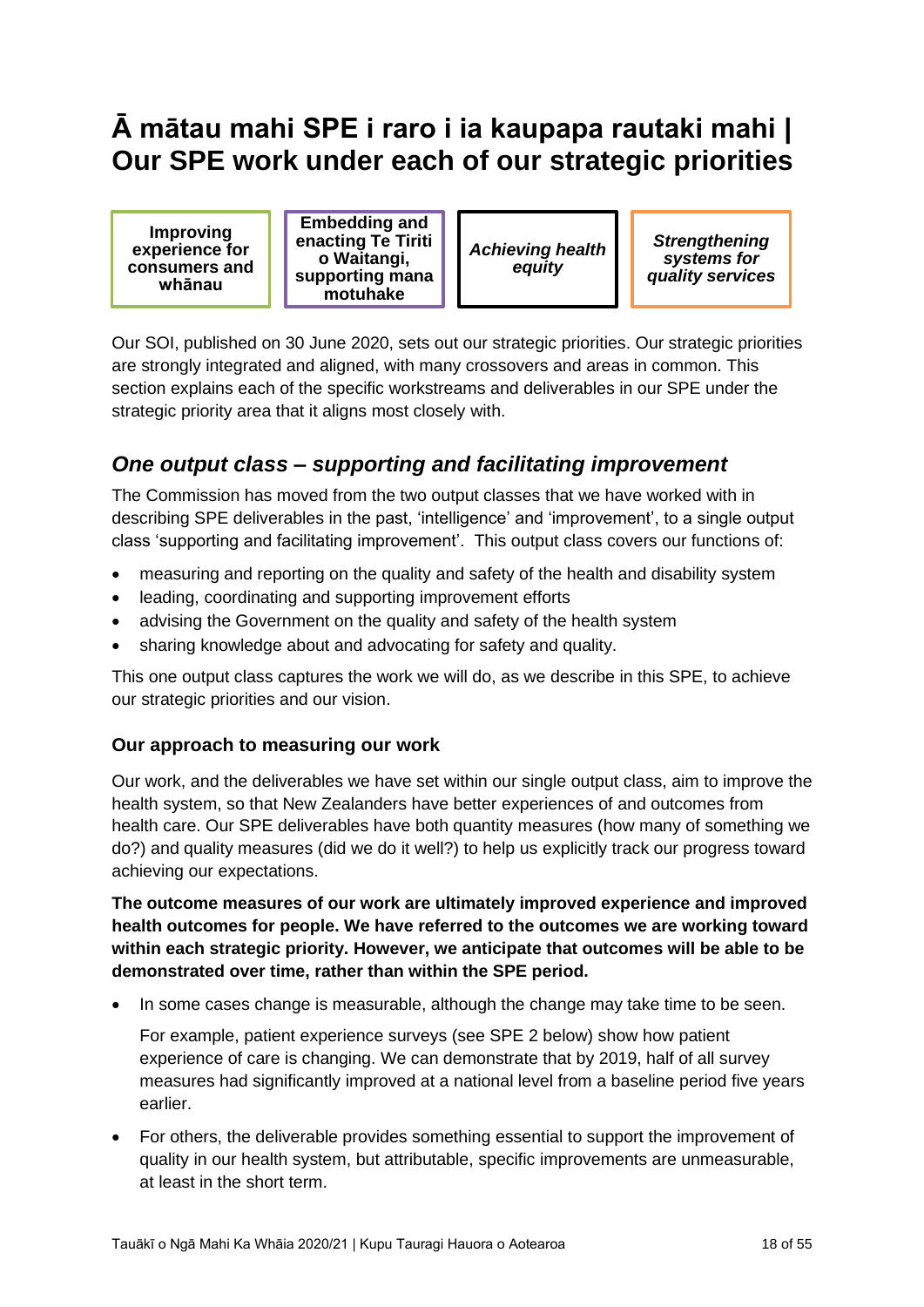# Ā mātau mahi SPE i raro i ia kaupapa rautaki mahi | Our SPE work under each of our strategic priorities

| **Improving experience for consumers and whānau** | **Embedding and enacting Te Tiriti o Waitangi, supporting mana motuhake** | ***Achieving health equity*** | ***Strengthening systems for quality services*** |
|---|---|---|---|

Our SOI, published on 30 June 2020, sets out our strategic priorities. Our strategic priorities are strongly integrated and aligned, with many crossovers and areas in common. This section explains each of the specific workstreams and deliverables in our SPE under the strategic priority area that it aligns most closely with.

## *One output class – supporting and facilitating improvement*

The Commission has moved from the two output classes that we have worked with in describing SPE deliverables in the past, 'intelligence' and 'improvement', to a single output class 'supporting and facilitating improvement'. This output class covers our functions of:

- measuring and reporting on the quality and safety of the health and disability system
- leading, coordinating and supporting improvement efforts
- advising the Government on the quality and safety of the health system
- sharing knowledge about and advocating for safety and quality.

This one output class captures the work we will do, as we describe in this SPE, to achieve our strategic priorities and our vision.

### Our approach to measuring our work

Our work, and the deliverables we have set within our single output class, aim to improve the health system, so that New Zealanders have better experiences of and outcomes from health care. Our SPE deliverables have both quantity measures (how many of something we do?) and quality measures (did we do it well?) to help us explicitly track our progress toward achieving our expectations.

**The outcome measures of our work are ultimately improved experience and improved health outcomes for people. We have referred to the outcomes we are working toward within each strategic priority. However, we anticipate that outcomes will be able to be demonstrated over time, rather than within the SPE period.**

- In some cases change is measurable, although the change may take time to be seen.

  For example, patient experience surveys (see SPE 2 below) show how patient experience of care is changing. We can demonstrate that by 2019, half of all survey measures had significantly improved at a national level from a baseline period five years earlier.

- For others, the deliverable provides something essential to support the improvement of quality in our health system, but attributable, specific improvements are unmeasurable, at least in the short term.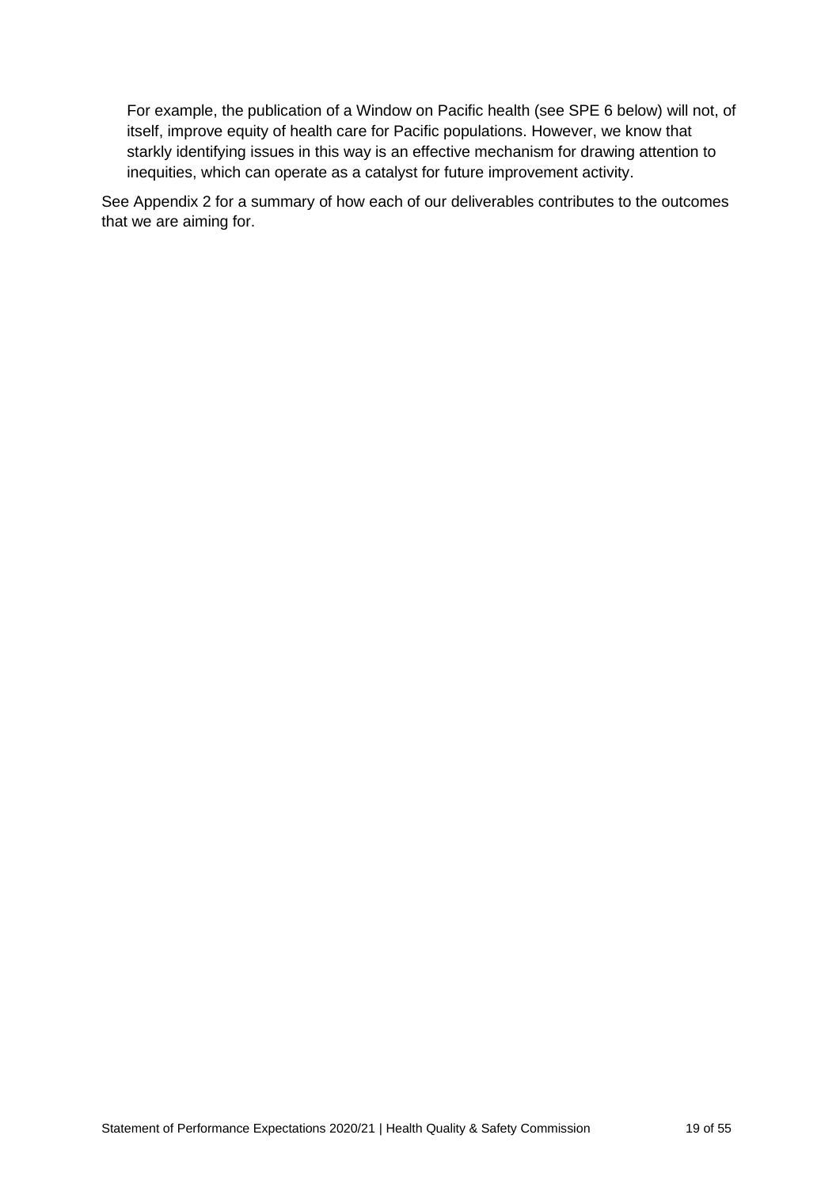For example, the publication of a Window on Pacific health (see SPE 6 below) will not, of itself, improve equity of health care for Pacific populations. However, we know that starkly identifying issues in this way is an effective mechanism for drawing attention to inequities, which can operate as a catalyst for future improvement activity.

See Appendix 2 for a summary of how each of our deliverables contributes to the outcomes that we are aiming for.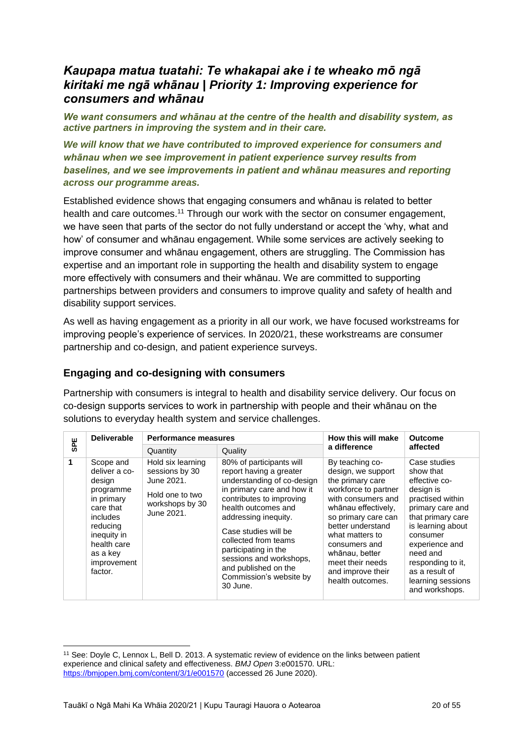## *Kaupapa matua tuatahi: Te whakapai ake i te wheako mō ngā kiritaki me ngā whānau | Priority 1: Improving experience for consumers and whānau*

***We want consumers and whānau at the centre of the health and disability system, as active partners in improving the system and in their care.***

***We will know that we have contributed to improved experience for consumers and whānau when we see improvement in patient experience survey results from baselines, and we see improvements in patient and whānau measures and reporting across our programme areas.***

Established evidence shows that engaging consumers and whānau is related to better health and care outcomes.[11] Through our work with the sector on consumer engagement, we have seen that parts of the sector do not fully understand or accept the 'why, what and how' of consumer and whānau engagement. While some services are actively seeking to improve consumer and whānau engagement, others are struggling. The Commission has expertise and an important role in supporting the health and disability system to engage more effectively with consumers and their whānau. We are committed to supporting partnerships between providers and consumers to improve quality and safety of health and disability support services.

As well as having engagement as a priority in all our work, we have focused workstreams for improving people's experience of services. In 2020/21, these workstreams are consumer partnership and co-design, and patient experience surveys.

### Engaging and co-designing with consumers

Partnership with consumers is integral to health and disability service delivery. Our focus on co-design supports services to work in partnership with people and their whānau on the solutions to everyday health system and service challenges.

| SPE | Deliverable | Performance measures | | How this will make a difference | Outcome affected |
|---|---|---|---|---|---|
| | | Quantity | Quality | | |
| **1** | Scope and deliver a co-design programme in primary care that includes reducing inequity in health care as a key improvement factor. | Hold six learning sessions by 30 June 2021.<br><br>Hold one to two workshops by 30 June 2021. | 80% of participants will report having a greater understanding of co-design in primary care and how it contributes to improving health outcomes and addressing inequity.<br><br>Case studies will be collected from teams participating in the sessions and workshops, and published on the Commission's website by 30 June. | By teaching co-design, we support the primary care workforce to partner with consumers and whānau effectively, so primary care can better understand what matters to consumers and whānau, better meet their needs and improve their health outcomes. | Case studies show that effective co-design is practised within primary care and that primary care is learning about consumer experience and need and responding to it, as a result of learning sessions and workshops. |

[11] See: Doyle C, Lennox L, Bell D. 2013. A systematic review of evidence on the links between patient experience and clinical safety and effectiveness. *BMJ Open* 3:e001570. URL: https://bmjopen.bmj.com/content/3/1/e001570 (accessed 26 June 2020).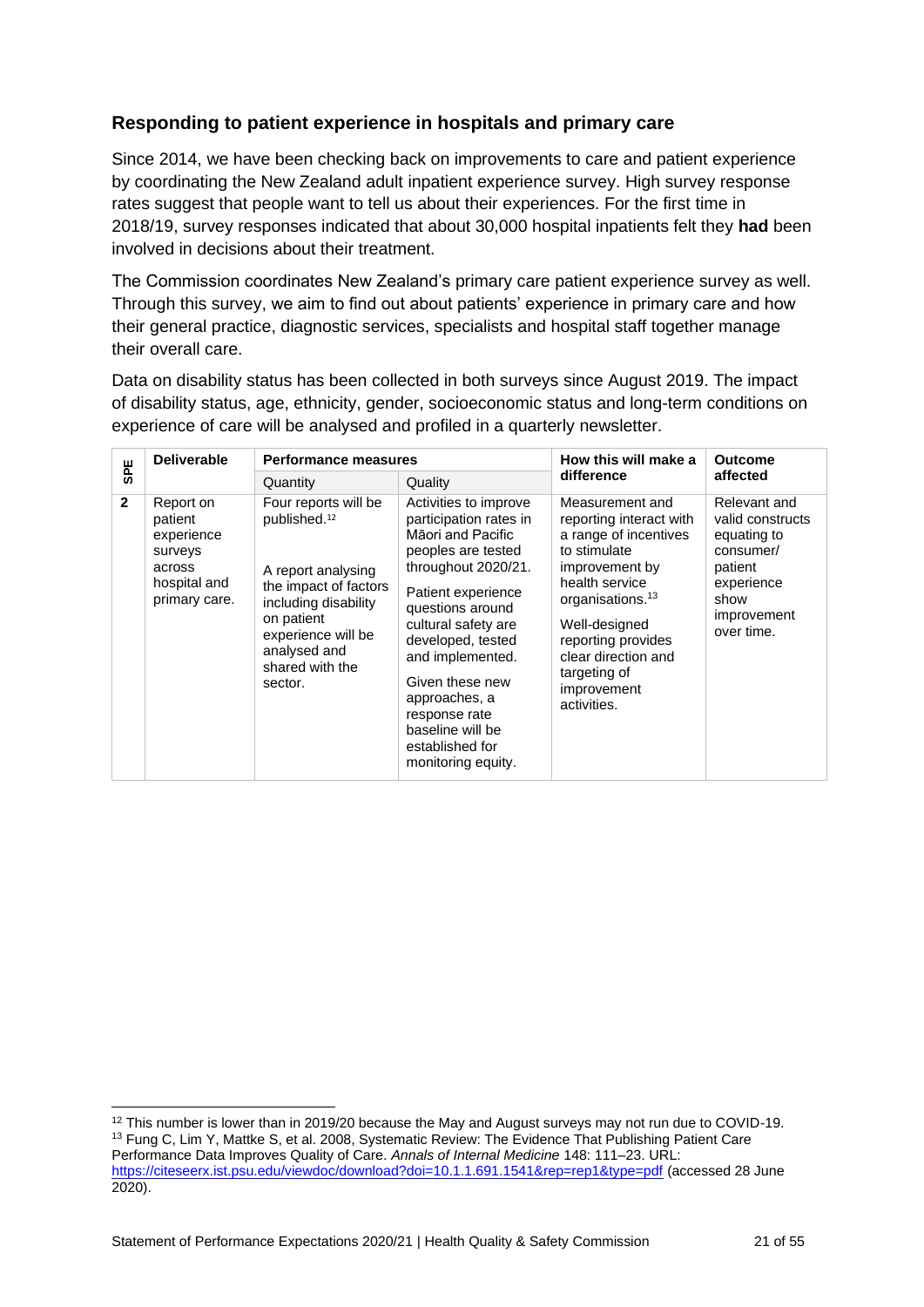## Responding to patient experience in hospitals and primary care

Since 2014, we have been checking back on improvements to care and patient experience by coordinating the New Zealand adult inpatient experience survey. High survey response rates suggest that people want to tell us about their experiences. For the first time in 2018/19, survey responses indicated that about 30,000 hospital inpatients felt they **had** been involved in decisions about their treatment.

The Commission coordinates New Zealand's primary care patient experience survey as well. Through this survey, we aim to find out about patients' experience in primary care and how their general practice, diagnostic services, specialists and hospital staff together manage their overall care.

Data on disability status has been collected in both surveys since August 2019. The impact of disability status, age, ethnicity, gender, socioeconomic status and long-term conditions on experience of care will be analysed and profiled in a quarterly newsletter.

| SPE | Deliverable | Performance measures | | How this will make a difference | Outcome affected |
|---|---|---|---|---|---|
| | | Quantity | Quality | | |
| **2** | Report on patient experience surveys across hospital and primary care. | Four reports will be published.[12]<br><br>A report analysing the impact of factors including disability on patient experience will be analysed and shared with the sector. | Activities to improve participation rates in Māori and Pacific peoples are tested throughout 2020/21.<br><br>Patient experience questions around cultural safety are developed, tested and implemented.<br><br>Given these new approaches, a response rate baseline will be established for monitoring equity. | Measurement and reporting interact with a range of incentives to stimulate improvement by health service organisations.[13]<br><br>Well-designed reporting provides clear direction and targeting of improvement activities. | Relevant and valid constructs equating to consumer/ patient experience show improvement over time. |

[12] This number is lower than in 2019/20 because the May and August surveys may not run due to COVID-19.
[13] Fung C, Lim Y, Mattke S, et al. 2008, Systematic Review: The Evidence That Publishing Patient Care Performance Data Improves Quality of Care. *Annals of Internal Medicine* 148: 111–23. URL: https://citeseerx.ist.psu.edu/viewdoc/download?doi=10.1.1.691.1541&rep=rep1&type=pdf (accessed 28 June 2020).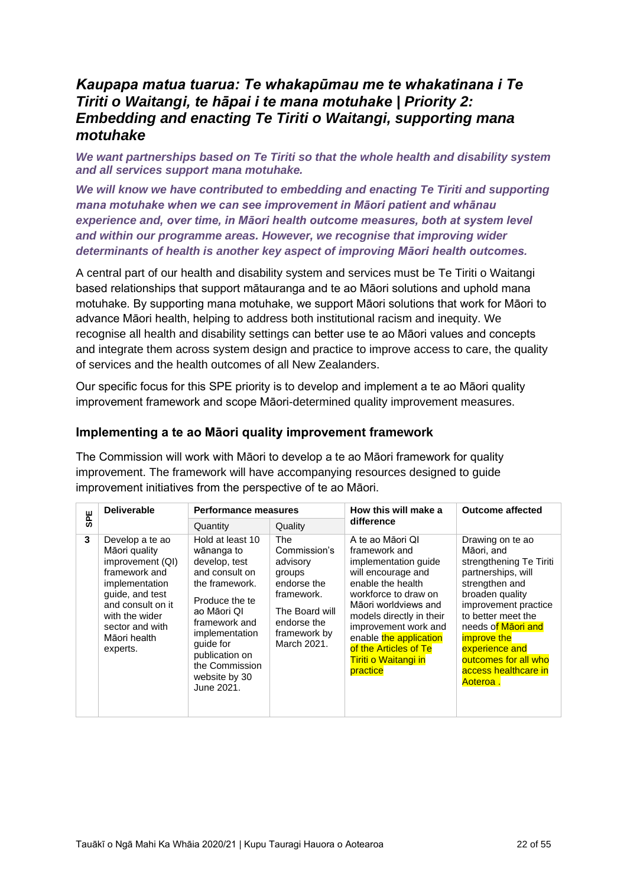## *Kaupapa matua tuarua: Te whakapūmau me te whakatinana i Te Tiriti o Waitangi, te hāpai i te mana motuhake | Priority 2: Embedding and enacting Te Tiriti o Waitangi, supporting mana motuhake*

***We want partnerships based on Te Tiriti so that the whole health and disability system and all services support mana motuhake.***

***We will know we have contributed to embedding and enacting Te Tiriti and supporting mana motuhake when we can see improvement in Māori patient and whānau experience and, over time, in Māori health outcome measures, both at system level and within our programme areas. However, we recognise that improving wider determinants of health is another key aspect of improving Māori health outcomes.***

A central part of our health and disability system and services must be Te Tiriti o Waitangi based relationships that support mātauranga and te ao Māori solutions and uphold mana motuhake. By supporting mana motuhake, we support Māori solutions that work for Māori to advance Māori health, helping to address both institutional racism and inequity. We recognise all health and disability settings can better use te ao Māori values and concepts and integrate them across system design and practice to improve access to care, the quality of services and the health outcomes of all New Zealanders.

Our specific focus for this SPE priority is to develop and implement a te ao Māori quality improvement framework and scope Māori-determined quality improvement measures.

### Implementing a te ao Māori quality improvement framework

The Commission will work with Māori to develop a te ao Māori framework for quality improvement. The framework will have accompanying resources designed to guide improvement initiatives from the perspective of te ao Māori.

| SPE | Deliverable | Performance measures | | How this will make a difference | Outcome affected |
|---|---|---|---|---|---|
| | | Quantity | Quality | | |
| 3 | Develop a te ao Māori quality improvement (QI) framework and implementation guide, and test and consult on it with the wider sector and with Māori health experts. | Hold at least 10 wānanga to develop, test and consult on the framework.<br><br>Produce the te ao Māori QI framework and implementation guide for publication on the Commission website by 30 June 2021. | The Commission's advisory groups endorse the framework.<br><br>The Board will endorse the framework by March 2021. | A te ao Māori QI framework and implementation guide will encourage and enable the health workforce to draw on Māori worldviews and models directly in their improvement work and enable the application of the Articles of Te Tiriti o Waitangi in practice | Drawing on te ao Māori, and strengthening Te Tiriti partnerships, will strengthen and broaden quality improvement practice to better meet the needs of Māori and improve the experience and outcomes for all who access healthcare in Aoteroa . |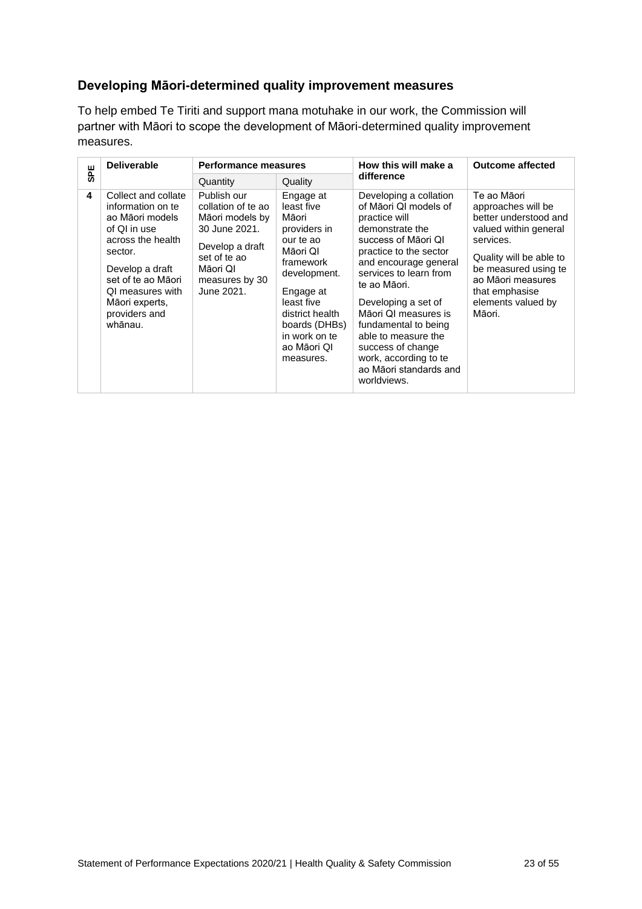## Developing Māori-determined quality improvement measures

To help embed Te Tiriti and support mana motuhake in our work, the Commission will partner with Māori to scope the development of Māori-determined quality improvement measures.

| SPE | Deliverable | Performance measures | | How this will make a difference | Outcome affected |
|---|---|---|---|---|---|
| | | Quantity | Quality | | |
| 4 | Collect and collate information on te ao Māori models of QI in use across the health sector.<br><br>Develop a draft set of te ao Māori QI measures with Māori experts, providers and whānau. | Publish our collation of te ao Māori models by 30 June 2021.<br><br>Develop a draft set of te ao Māori QI measures by 30 June 2021. | Engage at least five Māori providers in our te ao Māori QI framework development.<br><br>Engage at least five district health boards (DHBs) in work on te ao Māori QI measures. | Developing a collation of Māori QI models of practice will demonstrate the success of Māori QI practice to the sector and encourage general services to learn from te ao Māori.<br><br>Developing a set of Māori QI measures is fundamental to being able to measure the success of change work, according to te ao Māori standards and worldviews. | Te ao Māori approaches will be better understood and valued within general services.<br><br>Quality will be able to be measured using te ao Māori measures that emphasise elements valued by Māori. |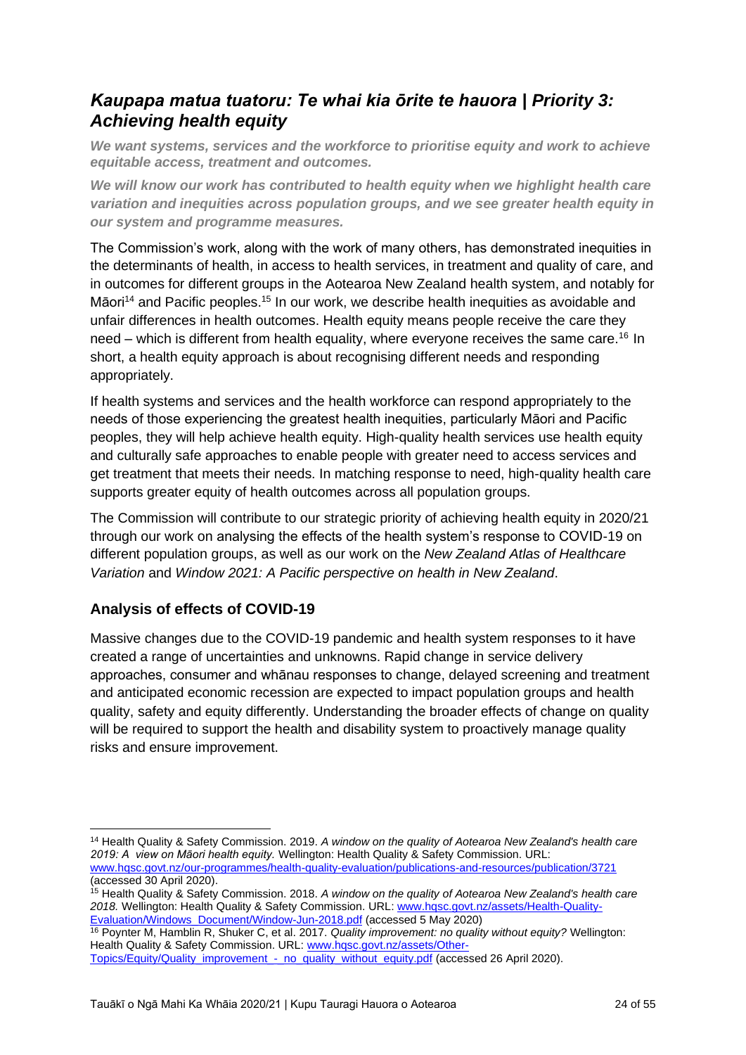## *Kaupapa matua tuatoru: Te whai kia ōrite te hauora | Priority 3: Achieving health equity*

***We want systems, services and the workforce to prioritise equity and work to achieve equitable access, treatment and outcomes.***

***We will know our work has contributed to health equity when we highlight health care variation and inequities across population groups, and we see greater health equity in our system and programme measures.***

The Commission's work, along with the work of many others, has demonstrated inequities in the determinants of health, in access to health services, in treatment and quality of care, and in outcomes for different groups in the Aotearoa New Zealand health system, and notably for Māori[14] and Pacific peoples.[15] In our work, we describe health inequities as avoidable and unfair differences in health outcomes. Health equity means people receive the care they need – which is different from health equality, where everyone receives the same care.[16] In short, a health equity approach is about recognising different needs and responding appropriately.

If health systems and services and the health workforce can respond appropriately to the needs of those experiencing the greatest health inequities, particularly Māori and Pacific peoples, they will help achieve health equity. High-quality health services use health equity and culturally safe approaches to enable people with greater need to access services and get treatment that meets their needs. In matching response to need, high-quality health care supports greater equity of health outcomes across all population groups.

The Commission will contribute to our strategic priority of achieving health equity in 2020/21 through our work on analysing the effects of the health system's response to COVID-19 on different population groups, as well as our work on the *New Zealand Atlas of Healthcare Variation* and *Window 2021: A Pacific perspective on health in New Zealand*.

### Analysis of effects of COVID-19

Massive changes due to the COVID-19 pandemic and health system responses to it have created a range of uncertainties and unknowns. Rapid change in service delivery approaches, consumer and whānau responses to change, delayed screening and treatment and anticipated economic recession are expected to impact population groups and health quality, safety and equity differently. Understanding the broader effects of change on quality will be required to support the health and disability system to proactively manage quality risks and ensure improvement.

---

[14] Health Quality & Safety Commission. 2019. *A window on the quality of Aotearoa New Zealand's health care 2019: A view on Māori health equity.* Wellington: Health Quality & Safety Commission. URL: www.hqsc.govt.nz/our-programmes/health-quality-evaluation/publications-and-resources/publication/3721 (accessed 30 April 2020).

[15] Health Quality & Safety Commission. 2018. *A window on the quality of Aotearoa New Zealand's health care 2018.* Wellington: Health Quality & Safety Commission. URL: www.hqsc.govt.nz/assets/Health-Quality-Evaluation/Windows_Document/Window-Jun-2018.pdf (accessed 5 May 2020)

[16] Poynter M, Hamblin R, Shuker C, et al. 2017. *Quality improvement: no quality without equity?* Wellington: Health Quality & Safety Commission. URL: www.hqsc.govt.nz/assets/Other-Topics/Equity/Quality_improvement_-_no_quality_without_equity.pdf (accessed 26 April 2020).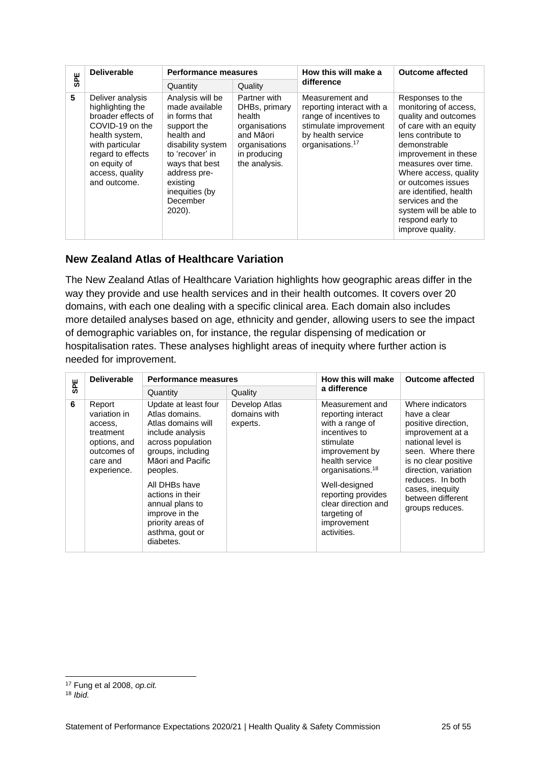| SPE | Deliverable | Performance measures | | How this will make a difference | Outcome affected |
|---|---|---|---|---|---|
| | | Quantity | Quality | | |
| 5 | Deliver analysis highlighting the broader effects of COVID-19 on the health system, with particular regard to effects on equity of access, quality and outcome. | Analysis will be made available in forms that support the health and disability system to 'recover' in ways that best address pre-existing inequities (by December 2020). | Partner with DHBs, primary health organisations and Māori organisations in producing the analysis. | Measurement and reporting interact with a range of incentives to stimulate improvement by health service organisations.[17] | Responses to the monitoring of access, quality and outcomes of care with an equity lens contribute to demonstrable improvement in these measures over time. Where access, quality or outcomes issues are identified, health services and the system will be able to respond early to improve quality. |

## New Zealand Atlas of Healthcare Variation

The New Zealand Atlas of Healthcare Variation highlights how geographic areas differ in the way they provide and use health services and in their health outcomes. It covers over 20 domains, with each one dealing with a specific clinical area. Each domain also includes more detailed analyses based on age, ethnicity and gender, allowing users to see the impact of demographic variables on, for instance, the regular dispensing of medication or hospitalisation rates. These analyses highlight areas of inequity where further action is needed for improvement.

| SPE | Deliverable | Performance measures | | How this will make a difference | Outcome affected |
|---|---|---|---|---|---|
| | | Quantity | Quality | | |
| 6 | Report variation in access, treatment options, and outcomes of care and experience. | Update at least four Atlas domains. Atlas domains will include analysis across population groups, including Māori and Pacific peoples.<br><br>All DHBs have actions in their annual plans to improve in the priority areas of asthma, gout or diabetes. | Develop Atlas domains with experts. | Measurement and reporting interact with a range of incentives to stimulate improvement by health service organisations.[18]<br><br>Well-designed reporting provides clear direction and targeting of improvement activities. | Where indicators have a clear positive direction, improvement at a national level is seen. Where there is no clear positive direction, variation reduces. In both cases, inequity between different groups reduces. |

[17] Fung et al 2008, *op.cit.*

[18] *Ibid.*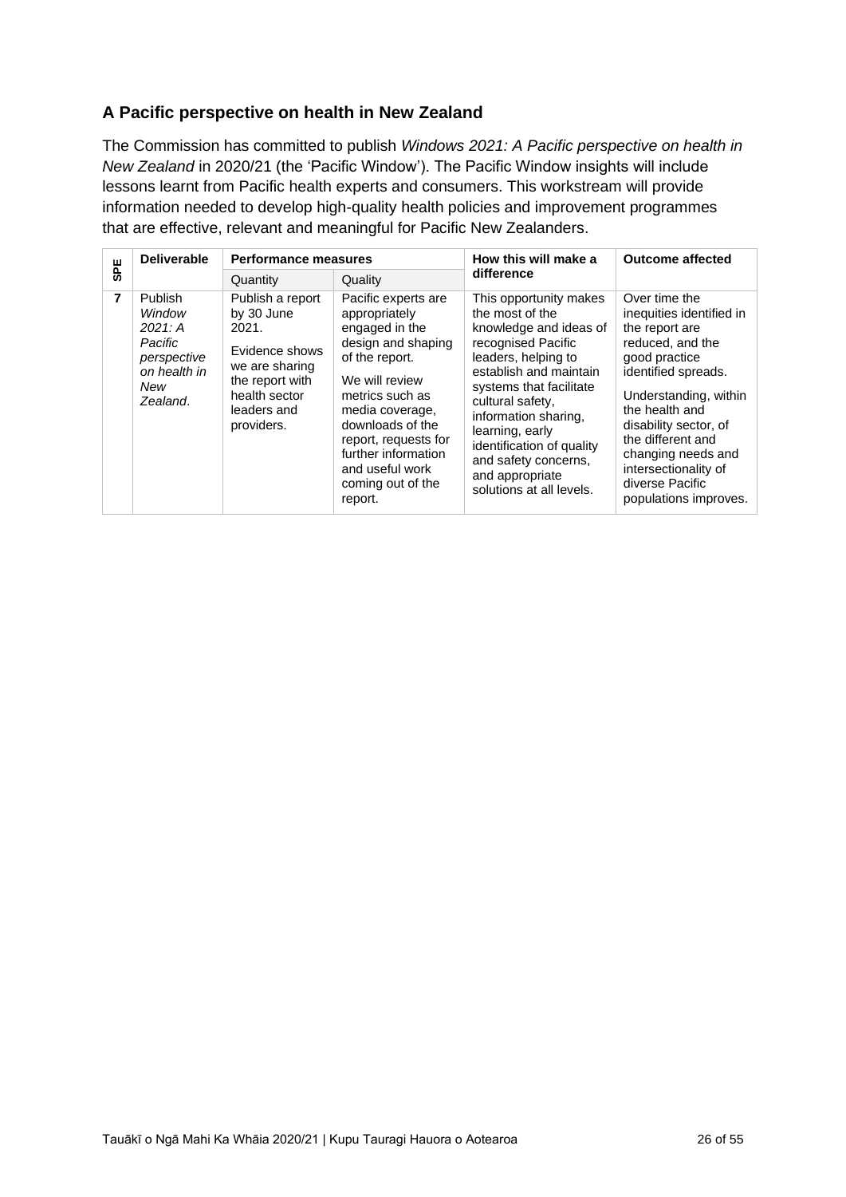## A Pacific perspective on health in New Zealand

The Commission has committed to publish *Windows 2021: A Pacific perspective on health in New Zealand* in 2020/21 (the 'Pacific Window'). The Pacific Window insights will include lessons learnt from Pacific health experts and consumers. This workstream will provide information needed to develop high-quality health policies and improvement programmes that are effective, relevant and meaningful for Pacific New Zealanders.

| SPE | Deliverable | Performance measures | | How this will make a difference | Outcome affected |
|---|---|---|---|---|---|
| | | Quantity | Quality | | |
| 7 | Publish *Window 2021: A Pacific perspective on health in New Zealand*. | Publish a report by 30 June 2021.<br><br>Evidence shows we are sharing the report with health sector leaders and providers. | Pacific experts are appropriately engaged in the design and shaping of the report.<br><br>We will review metrics such as media coverage, downloads of the report, requests for further information and useful work coming out of the report. | This opportunity makes the most of the knowledge and ideas of recognised Pacific leaders, helping to establish and maintain systems that facilitate cultural safety, information sharing, learning, early identification of quality and safety concerns, and appropriate solutions at all levels. | Over time the inequities identified in the report are reduced, and the good practice identified spreads.<br><br>Understanding, within the health and disability sector, of the different and changing needs and intersectionality of diverse Pacific populations improves. |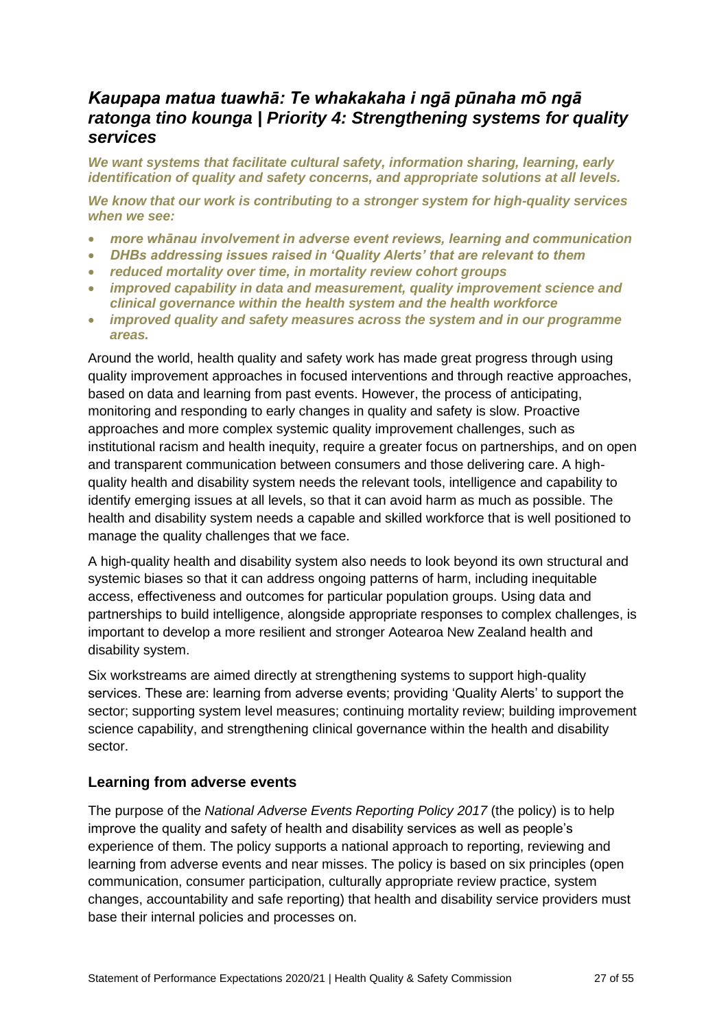## *Kaupapa matua tuawhā: Te whakakaha i ngā pūnaha mō ngā ratonga tino kounga | Priority 4: Strengthening systems for quality services*

***We want systems that facilitate cultural safety, information sharing, learning, early identification of quality and safety concerns, and appropriate solutions at all levels.***

***We know that our work is contributing to a stronger system for high-quality services when we see:***

- ***more whānau involvement in adverse event reviews, learning and communication***
- ***DHBs addressing issues raised in 'Quality Alerts' that are relevant to them***
- ***reduced mortality over time, in mortality review cohort groups***
- ***improved capability in data and measurement, quality improvement science and clinical governance within the health system and the health workforce***
- ***improved quality and safety measures across the system and in our programme areas.***

Around the world, health quality and safety work has made great progress through using quality improvement approaches in focused interventions and through reactive approaches, based on data and learning from past events. However, the process of anticipating, monitoring and responding to early changes in quality and safety is slow. Proactive approaches and more complex systemic quality improvement challenges, such as institutional racism and health inequity, require a greater focus on partnerships, and on open and transparent communication between consumers and those delivering care. A high-quality health and disability system needs the relevant tools, intelligence and capability to identify emerging issues at all levels, so that it can avoid harm as much as possible. The health and disability system needs a capable and skilled workforce that is well positioned to manage the quality challenges that we face.

A high-quality health and disability system also needs to look beyond its own structural and systemic biases so that it can address ongoing patterns of harm, including inequitable access, effectiveness and outcomes for particular population groups. Using data and partnerships to build intelligence, alongside appropriate responses to complex challenges, is important to develop a more resilient and stronger Aotearoa New Zealand health and disability system.

Six workstreams are aimed directly at strengthening systems to support high-quality services. These are: learning from adverse events; providing 'Quality Alerts' to support the sector; supporting system level measures; continuing mortality review; building improvement science capability, and strengthening clinical governance within the health and disability sector.

### Learning from adverse events

The purpose of the *National Adverse Events Reporting Policy 2017* (the policy) is to help improve the quality and safety of health and disability services as well as people's experience of them. The policy supports a national approach to reporting, reviewing and learning from adverse events and near misses. The policy is based on six principles (open communication, consumer participation, culturally appropriate review practice, system changes, accountability and safe reporting) that health and disability service providers must base their internal policies and processes on.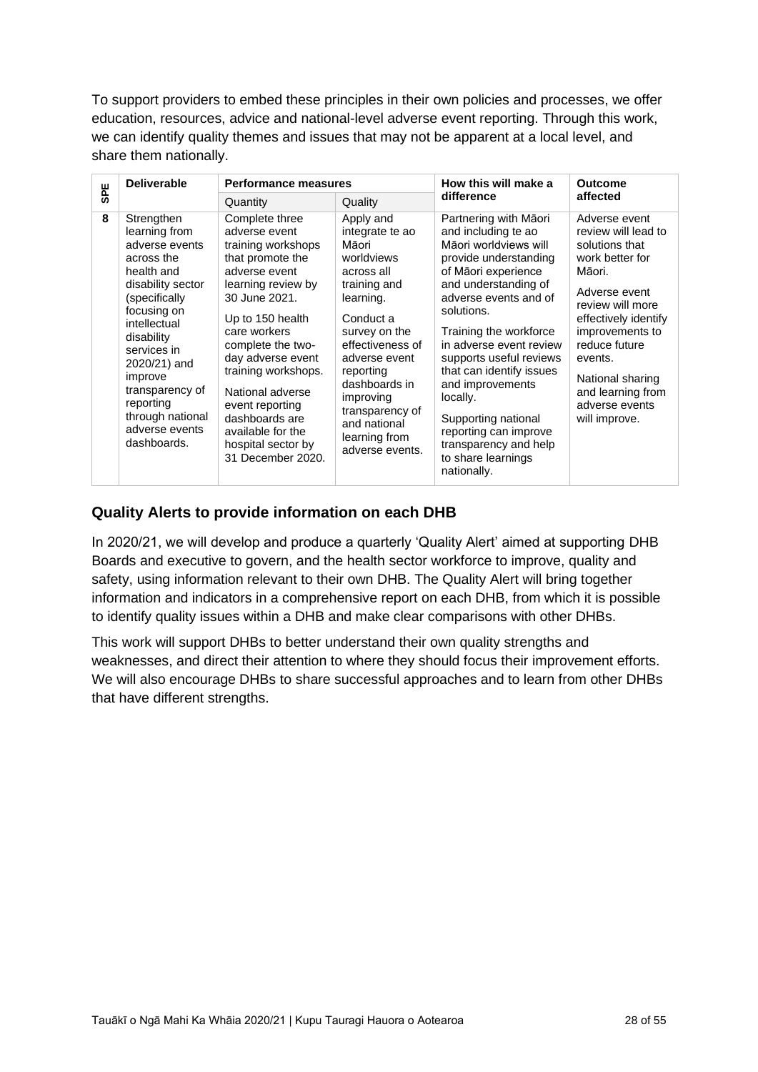To support providers to embed these principles in their own policies and processes, we offer education, resources, advice and national-level adverse event reporting. Through this work, we can identify quality themes and issues that may not be apparent at a local level, and share them nationally.

| SPE | Deliverable | Performance measures | | How this will make a difference | Outcome affected |
|---|---|---|---|---|---|
| | | Quantity | Quality | | |
| 8 | Strengthen learning from adverse events across the health and disability sector (specifically focusing on intellectual disability services in 2020/21) and improve transparency of reporting through national adverse events dashboards. | Complete three adverse event training workshops that promote the adverse event learning review by 30 June 2021.<br><br>Up to 150 health care workers complete the two-day adverse event training workshops.<br><br>National adverse event reporting dashboards are available for the hospital sector by 31 December 2020. | Apply and integrate te ao Māori worldviews across all training and learning.<br><br>Conduct a survey on the effectiveness of adverse event reporting dashboards in improving transparency of and national learning from adverse events. | Partnering with Māori and including te ao Māori worldviews will provide understanding of Māori experience and understanding of adverse events and of solutions.<br><br>Training the workforce in adverse event review supports useful reviews that can identify issues and improvements locally.<br><br>Supporting national reporting can improve transparency and help to share learnings nationally. | Adverse event review will lead to solutions that work better for Māori.<br><br>Adverse event review will more effectively identify improvements to reduce future events.<br><br>National sharing and learning from adverse events will improve. |

## Quality Alerts to provide information on each DHB

In 2020/21, we will develop and produce a quarterly 'Quality Alert' aimed at supporting DHB Boards and executive to govern, and the health sector workforce to improve, quality and safety, using information relevant to their own DHB. The Quality Alert will bring together information and indicators in a comprehensive report on each DHB, from which it is possible to identify quality issues within a DHB and make clear comparisons with other DHBs.

This work will support DHBs to better understand their own quality strengths and weaknesses, and direct their attention to where they should focus their improvement efforts. We will also encourage DHBs to share successful approaches and to learn from other DHBs that have different strengths.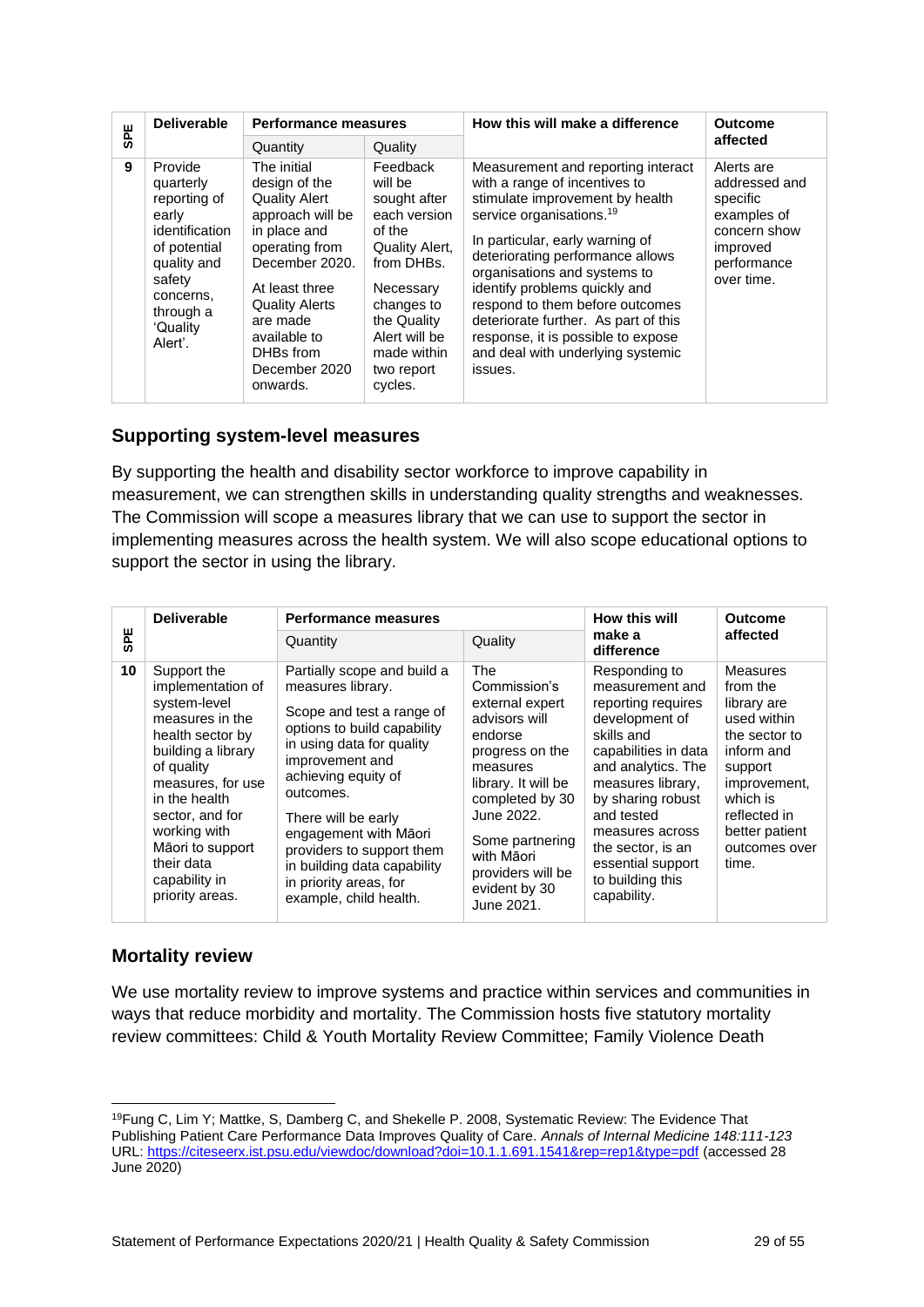| SPE | Deliverable | Performance measures | | How this will make a difference | Outcome affected |
|---|---|---|---|---|---|
| | | Quantity | Quality | | |
| 9 | Provide quarterly reporting of early identification of potential quality and safety concerns, through a 'Quality Alert'. | The initial design of the Quality Alert approach will be in place and operating from December 2020.<br><br>At least three Quality Alerts are made available to DHBs from December 2020 onwards. | Feedback will be sought after each version of the Quality Alert, from DHBs.<br><br>Necessary changes to the Quality Alert will be made within two report cycles. | Measurement and reporting interact with a range of incentives to stimulate improvement by health service organisations.[19]<br><br>In particular, early warning of deteriorating performance allows organisations and systems to identify problems quickly and respond to them before outcomes deteriorate further. As part of this response, it is possible to expose and deal with underlying systemic issues. | Alerts are addressed and specific examples of concern show improved performance over time. |

## Supporting system-level measures

By supporting the health and disability sector workforce to improve capability in measurement, we can strengthen skills in understanding quality strengths and weaknesses. The Commission will scope a measures library that we can use to support the sector in implementing measures across the health system. We will also scope educational options to support the sector in using the library.

| SPE | Deliverable | Performance measures | | How this will make a difference | Outcome affected |
|---|---|---|---|---|---|
| | | Quantity | Quality | | |
| 10 | Support the implementation of system-level measures in the health sector by building a library of quality measures, for use in the health sector, and for working with Māori to support their data capability in priority areas. | Partially scope and build a measures library.<br><br>Scope and test a range of options to build capability in using data for quality improvement and achieving equity of outcomes.<br><br>There will be early engagement with Māori providers to support them in building data capability in priority areas, for example, child health. | The Commission's external expert advisors will endorse progress on the measures library. It will be completed by 30 June 2022.<br><br>Some partnering with Māori providers will be evident by 30 June 2021. | Responding to measurement and reporting requires development of skills and capabilities in data and analytics. The measures library, by sharing robust and tested measures across the sector, is an essential support to building this capability. | Measures from the library are used within the sector to inform and support improvement, which is reflected in better patient outcomes over time. |

## Mortality review

We use mortality review to improve systems and practice within services and communities in ways that reduce morbidity and mortality. The Commission hosts five statutory mortality review committees: Child & Youth Mortality Review Committee; Family Violence Death

[19]Fung C, Lim Y; Mattke, S, Damberg C, and Shekelle P. 2008, Systematic Review: The Evidence That Publishing Patient Care Performance Data Improves Quality of Care. *Annals of Internal Medicine 148:111-123* URL: https://citeseerx.ist.psu.edu/viewdoc/download?doi=10.1.1.691.1541&rep=rep1&type=pdf (accessed 28 June 2020)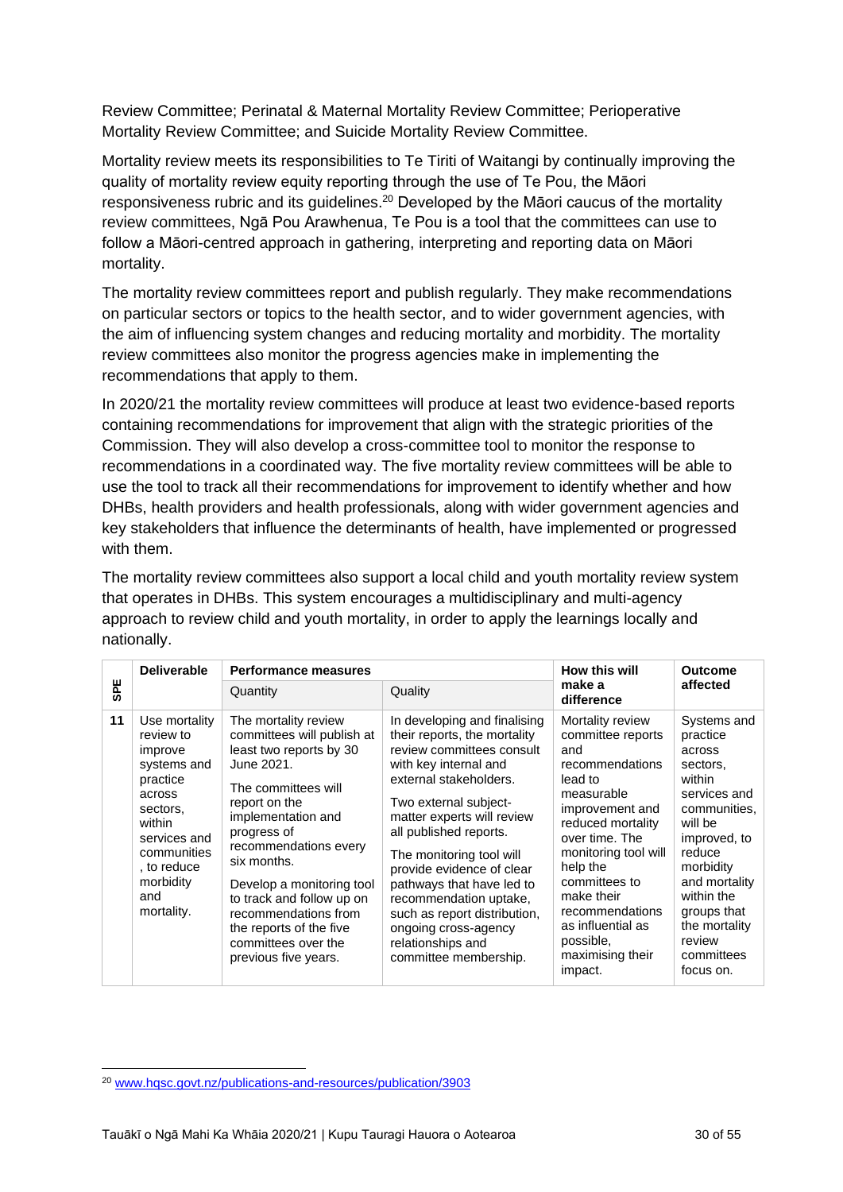Review Committee; Perinatal & Maternal Mortality Review Committee; Perioperative Mortality Review Committee; and Suicide Mortality Review Committee.

Mortality review meets its responsibilities to Te Tiriti of Waitangi by continually improving the quality of mortality review equity reporting through the use of Te Pou, the Māori responsiveness rubric and its guidelines.[20] Developed by the Māori caucus of the mortality review committees, Ngā Pou Arawhenua, Te Pou is a tool that the committees can use to follow a Māori-centred approach in gathering, interpreting and reporting data on Māori mortality.

The mortality review committees report and publish regularly. They make recommendations on particular sectors or topics to the health sector, and to wider government agencies, with the aim of influencing system changes and reducing mortality and morbidity. The mortality review committees also monitor the progress agencies make in implementing the recommendations that apply to them.

In 2020/21 the mortality review committees will produce at least two evidence-based reports containing recommendations for improvement that align with the strategic priorities of the Commission. They will also develop a cross-committee tool to monitor the response to recommendations in a coordinated way. The five mortality review committees will be able to use the tool to track all their recommendations for improvement to identify whether and how DHBs, health providers and health professionals, along with wider government agencies and key stakeholders that influence the determinants of health, have implemented or progressed with them.

The mortality review committees also support a local child and youth mortality review system that operates in DHBs. This system encourages a multidisciplinary and multi-agency approach to review child and youth mortality, in order to apply the learnings locally and nationally.

| SPE | Deliverable | Performance measures | | How this will make a difference | Outcome affected |
|---|---|---|---|---|---|
| | | Quantity | Quality | | |
| 11 | Use mortality review to improve systems and practice across sectors, within services and communities, to reduce morbidity and mortality. | The mortality review committees will publish at least two reports by 30 June 2021.<br><br>The committees will report on the implementation and progress of recommendations every six months.<br><br>Develop a monitoring tool to track and follow up on recommendations from the reports of the five committees over the previous five years. | In developing and finalising their reports, the mortality review committees consult with key internal and external stakeholders.<br><br>Two external subject-matter experts will review all published reports.<br><br>The monitoring tool will provide evidence of clear pathways that have led to recommendation uptake, such as report distribution, ongoing cross-agency relationships and committee membership. | Mortality review committee reports and recommendations lead to measurable improvement and reduced mortality over time. The monitoring tool will help the committees to make their recommendations as influential as possible, maximising their impact. | Systems and practice across sectors, within services and communities, will be improved, to reduce morbidity and mortality within the groups that the mortality review committees focus on. |

[20] www.hqsc.govt.nz/publications-and-resources/publication/3903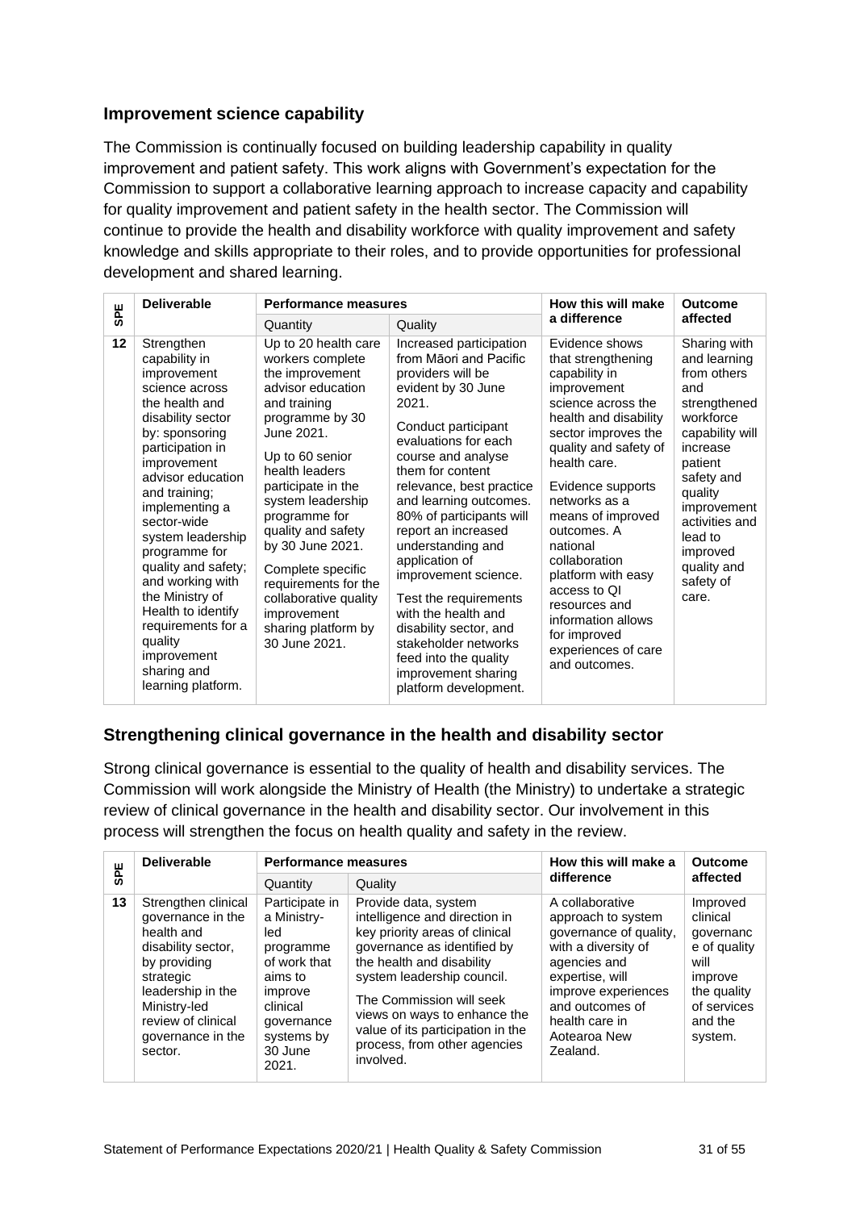## Improvement science capability

The Commission is continually focused on building leadership capability in quality improvement and patient safety. This work aligns with Government's expectation for the Commission to support a collaborative learning approach to increase capacity and capability for quality improvement and patient safety in the health sector. The Commission will continue to provide the health and disability workforce with quality improvement and safety knowledge and skills appropriate to their roles, and to provide opportunities for professional development and shared learning.

| SPE | Deliverable | Performance measures | | How this will make a difference | Outcome affected |
|---|---|---|---|---|---|
| | | Quantity | Quality | | |
| 12 | Strengthen capability in improvement science across the health and disability sector by: sponsoring participation in improvement advisor education and training; implementing a sector-wide system leadership programme for quality and safety; and working with the Ministry of Health to identify requirements for a quality improvement sharing and learning platform. | Up to 20 health care workers complete the improvement advisor education and training programme by 30 June 2021.<br><br>Up to 60 senior health leaders participate in the system leadership programme for quality and safety by 30 June 2021.<br><br>Complete specific requirements for the collaborative quality improvement sharing platform by 30 June 2021. | Increased participation from Māori and Pacific providers will be evident by 30 June 2021.<br><br>Conduct participant evaluations for each course and analyse them for content relevance, best practice and learning outcomes. 80% of participants will report an increased understanding and application of improvement science.<br><br>Test the requirements with the health and disability sector, and stakeholder networks feed into the quality improvement sharing platform development. | Evidence shows that strengthening capability in improvement science across the health and disability sector improves the quality and safety of health care.<br><br>Evidence supports networks as a means of improved outcomes. A national collaboration platform with easy access to QI resources and information allows for improved experiences of care and outcomes. | Sharing with and learning from others and strengthened workforce capability will increase patient safety and quality improvement activities and lead to improved quality and safety of care. |

## Strengthening clinical governance in the health and disability sector

Strong clinical governance is essential to the quality of health and disability services. The Commission will work alongside the Ministry of Health (the Ministry) to undertake a strategic review of clinical governance in the health and disability sector. Our involvement in this process will strengthen the focus on health quality and safety in the review.

| SPE | Deliverable | Performance measures | | How this will make a difference | Outcome affected |
|---|---|---|---|---|---|
| | | Quantity | Quality | | |
| 13 | Strengthen clinical governance in the health and disability sector, by providing strategic leadership in the Ministry-led review of clinical governance in the sector. | Participate in a Ministry-led programme of work that aims to improve clinical governance systems by 30 June 2021. | Provide data, system intelligence and direction in key priority areas of clinical governance as identified by the health and disability system leadership council.<br><br>The Commission will seek views on ways to enhance the value of its participation in the process, from other agencies involved. | A collaborative approach to system governance of quality, with a diversity of agencies and expertise, will improve experiences and outcomes of health care in Aotearoa New Zealand. | Improved clinical governance of quality will improve the quality of services and the system. |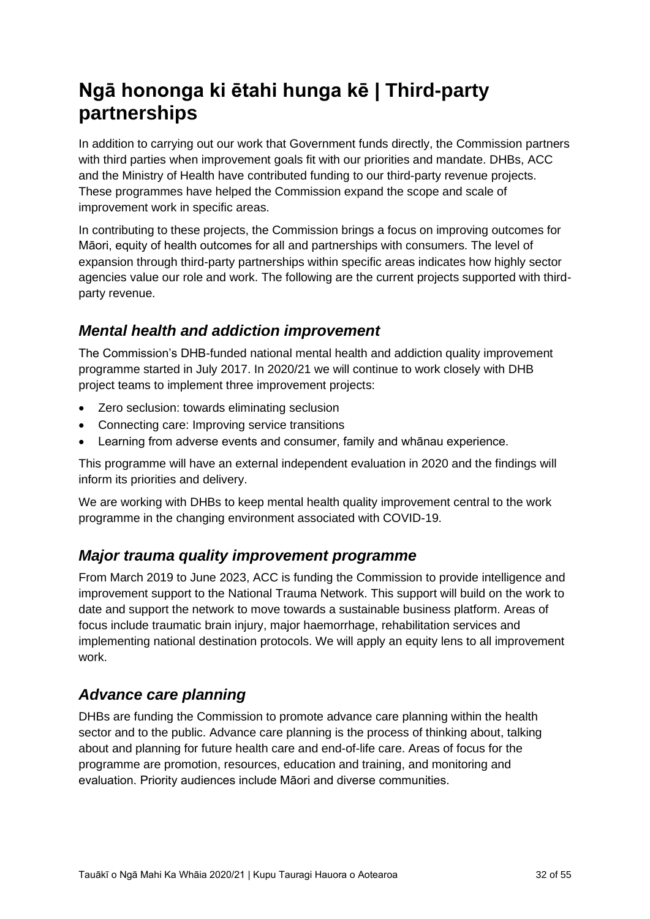# Ngā hononga ki ētahi hunga kē | Third-party partnerships

In addition to carrying out our work that Government funds directly, the Commission partners with third parties when improvement goals fit with our priorities and mandate. DHBs, ACC and the Ministry of Health have contributed funding to our third-party revenue projects. These programmes have helped the Commission expand the scope and scale of improvement work in specific areas.

In contributing to these projects, the Commission brings a focus on improving outcomes for Māori, equity of health outcomes for all and partnerships with consumers. The level of expansion through third-party partnerships within specific areas indicates how highly sector agencies value our role and work. The following are the current projects supported with third-party revenue.

## *Mental health and addiction improvement*

The Commission's DHB-funded national mental health and addiction quality improvement programme started in July 2017. In 2020/21 we will continue to work closely with DHB project teams to implement three improvement projects:

- Zero seclusion: towards eliminating seclusion
- Connecting care: Improving service transitions
- Learning from adverse events and consumer, family and whānau experience.

This programme will have an external independent evaluation in 2020 and the findings will inform its priorities and delivery.

We are working with DHBs to keep mental health quality improvement central to the work programme in the changing environment associated with COVID-19.

## *Major trauma quality improvement programme*

From March 2019 to June 2023, ACC is funding the Commission to provide intelligence and improvement support to the National Trauma Network. This support will build on the work to date and support the network to move towards a sustainable business platform. Areas of focus include traumatic brain injury, major haemorrhage, rehabilitation services and implementing national destination protocols. We will apply an equity lens to all improvement work.

## *Advance care planning*

DHBs are funding the Commission to promote advance care planning within the health sector and to the public. Advance care planning is the process of thinking about, talking about and planning for future health care and end-of-life care. Areas of focus for the programme are promotion, resources, education and training, and monitoring and evaluation. Priority audiences include Māori and diverse communities.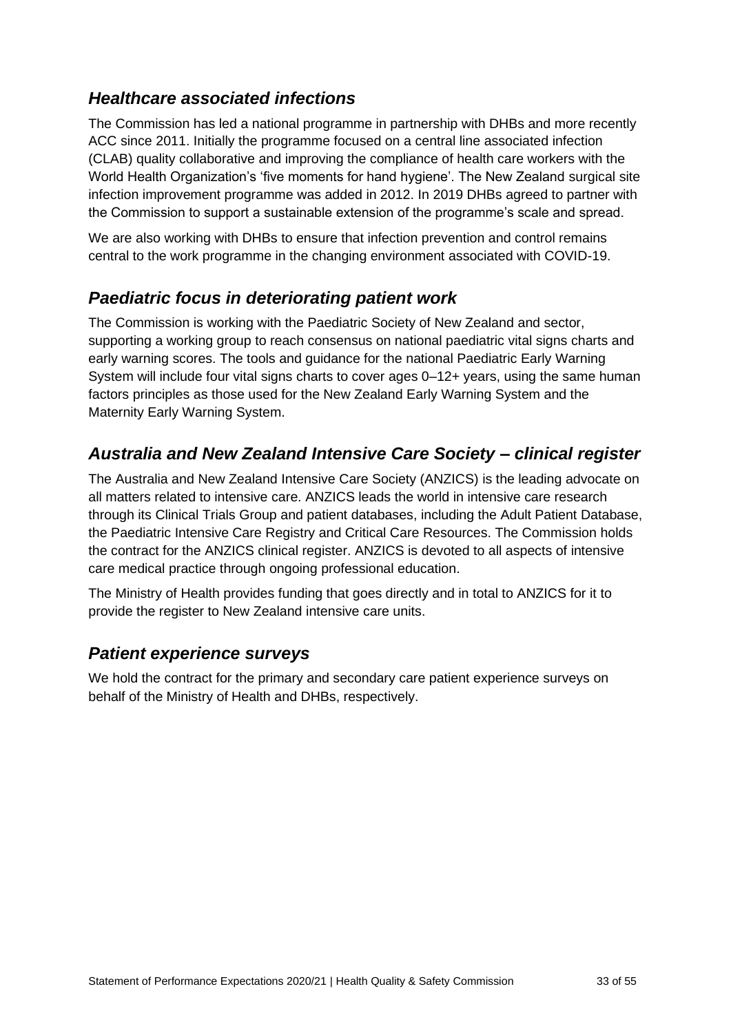## *Healthcare associated infections*

The Commission has led a national programme in partnership with DHBs and more recently ACC since 2011. Initially the programme focused on a central line associated infection (CLAB) quality collaborative and improving the compliance of health care workers with the World Health Organization's 'five moments for hand hygiene'. The New Zealand surgical site infection improvement programme was added in 2012. In 2019 DHBs agreed to partner with the Commission to support a sustainable extension of the programme's scale and spread.

We are also working with DHBs to ensure that infection prevention and control remains central to the work programme in the changing environment associated with COVID-19.

## *Paediatric focus in deteriorating patient work*

The Commission is working with the Paediatric Society of New Zealand and sector, supporting a working group to reach consensus on national paediatric vital signs charts and early warning scores. The tools and guidance for the national Paediatric Early Warning System will include four vital signs charts to cover ages 0–12+ years, using the same human factors principles as those used for the New Zealand Early Warning System and the Maternity Early Warning System.

## *Australia and New Zealand Intensive Care Society – clinical register*

The Australia and New Zealand Intensive Care Society (ANZICS) is the leading advocate on all matters related to intensive care. ANZICS leads the world in intensive care research through its Clinical Trials Group and patient databases, including the Adult Patient Database, the Paediatric Intensive Care Registry and Critical Care Resources. The Commission holds the contract for the ANZICS clinical register. ANZICS is devoted to all aspects of intensive care medical practice through ongoing professional education.

The Ministry of Health provides funding that goes directly and in total to ANZICS for it to provide the register to New Zealand intensive care units.

## *Patient experience surveys*

We hold the contract for the primary and secondary care patient experience surveys on behalf of the Ministry of Health and DHBs, respectively.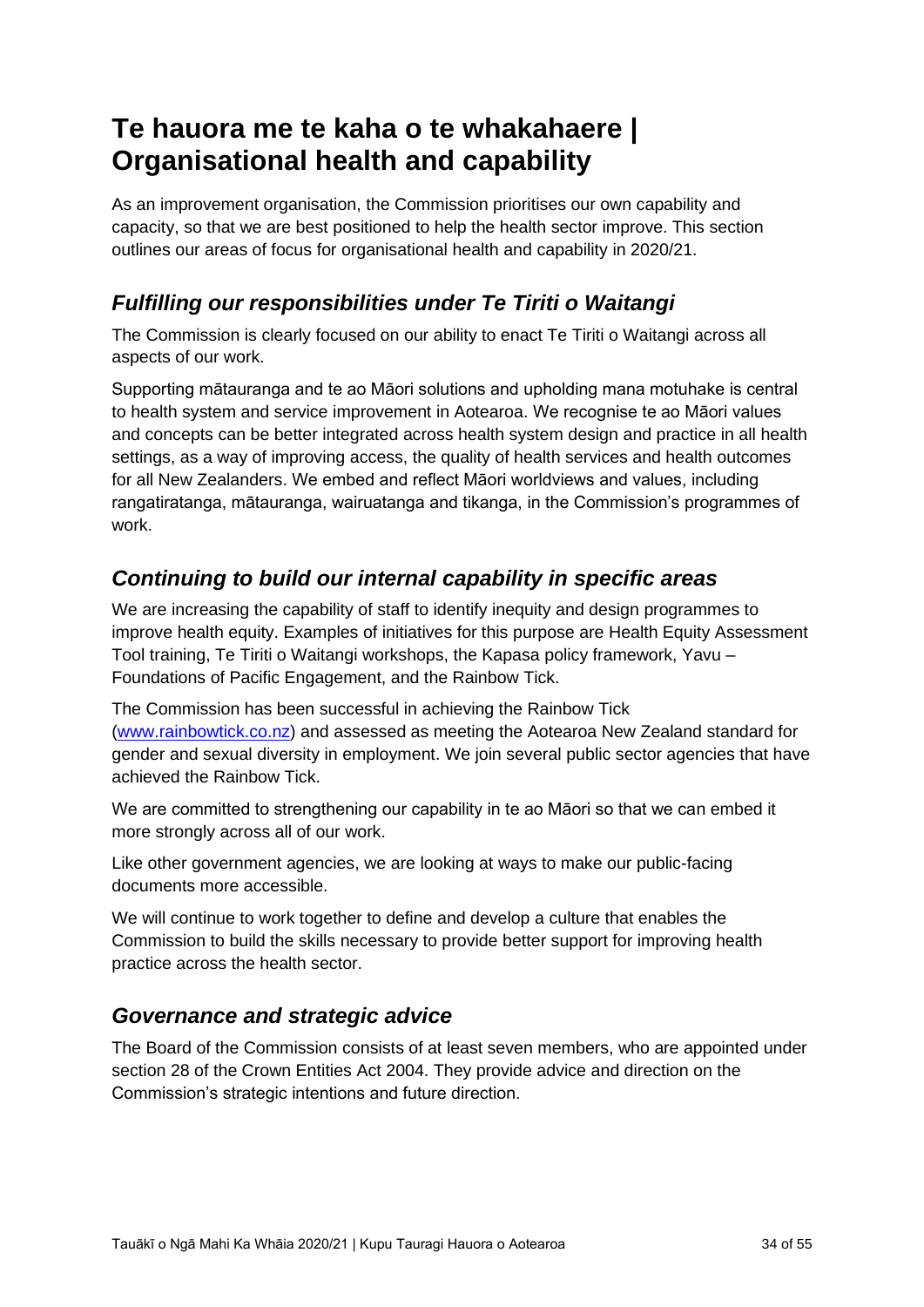# Te hauora me te kaha o te whakahaere | Organisational health and capability

As an improvement organisation, the Commission prioritises our own capability and capacity, so that we are best positioned to help the health sector improve. This section outlines our areas of focus for organisational health and capability in 2020/21.

## *Fulfilling our responsibilities under Te Tiriti o Waitangi*

The Commission is clearly focused on our ability to enact Te Tiriti o Waitangi across all aspects of our work.

Supporting mātauranga and te ao Māori solutions and upholding mana motuhake is central to health system and service improvement in Aotearoa. We recognise te ao Māori values and concepts can be better integrated across health system design and practice in all health settings, as a way of improving access, the quality of health services and health outcomes for all New Zealanders. We embed and reflect Māori worldviews and values, including rangatiratanga, mātauranga, wairuatanga and tikanga, in the Commission's programmes of work.

## *Continuing to build our internal capability in specific areas*

We are increasing the capability of staff to identify inequity and design programmes to improve health equity. Examples of initiatives for this purpose are Health Equity Assessment Tool training, Te Tiriti o Waitangi workshops, the Kapasa policy framework, Yavu – Foundations of Pacific Engagement, and the Rainbow Tick.

The Commission has been successful in achieving the Rainbow Tick ([www.rainbowtick.co.nz](www.rainbowtick.co.nz)) and assessed as meeting the Aotearoa New Zealand standard for gender and sexual diversity in employment. We join several public sector agencies that have achieved the Rainbow Tick.

We are committed to strengthening our capability in te ao Māori so that we can embed it more strongly across all of our work.

Like other government agencies, we are looking at ways to make our public-facing documents more accessible.

We will continue to work together to define and develop a culture that enables the Commission to build the skills necessary to provide better support for improving health practice across the health sector.

## *Governance and strategic advice*

The Board of the Commission consists of at least seven members, who are appointed under section 28 of the Crown Entities Act 2004. They provide advice and direction on the Commission's strategic intentions and future direction.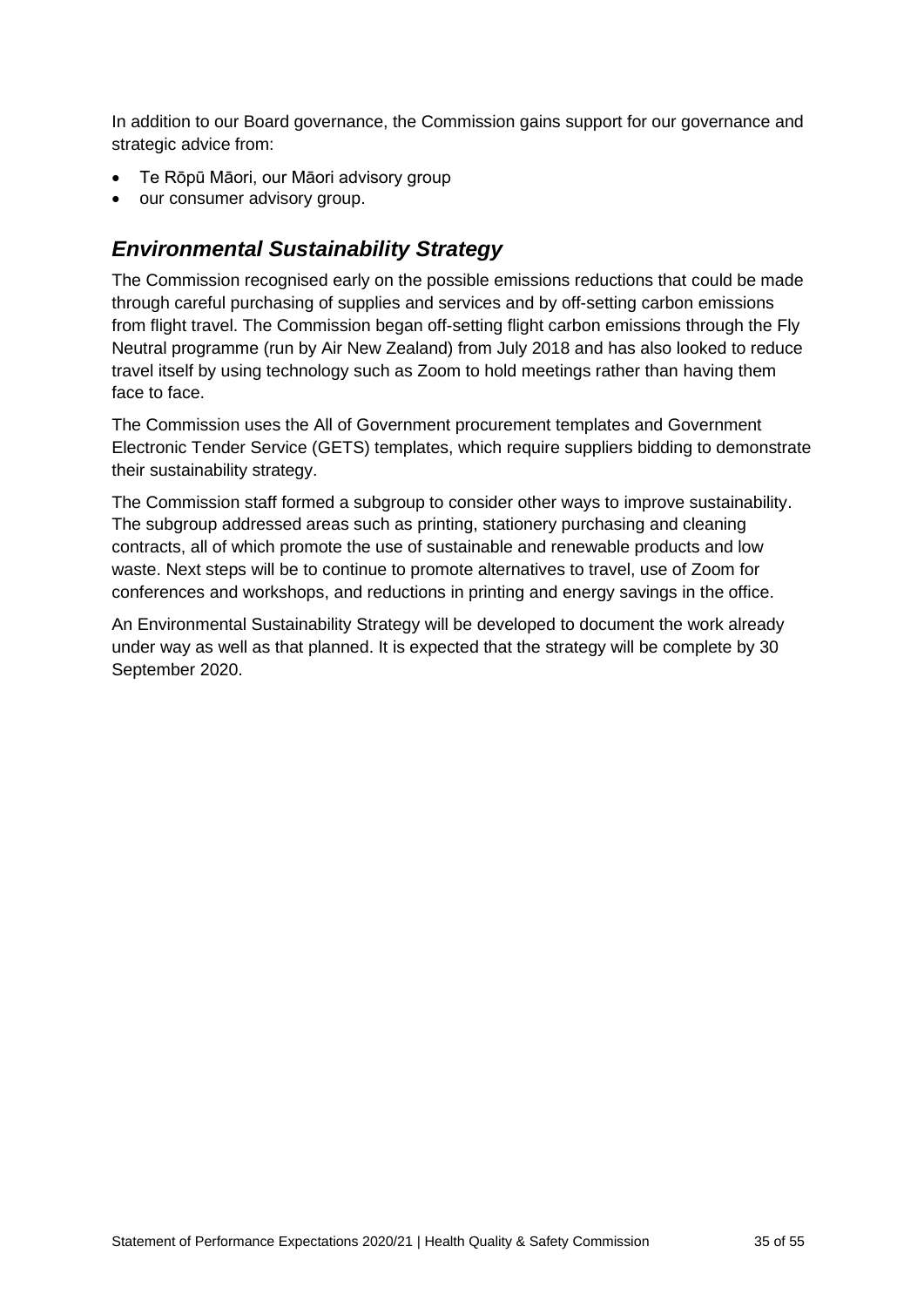In addition to our Board governance, the Commission gains support for our governance and strategic advice from:

- Te Rōpū Māori, our Māori advisory group
- our consumer advisory group.

## *Environmental Sustainability Strategy*

The Commission recognised early on the possible emissions reductions that could be made through careful purchasing of supplies and services and by off-setting carbon emissions from flight travel. The Commission began off-setting flight carbon emissions through the Fly Neutral programme (run by Air New Zealand) from July 2018 and has also looked to reduce travel itself by using technology such as Zoom to hold meetings rather than having them face to face.

The Commission uses the All of Government procurement templates and Government Electronic Tender Service (GETS) templates, which require suppliers bidding to demonstrate their sustainability strategy.

The Commission staff formed a subgroup to consider other ways to improve sustainability. The subgroup addressed areas such as printing, stationery purchasing and cleaning contracts, all of which promote the use of sustainable and renewable products and low waste. Next steps will be to continue to promote alternatives to travel, use of Zoom for conferences and workshops, and reductions in printing and energy savings in the office.

An Environmental Sustainability Strategy will be developed to document the work already under way as well as that planned. It is expected that the strategy will be complete by 30 September 2020.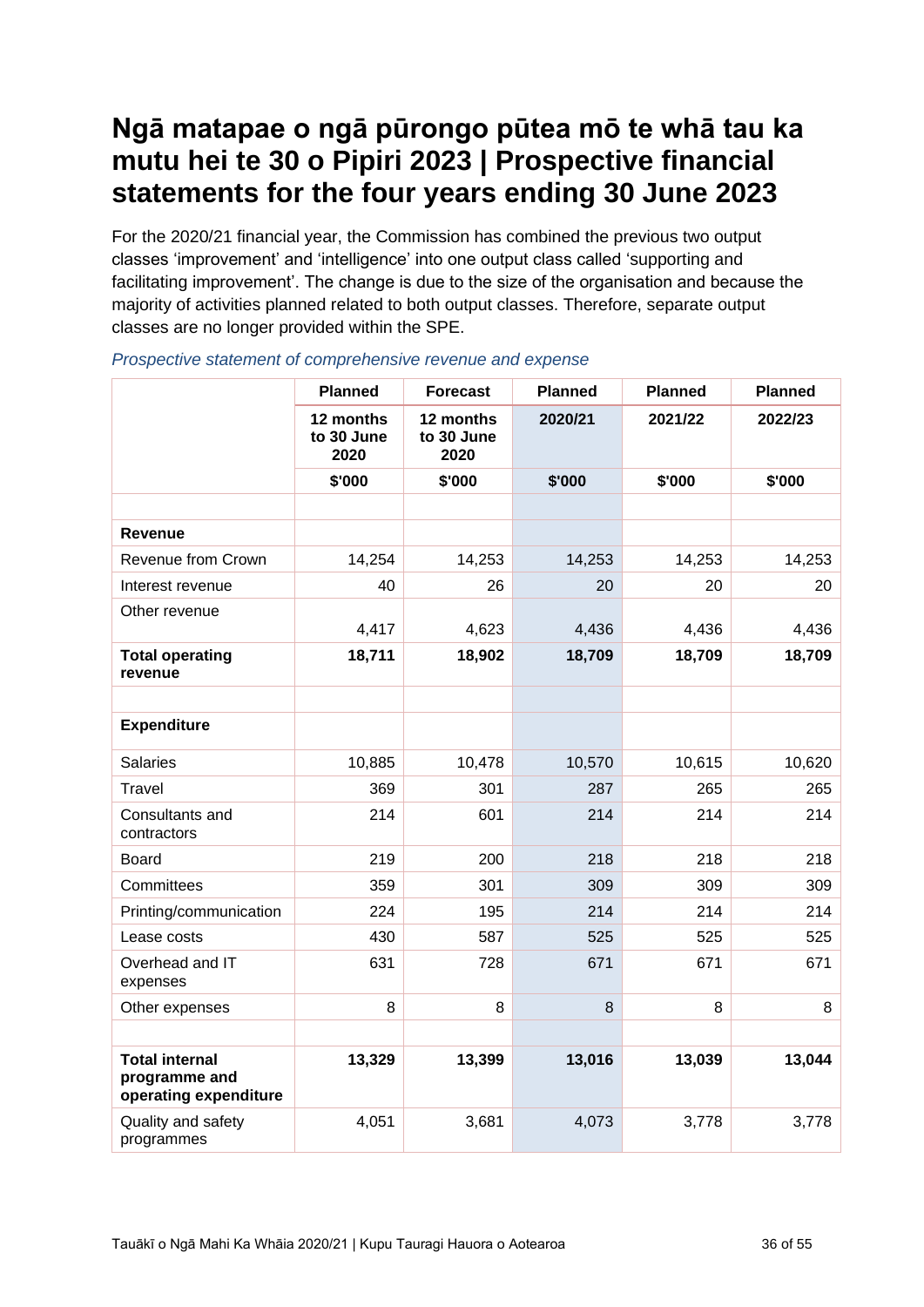# Ngā matapae o ngā pūrongo pūtea mō te whā tau ka mutu hei te 30 o Pipiri 2023 | Prospective financial statements for the four years ending 30 June 2023

For the 2020/21 financial year, the Commission has combined the previous two output classes 'improvement' and 'intelligence' into one output class called 'supporting and facilitating improvement'. The change is due to the size of the organisation and because the majority of activities planned related to both output classes. Therefore, separate output classes are no longer provided within the SPE.

*Prospective statement of comprehensive revenue and expense*

| | Planned | Forecast | Planned | Planned | Planned |
|---|---|---|---|---|---|
| | 12 months to 30 June 2020 | 12 months to 30 June 2020 | 2020/21 | 2021/22 | 2022/23 |
| | $'000 | $'000 | $'000 | $'000 | $'000 |
| | | | | | |
| **Revenue** | | | | | |
| Revenue from Crown | 14,254 | 14,253 | 14,253 | 14,253 | 14,253 |
| Interest revenue | 40 | 26 | 20 | 20 | 20 |
| Other revenue | 4,417 | 4,623 | 4,436 | 4,436 | 4,436 |
| **Total operating revenue** | **18,711** | **18,902** | **18,709** | **18,709** | **18,709** |
| | | | | | |
| **Expenditure** | | | | | |
| Salaries | 10,885 | 10,478 | 10,570 | 10,615 | 10,620 |
| Travel | 369 | 301 | 287 | 265 | 265 |
| Consultants and contractors | 214 | 601 | 214 | 214 | 214 |
| Board | 219 | 200 | 218 | 218 | 218 |
| Committees | 359 | 301 | 309 | 309 | 309 |
| Printing/communication | 224 | 195 | 214 | 214 | 214 |
| Lease costs | 430 | 587 | 525 | 525 | 525 |
| Overhead and IT expenses | 631 | 728 | 671 | 671 | 671 |
| Other expenses | 8 | 8 | 8 | 8 | 8 |
| | | | | | |
| **Total internal programme and operating expenditure** | **13,329** | **13,399** | **13,016** | **13,039** | **13,044** |
| Quality and safety programmes | 4,051 | 3,681 | 4,073 | 3,778 | 3,778 |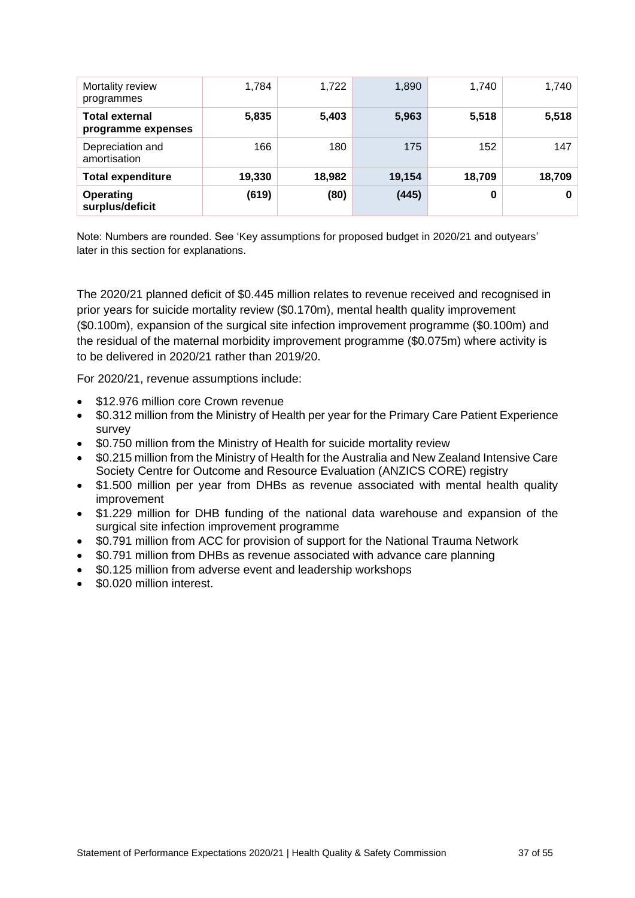| | | | | | |
|---|---|---|---|---|---|
| Mortality review programmes | 1,784 | 1,722 | 1,890 | 1,740 | 1,740 |
| **Total external programme expenses** | **5,835** | **5,403** | **5,963** | **5,518** | **5,518** |
| Depreciation and amortisation | 166 | 180 | 175 | 152 | 147 |
| **Total expenditure** | **19,330** | **18,982** | **19,154** | **18,709** | **18,709** |
| **Operating surplus/deficit** | **(619)** | **(80)** | **(445)** | **0** | **0** |

Note: Numbers are rounded. See 'Key assumptions for proposed budget in 2020/21 and outyears' later in this section for explanations.

The 2020/21 planned deficit of $0.445 million relates to revenue received and recognised in prior years for suicide mortality review ($0.170m), mental health quality improvement ($0.100m), expansion of the surgical site infection improvement programme ($0.100m) and the residual of the maternal morbidity improvement programme ($0.075m) where activity is to be delivered in 2020/21 rather than 2019/20.

For 2020/21, revenue assumptions include:

- $12.976 million core Crown revenue
- $0.312 million from the Ministry of Health per year for the Primary Care Patient Experience survey
- $0.750 million from the Ministry of Health for suicide mortality review
- $0.215 million from the Ministry of Health for the Australia and New Zealand Intensive Care Society Centre for Outcome and Resource Evaluation (ANZICS CORE) registry
- $1.500 million per year from DHBs as revenue associated with mental health quality improvement
- $1.229 million for DHB funding of the national data warehouse and expansion of the surgical site infection improvement programme
- $0.791 million from ACC for provision of support for the National Trauma Network
- $0.791 million from DHBs as revenue associated with advance care planning
- $0.125 million from adverse event and leadership workshops
- $0.020 million interest.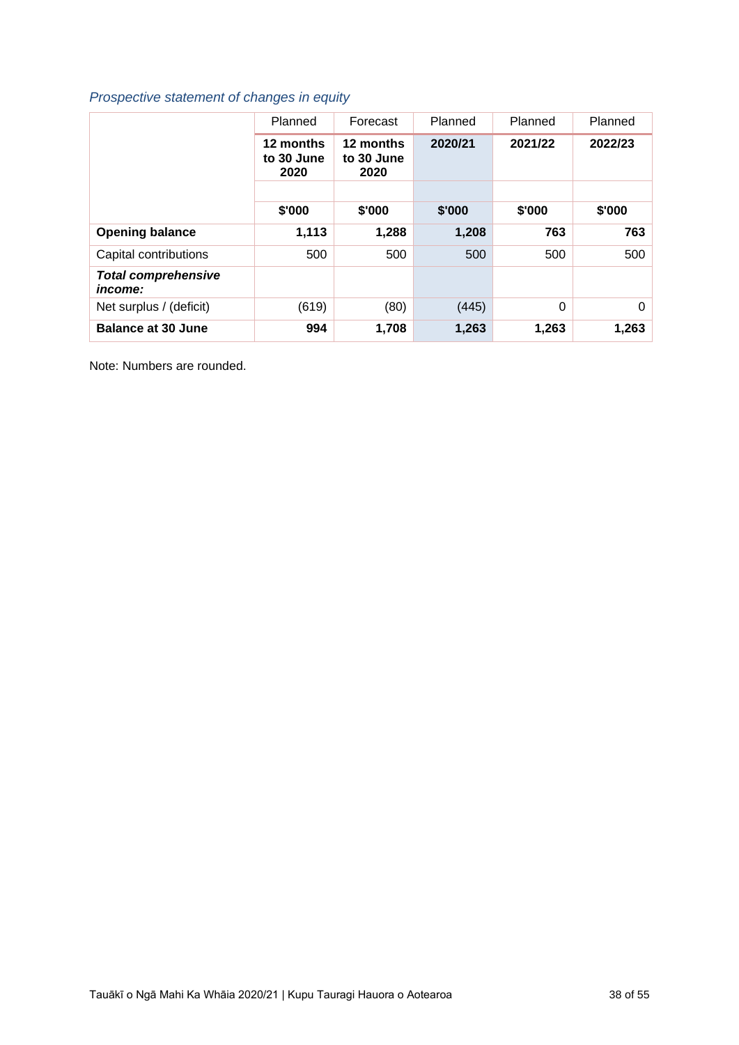*Prospective statement of changes in equity*

| | Planned | Forecast | Planned | Planned | Planned |
|---|---|---|---|---|---|
| | **12 months to 30 June 2020** | **12 months to 30 June 2020** | **2020/21** | **2021/22** | **2022/23** |
| | | | | | |
| | **$'000** | **$'000** | **$'000** | **$'000** | **$'000** |
| **Opening balance** | **1,113** | **1,288** | **1,208** | **763** | **763** |
| Capital contributions | 500 | 500 | 500 | 500 | 500 |
| ***Total comprehensive income:*** | | | | | |
| Net surplus / (deficit) | (619) | (80) | (445) | 0 | 0 |
| **Balance at 30 June** | **994** | **1,708** | **1,263** | **1,263** | **1,263** |

Note: Numbers are rounded.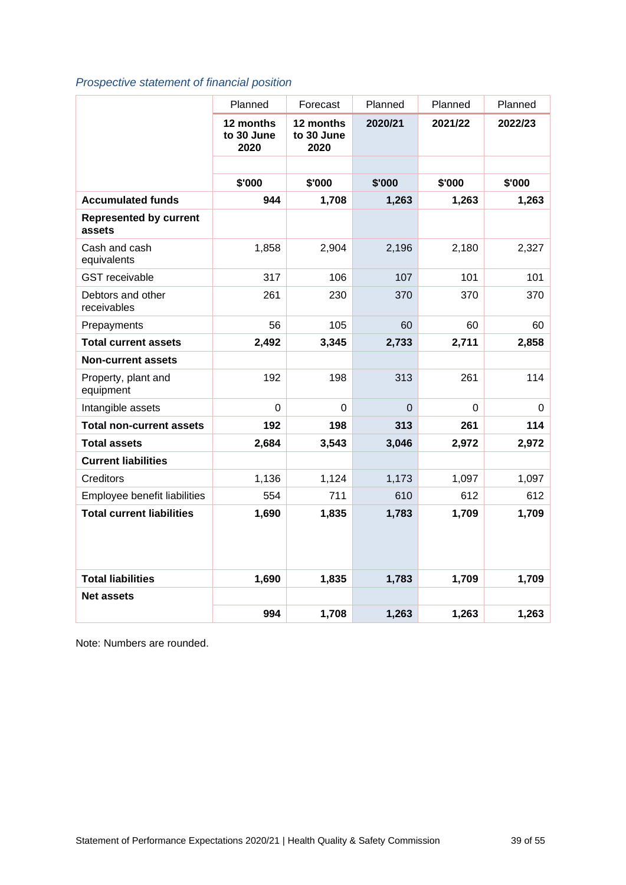*Prospective statement of financial position*

| | Planned | Forecast | Planned | Planned | Planned |
|---|---|---|---|---|---|
| | **12 months to 30 June 2020** | **12 months to 30 June 2020** | **2020/21** | **2021/22** | **2022/23** |
| | | | | | |
| | **$'000** | **$'000** | **$'000** | **$'000** | **$'000** |
| **Accumulated funds** | **944** | **1,708** | **1,263** | **1,263** | **1,263** |
| **Represented by current assets** | | | | | |
| Cash and cash equivalents | 1,858 | 2,904 | 2,196 | 2,180 | 2,327 |
| GST receivable | 317 | 106 | 107 | 101 | 101 |
| Debtors and other receivables | 261 | 230 | 370 | 370 | 370 |
| Prepayments | 56 | 105 | 60 | 60 | 60 |
| **Total current assets** | **2,492** | **3,345** | **2,733** | **2,711** | **2,858** |
| **Non-current assets** | | | | | |
| Property, plant and equipment | 192 | 198 | 313 | 261 | 114 |
| Intangible assets | 0 | 0 | 0 | 0 | 0 |
| **Total non-current assets** | **192** | **198** | **313** | **261** | **114** |
| **Total assets** | **2,684** | **3,543** | **3,046** | **2,972** | **2,972** |
| **Current liabilities** | | | | | |
| Creditors | 1,136 | 1,124 | 1,173 | 1,097 | 1,097 |
| Employee benefit liabilities | 554 | 711 | 610 | 612 | 612 |
| **Total current liabilities** | **1,690** | **1,835** | **1,783** | **1,709** | **1,709** |
| **Total liabilities** | **1,690** | **1,835** | **1,783** | **1,709** | **1,709** |
| **Net assets** | | | | | |
| | **994** | **1,708** | **1,263** | **1,263** | **1,263** |

Note: Numbers are rounded.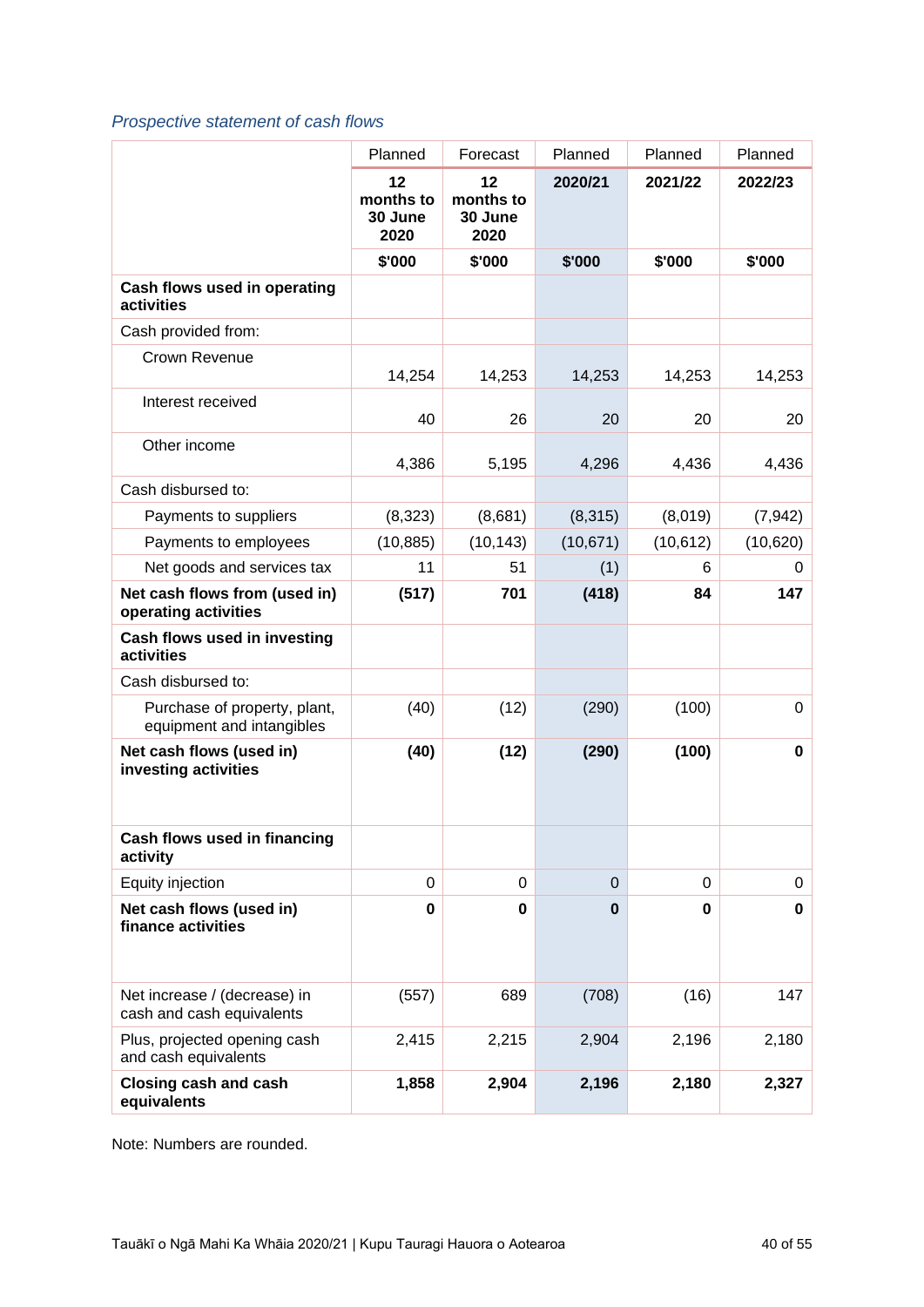*Prospective statement of cash flows*

| | Planned | Forecast | Planned | Planned | Planned |
|---|---|---|---|---|---|
| | **12 months to 30 June 2020** | **12 months to 30 June 2020** | **2020/21** | **2021/22** | **2022/23** |
| | **$'000** | **$'000** | **$'000** | **$'000** | **$'000** |
| **Cash flows used in operating activities** | | | | | |
| Cash provided from: | | | | | |
| Crown Revenue | 14,254 | 14,253 | 14,253 | 14,253 | 14,253 |
| Interest received | 40 | 26 | 20 | 20 | 20 |
| Other income | 4,386 | 5,195 | 4,296 | 4,436 | 4,436 |
| Cash disbursed to: | | | | | |
| Payments to suppliers | (8,323) | (8,681) | (8,315) | (8,019) | (7,942) |
| Payments to employees | (10,885) | (10,143) | (10,671) | (10,612) | (10,620) |
| Net goods and services tax | 11 | 51 | (1) | 6 | 0 |
| **Net cash flows from (used in) operating activities** | **(517)** | **701** | **(418)** | **84** | **147** |
| **Cash flows used in investing activities** | | | | | |
| Cash disbursed to: | | | | | |
| Purchase of property, plant, equipment and intangibles | (40) | (12) | (290) | (100) | 0 |
| **Net cash flows (used in) investing activities** | **(40)** | **(12)** | **(290)** | **(100)** | **0** |
| **Cash flows used in financing activity** | | | | | |
| Equity injection | 0 | 0 | 0 | 0 | 0 |
| **Net cash flows (used in) finance activities** | **0** | **0** | **0** | **0** | **0** |
| Net increase / (decrease) in cash and cash equivalents | (557) | 689 | (708) | (16) | 147 |
| Plus, projected opening cash and cash equivalents | 2,415 | 2,215 | 2,904 | 2,196 | 2,180 |
| **Closing cash and cash equivalents** | **1,858** | **2,904** | **2,196** | **2,180** | **2,327** |

Note: Numbers are rounded.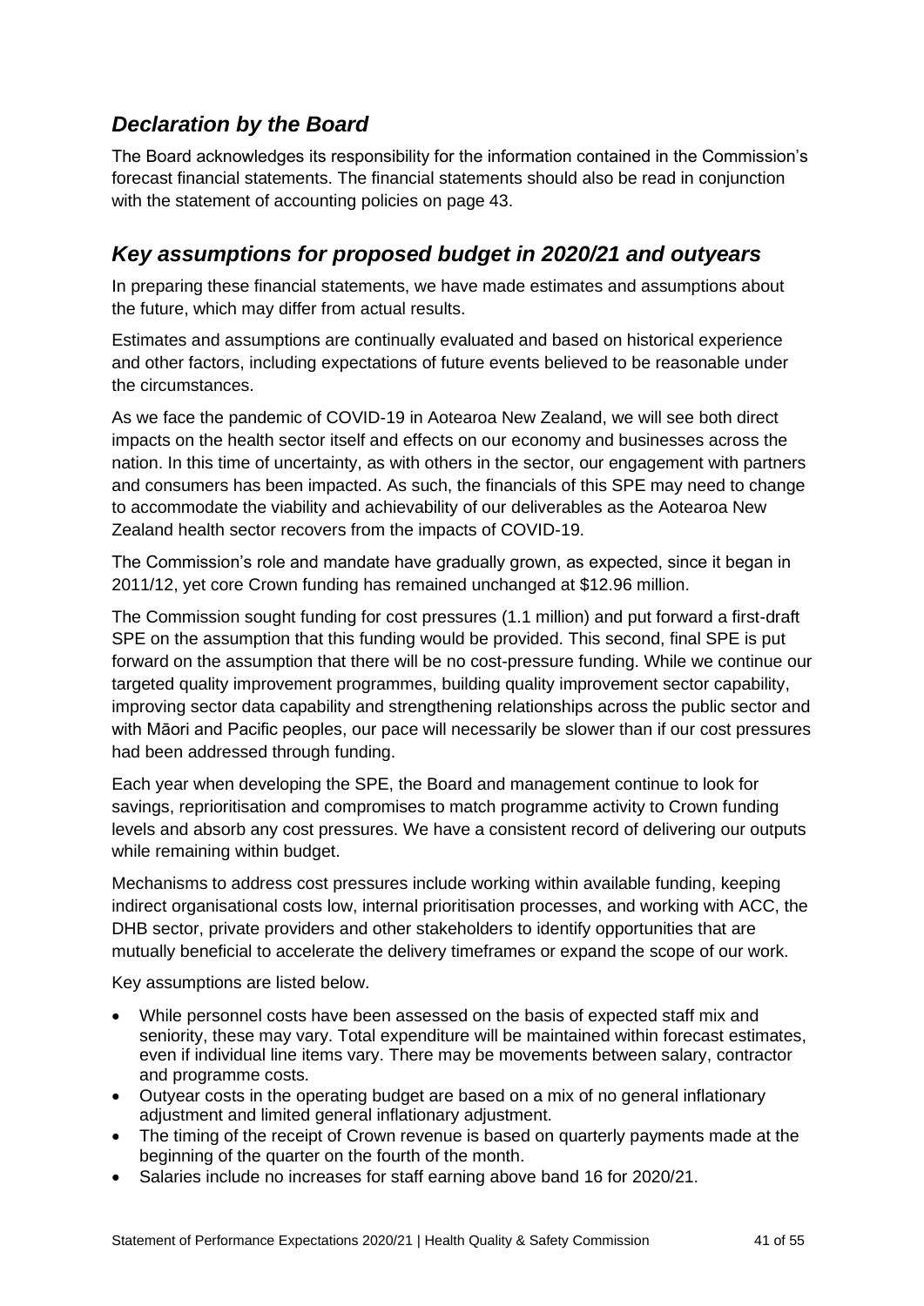## *Declaration by the Board*

The Board acknowledges its responsibility for the information contained in the Commission's forecast financial statements. The financial statements should also be read in conjunction with the statement of accounting policies on page 43.

## *Key assumptions for proposed budget in 2020/21 and outyears*

In preparing these financial statements, we have made estimates and assumptions about the future, which may differ from actual results.

Estimates and assumptions are continually evaluated and based on historical experience and other factors, including expectations of future events believed to be reasonable under the circumstances.

As we face the pandemic of COVID-19 in Aotearoa New Zealand, we will see both direct impacts on the health sector itself and effects on our economy and businesses across the nation. In this time of uncertainty, as with others in the sector, our engagement with partners and consumers has been impacted. As such, the financials of this SPE may need to change to accommodate the viability and achievability of our deliverables as the Aotearoa New Zealand health sector recovers from the impacts of COVID-19.

The Commission's role and mandate have gradually grown, as expected, since it began in 2011/12, yet core Crown funding has remained unchanged at $12.96 million.

The Commission sought funding for cost pressures (1.1 million) and put forward a first-draft SPE on the assumption that this funding would be provided. This second, final SPE is put forward on the assumption that there will be no cost-pressure funding. While we continue our targeted quality improvement programmes, building quality improvement sector capability, improving sector data capability and strengthening relationships across the public sector and with Māori and Pacific peoples, our pace will necessarily be slower than if our cost pressures had been addressed through funding.

Each year when developing the SPE, the Board and management continue to look for savings, reprioritisation and compromises to match programme activity to Crown funding levels and absorb any cost pressures. We have a consistent record of delivering our outputs while remaining within budget.

Mechanisms to address cost pressures include working within available funding, keeping indirect organisational costs low, internal prioritisation processes, and working with ACC, the DHB sector, private providers and other stakeholders to identify opportunities that are mutually beneficial to accelerate the delivery timeframes or expand the scope of our work.

Key assumptions are listed below.

- While personnel costs have been assessed on the basis of expected staff mix and seniority, these may vary. Total expenditure will be maintained within forecast estimates, even if individual line items vary. There may be movements between salary, contractor and programme costs.
- Outyear costs in the operating budget are based on a mix of no general inflationary adjustment and limited general inflationary adjustment.
- The timing of the receipt of Crown revenue is based on quarterly payments made at the beginning of the quarter on the fourth of the month.
- Salaries include no increases for staff earning above band 16 for 2020/21.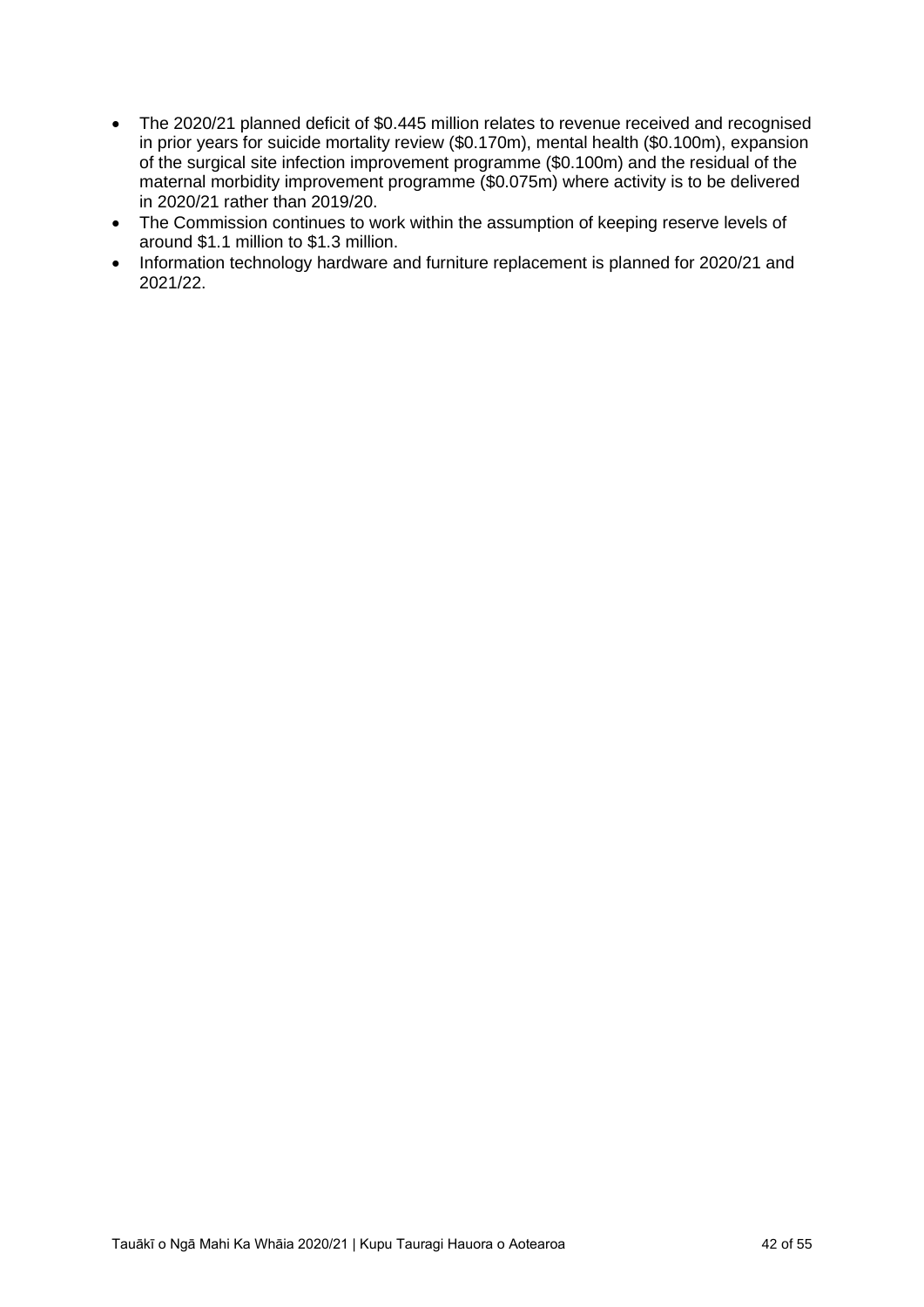- The 2020/21 planned deficit of $0.445 million relates to revenue received and recognised in prior years for suicide mortality review ($0.170m), mental health ($0.100m), expansion of the surgical site infection improvement programme ($0.100m) and the residual of the maternal morbidity improvement programme ($0.075m) where activity is to be delivered in 2020/21 rather than 2019/20.
- The Commission continues to work within the assumption of keeping reserve levels of around $1.1 million to $1.3 million.
- Information technology hardware and furniture replacement is planned for 2020/21 and 2021/22.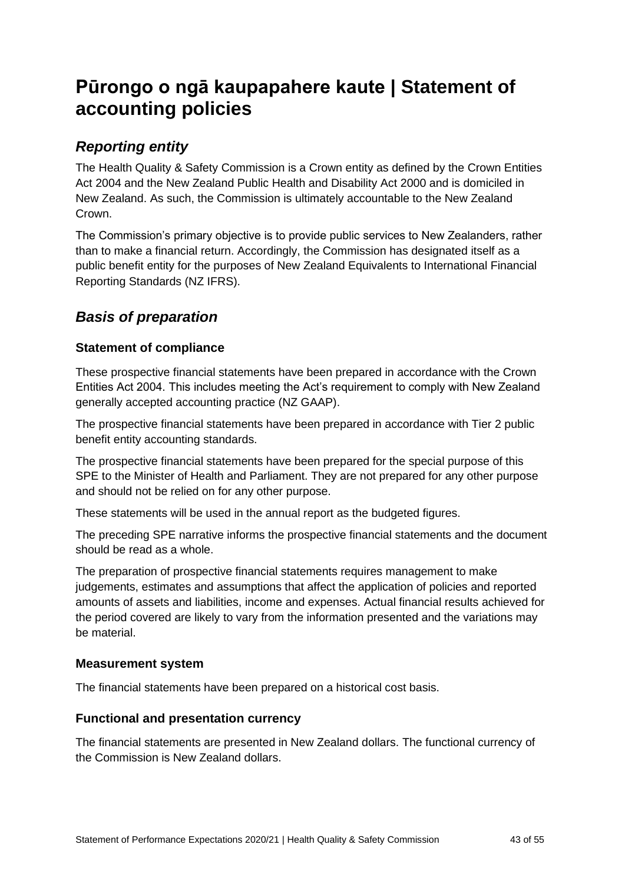# Pūrongo o ngā kaupapahere kaute | Statement of accounting policies

## *Reporting entity*

The Health Quality & Safety Commission is a Crown entity as defined by the Crown Entities Act 2004 and the New Zealand Public Health and Disability Act 2000 and is domiciled in New Zealand. As such, the Commission is ultimately accountable to the New Zealand Crown.

The Commission's primary objective is to provide public services to New Zealanders, rather than to make a financial return. Accordingly, the Commission has designated itself as a public benefit entity for the purposes of New Zealand Equivalents to International Financial Reporting Standards (NZ IFRS).

## *Basis of preparation*

### Statement of compliance

These prospective financial statements have been prepared in accordance with the Crown Entities Act 2004. This includes meeting the Act's requirement to comply with New Zealand generally accepted accounting practice (NZ GAAP).

The prospective financial statements have been prepared in accordance with Tier 2 public benefit entity accounting standards.

The prospective financial statements have been prepared for the special purpose of this SPE to the Minister of Health and Parliament. They are not prepared for any other purpose and should not be relied on for any other purpose.

These statements will be used in the annual report as the budgeted figures.

The preceding SPE narrative informs the prospective financial statements and the document should be read as a whole.

The preparation of prospective financial statements requires management to make judgements, estimates and assumptions that affect the application of policies and reported amounts of assets and liabilities, income and expenses. Actual financial results achieved for the period covered are likely to vary from the information presented and the variations may be material.

### Measurement system

The financial statements have been prepared on a historical cost basis.

### Functional and presentation currency

The financial statements are presented in New Zealand dollars. The functional currency of the Commission is New Zealand dollars.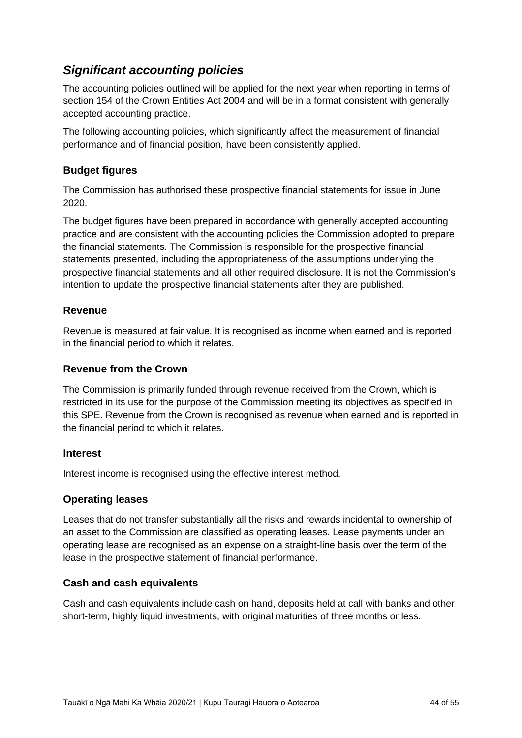## *Significant accounting policies*

The accounting policies outlined will be applied for the next year when reporting in terms of section 154 of the Crown Entities Act 2004 and will be in a format consistent with generally accepted accounting practice.

The following accounting policies, which significantly affect the measurement of financial performance and of financial position, have been consistently applied.

### Budget figures

The Commission has authorised these prospective financial statements for issue in June 2020.

The budget figures have been prepared in accordance with generally accepted accounting practice and are consistent with the accounting policies the Commission adopted to prepare the financial statements. The Commission is responsible for the prospective financial statements presented, including the appropriateness of the assumptions underlying the prospective financial statements and all other required disclosure. It is not the Commission's intention to update the prospective financial statements after they are published.

### Revenue

Revenue is measured at fair value. It is recognised as income when earned and is reported in the financial period to which it relates.

### Revenue from the Crown

The Commission is primarily funded through revenue received from the Crown, which is restricted in its use for the purpose of the Commission meeting its objectives as specified in this SPE. Revenue from the Crown is recognised as revenue when earned and is reported in the financial period to which it relates.

### Interest

Interest income is recognised using the effective interest method.

### Operating leases

Leases that do not transfer substantially all the risks and rewards incidental to ownership of an asset to the Commission are classified as operating leases. Lease payments under an operating lease are recognised as an expense on a straight-line basis over the term of the lease in the prospective statement of financial performance.

### Cash and cash equivalents

Cash and cash equivalents include cash on hand, deposits held at call with banks and other short-term, highly liquid investments, with original maturities of three months or less.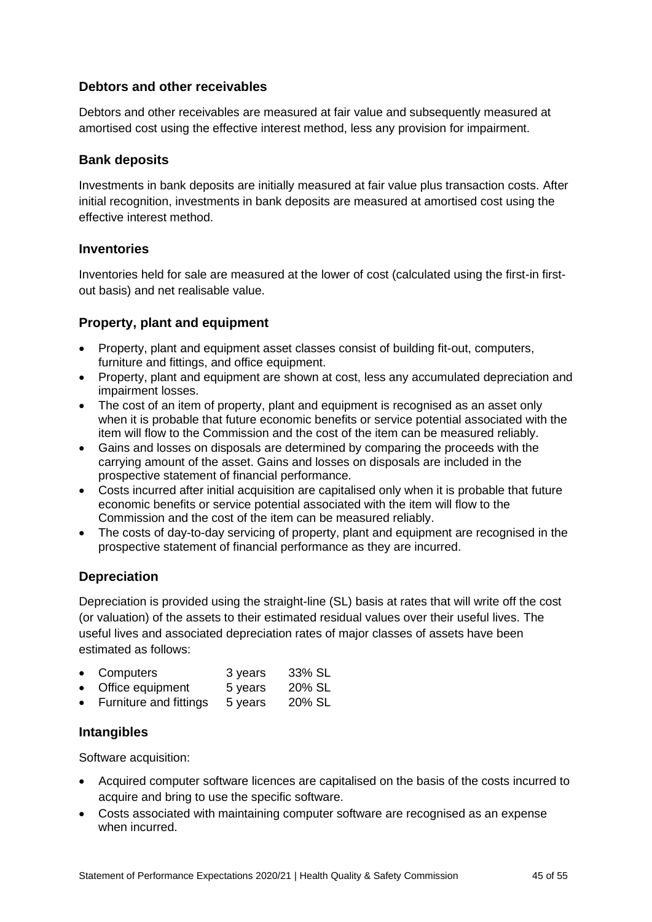### Debtors and other receivables

Debtors and other receivables are measured at fair value and subsequently measured at amortised cost using the effective interest method, less any provision for impairment.

### Bank deposits

Investments in bank deposits are initially measured at fair value plus transaction costs. After initial recognition, investments in bank deposits are measured at amortised cost using the effective interest method.

### Inventories

Inventories held for sale are measured at the lower of cost (calculated using the first-in first-out basis) and net realisable value.

### Property, plant and equipment

- Property, plant and equipment asset classes consist of building fit-out, computers, furniture and fittings, and office equipment.
- Property, plant and equipment are shown at cost, less any accumulated depreciation and impairment losses.
- The cost of an item of property, plant and equipment is recognised as an asset only when it is probable that future economic benefits or service potential associated with the item will flow to the Commission and the cost of the item can be measured reliably.
- Gains and losses on disposals are determined by comparing the proceeds with the carrying amount of the asset. Gains and losses on disposals are included in the prospective statement of financial performance.
- Costs incurred after initial acquisition are capitalised only when it is probable that future economic benefits or service potential associated with the item will flow to the Commission and the cost of the item can be measured reliably.
- The costs of day-to-day servicing of property, plant and equipment are recognised in the prospective statement of financial performance as they are incurred.

### Depreciation

Depreciation is provided using the straight-line (SL) basis at rates that will write off the cost (or valuation) of the assets to their estimated residual values over their useful lives. The useful lives and associated depreciation rates of major classes of assets have been estimated as follows:

- Computers 3 years 33% SL
- Office equipment 5 years 20% SL
- Furniture and fittings 5 years 20% SL

### Intangibles

Software acquisition:

- Acquired computer software licences are capitalised on the basis of the costs incurred to acquire and bring to use the specific software.
- Costs associated with maintaining computer software are recognised as an expense when incurred.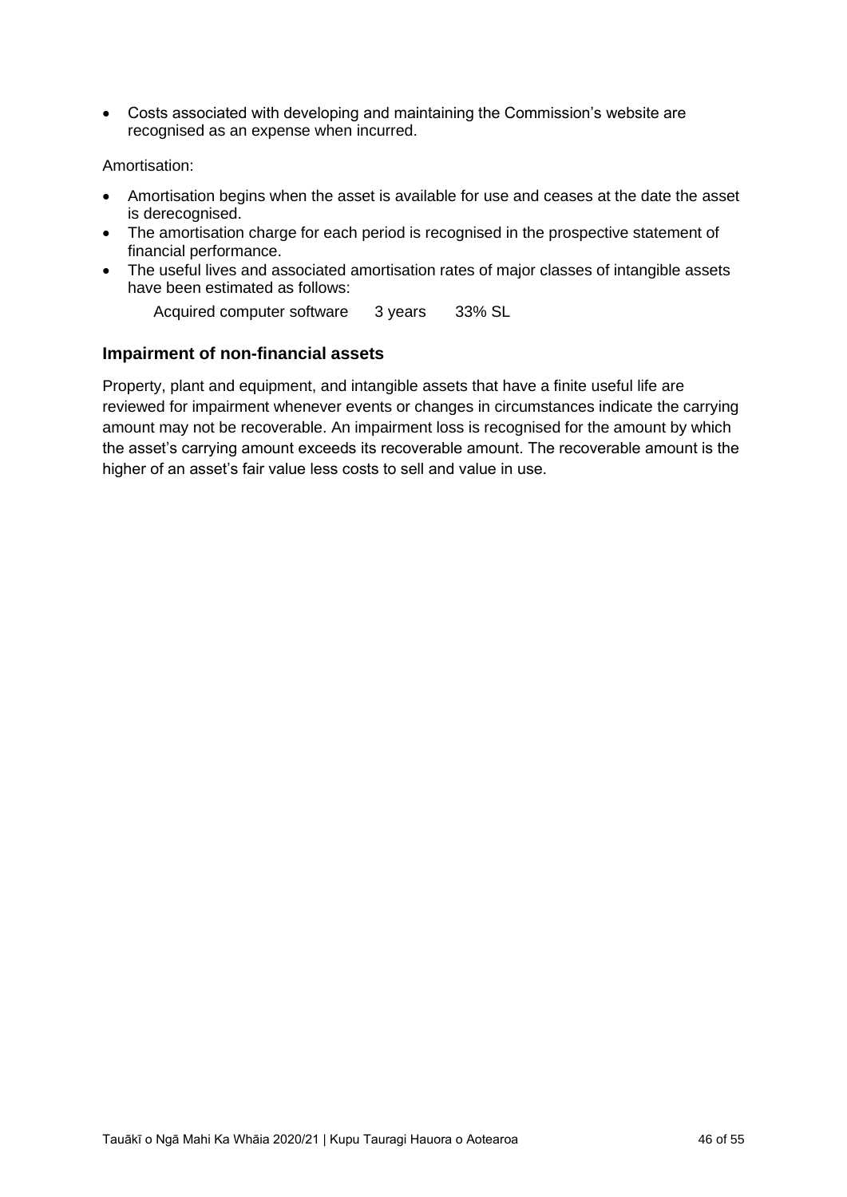- Costs associated with developing and maintaining the Commission's website are recognised as an expense when incurred.

Amortisation:

- Amortisation begins when the asset is available for use and ceases at the date the asset is derecognised.
- The amortisation charge for each period is recognised in the prospective statement of financial performance.
- The useful lives and associated amortisation rates of major classes of intangible assets have been estimated as follows:

| | | |
|---|---|---|
| Acquired computer software | 3 years | 33% SL |

### Impairment of non-financial assets

Property, plant and equipment, and intangible assets that have a finite useful life are reviewed for impairment whenever events or changes in circumstances indicate the carrying amount may not be recoverable. An impairment loss is recognised for the amount by which the asset's carrying amount exceeds its recoverable amount. The recoverable amount is the higher of an asset's fair value less costs to sell and value in use.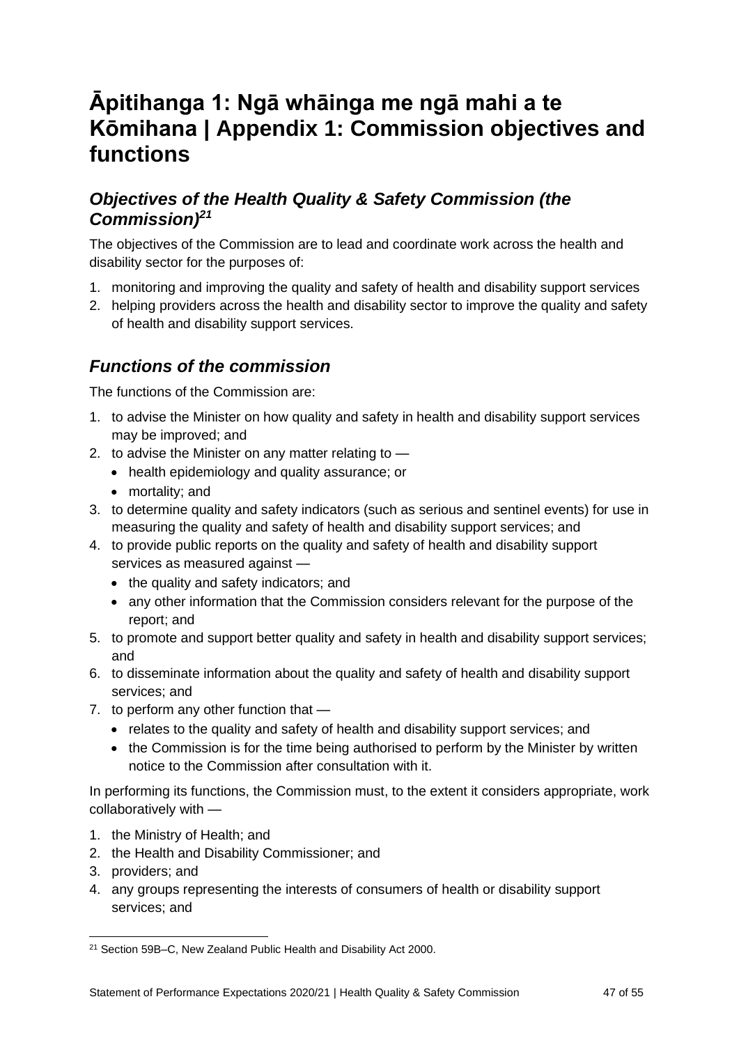# Āpitihanga 1: Ngā whāinga me ngā mahi a te Kōmihana | Appendix 1: Commission objectives and functions

## *Objectives of the Health Quality & Safety Commission (the Commission)*[21]

The objectives of the Commission are to lead and coordinate work across the health and disability sector for the purposes of:

1. monitoring and improving the quality and safety of health and disability support services
2. helping providers across the health and disability sector to improve the quality and safety of health and disability support services.

## *Functions of the commission*

The functions of the Commission are:

1. to advise the Minister on how quality and safety in health and disability support services may be improved; and
2. to advise the Minister on any matter relating to —
   - health epidemiology and quality assurance; or
   - mortality; and
3. to determine quality and safety indicators (such as serious and sentinel events) for use in measuring the quality and safety of health and disability support services; and
4. to provide public reports on the quality and safety of health and disability support services as measured against —
   - the quality and safety indicators; and
   - any other information that the Commission considers relevant for the purpose of the report; and
5. to promote and support better quality and safety in health and disability support services; and
6. to disseminate information about the quality and safety of health and disability support services; and
7. to perform any other function that —
   - relates to the quality and safety of health and disability support services; and
   - the Commission is for the time being authorised to perform by the Minister by written notice to the Commission after consultation with it.

In performing its functions, the Commission must, to the extent it considers appropriate, work collaboratively with —

1. the Ministry of Health; and
2. the Health and Disability Commissioner; and
3. providers; and
4. any groups representing the interests of consumers of health or disability support services; and

---

[21] Section 59B–C, New Zealand Public Health and Disability Act 2000.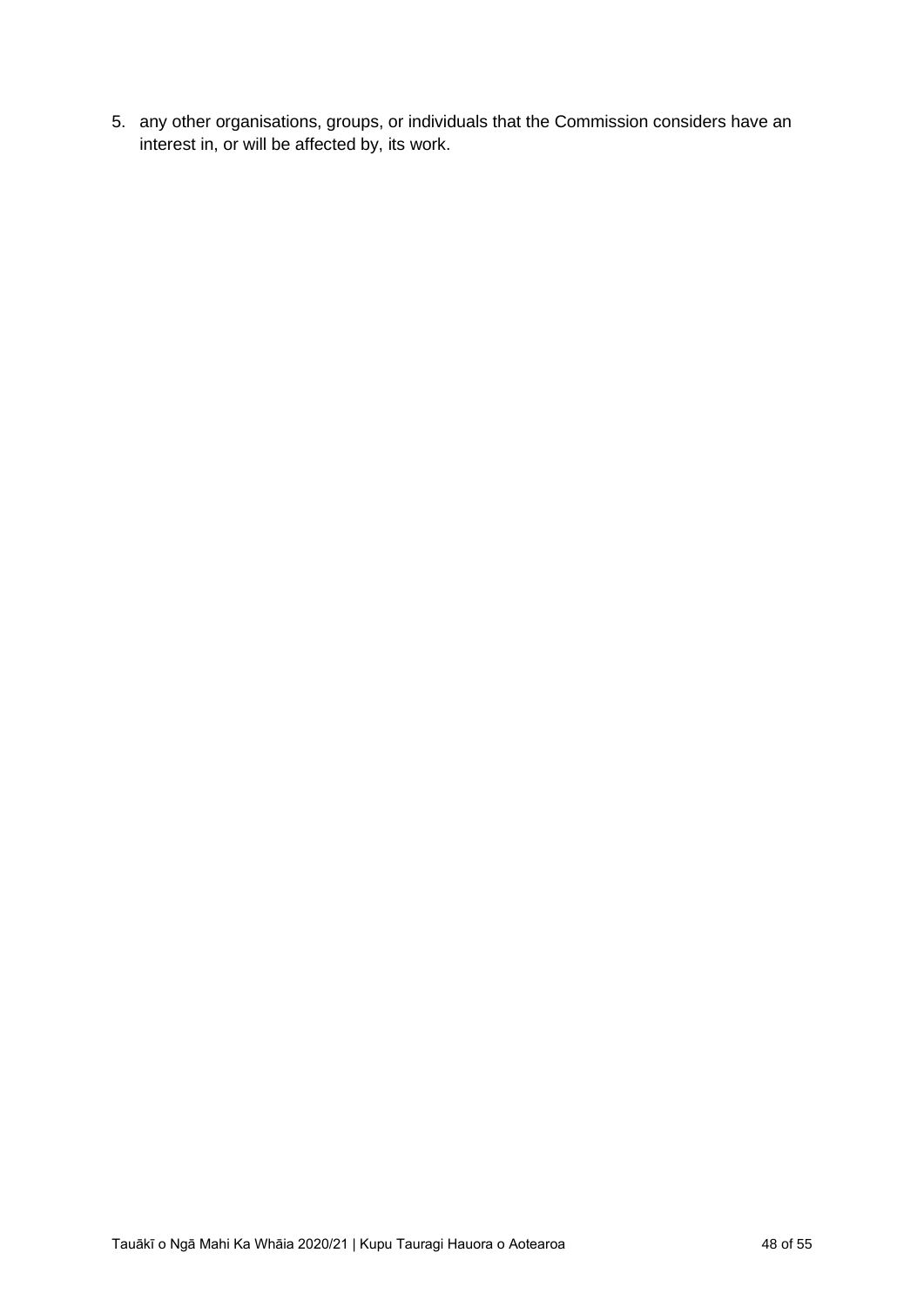5. any other organisations, groups, or individuals that the Commission considers have an interest in, or will be affected by, its work.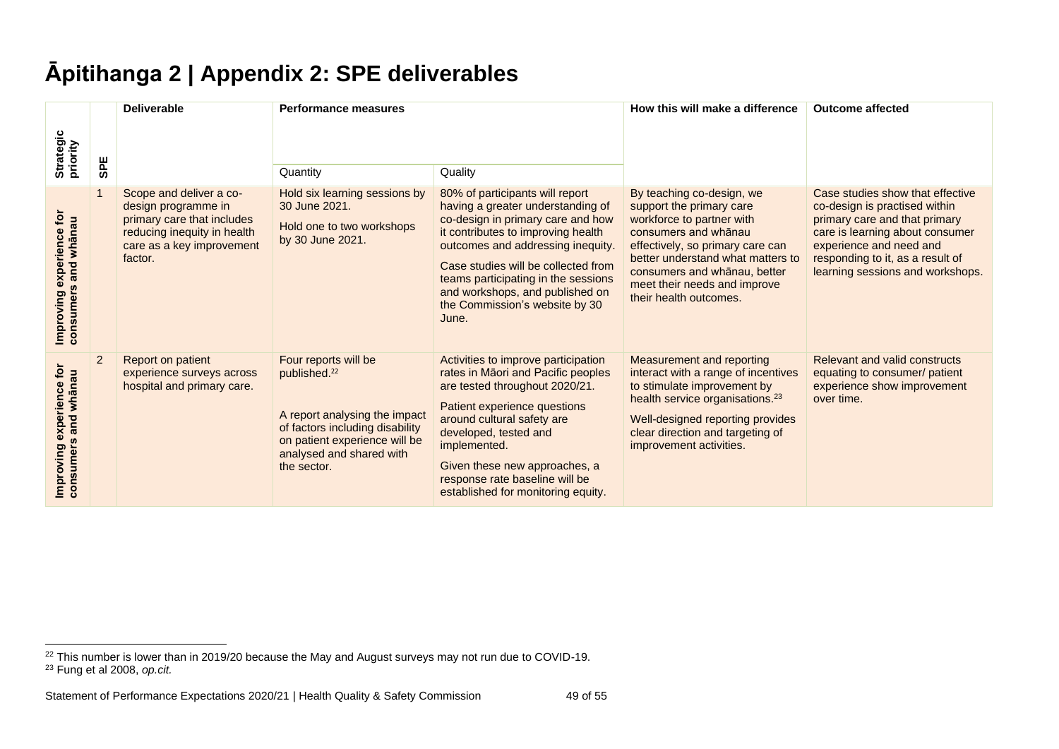# Āpitihanga 2 | Appendix 2: SPE deliverables

| Strategic priority | SPE | Deliverable | Performance measures | | How this will make a difference | Outcome affected |
|---|---|---|---|---|---|---|
| | | | Quantity | Quality | | |
| Improving experience for consumers and whānau | 1 | Scope and deliver a co-design programme in primary care that includes reducing inequity in health care as a key improvement factor. | Hold six learning sessions by 30 June 2021.<br><br>Hold one to two workshops by 30 June 2021. | 80% of participants will report having a greater understanding of co-design in primary care and how it contributes to improving health outcomes and addressing inequity.<br><br>Case studies will be collected from teams participating in the sessions and workshops, and published on the Commission's website by 30 June. | By teaching co-design, we support the primary care workforce to partner with consumers and whānau effectively, so primary care can better understand what matters to consumers and whānau, better meet their needs and improve their health outcomes. | Case studies show that effective co-design is practised within primary care and that primary care is learning about consumer experience and need and responding to it, as a result of learning sessions and workshops. |
| Improving experience for consumers and whānau | 2 | Report on patient experience surveys across hospital and primary care. | Four reports will be published.[22]<br><br>A report analysing the impact of factors including disability on patient experience will be analysed and shared with the sector. | Activities to improve participation rates in Māori and Pacific peoples are tested throughout 2020/21.<br><br>Patient experience questions around cultural safety are developed, tested and implemented.<br><br>Given these new approaches, a response rate baseline will be established for monitoring equity. | Measurement and reporting interact with a range of incentives to stimulate improvement by health service organisations.[23]<br><br>Well-designed reporting provides clear direction and targeting of improvement activities. | Relevant and valid constructs equating to consumer/ patient experience show improvement over time. |

[22] This number is lower than in 2019/20 because the May and August surveys may not run due to COVID-19.
[23] Fung et al 2008, *op.cit.*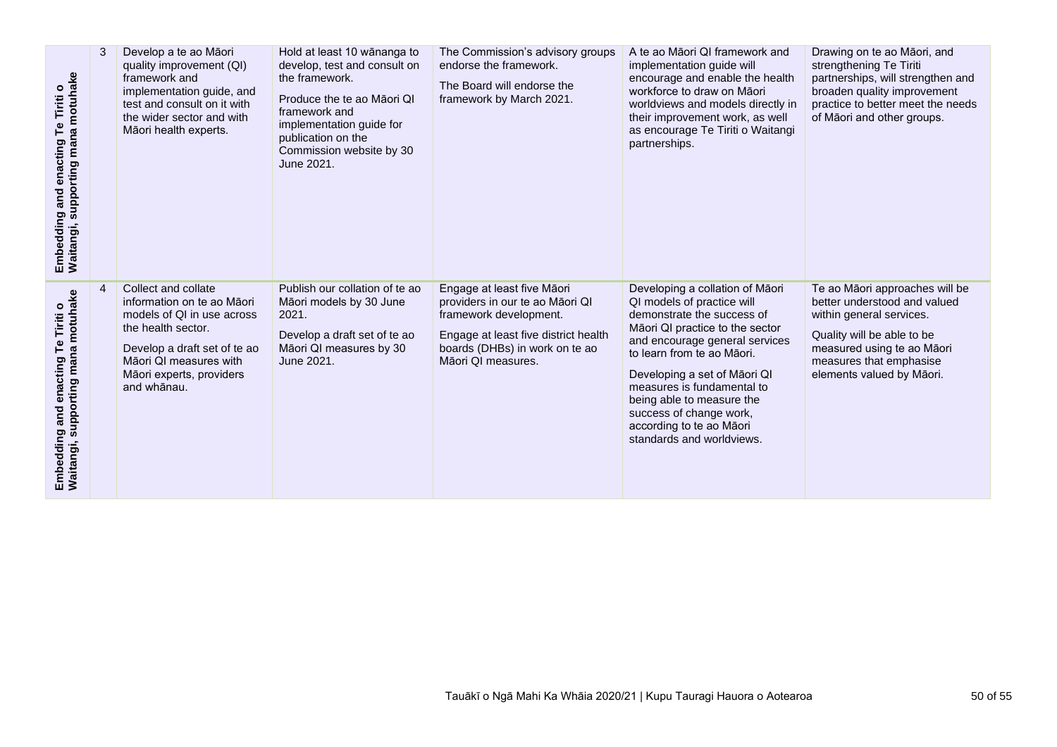| | | | | | | |
|---|---|---|---|---|---|---|
| **Embedding and enacting Te Tiriti o Waitangi, supporting mana motuhake** | 3 | Develop a te ao Māori quality improvement (QI) framework and implementation guide, and test and consult on it with the wider sector and with Māori health experts. | Hold at least 10 wānanga to develop, test and consult on the framework.<br><br>Produce the te ao Māori QI framework and implementation guide for publication on the Commission website by 30 June 2021. | The Commission's advisory groups endorse the framework.<br><br>The Board will endorse the framework by March 2021. | A te ao Māori QI framework and implementation guide will encourage and enable the health workforce to draw on Māori worldviews and models directly in their improvement work, as well as encourage Te Tiriti o Waitangi partnerships. | Drawing on te ao Māori, and strengthening Te Tiriti partnerships, will strengthen and broaden quality improvement practice to better meet the needs of Māori and other groups. |
| **Embedding and enacting Te Tiriti o Waitangi, supporting mana motuhake** | 4 | Collect and collate information on te ao Māori models of QI in use across the health sector.<br><br>Develop a draft set of te ao Māori QI measures with Māori experts, providers and whānau. | Publish our collation of te ao Māori models by 30 June 2021.<br><br>Develop a draft set of te ao Māori QI measures by 30 June 2021. | Engage at least five Māori providers in our te ao Māori QI framework development.<br><br>Engage at least five district health boards (DHBs) in work on te ao Māori QI measures. | Developing a collation of Māori QI models of practice will demonstrate the success of Māori QI practice to the sector and encourage general services to learn from te ao Māori.<br><br>Developing a set of Māori QI measures is fundamental to being able to measure the success of change work, according to te ao Māori standards and worldviews. | Te ao Māori approaches will be better understood and valued within general services.<br><br>Quality will be able to be measured using te ao Māori measures that emphasise elements valued by Māori. |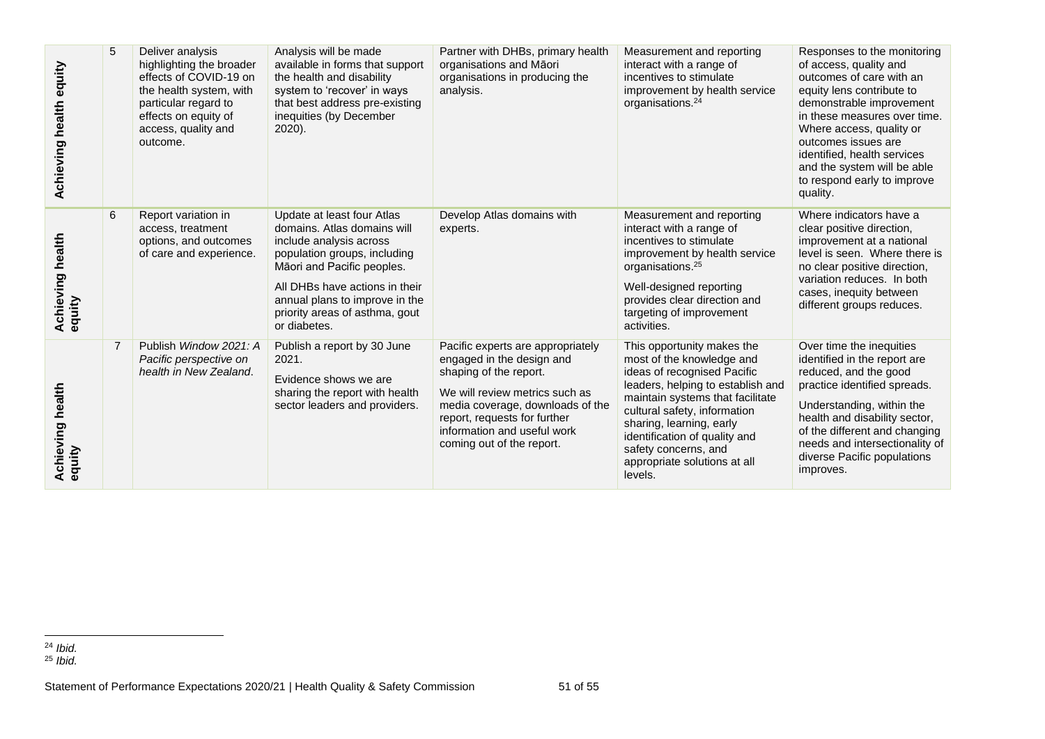| | | | | | | |
|---|---|---|---|---|---|---|
| Achieving health equity | 5 | Deliver analysis highlighting the broader effects of COVID-19 on the health system, with particular regard to effects on equity of access, quality and outcome. | Analysis will be made available in forms that support the health and disability system to 'recover' in ways that best address pre-existing inequities (by December 2020). | Partner with DHBs, primary health organisations and Māori organisations in producing the analysis. | Measurement and reporting interact with a range of incentives to stimulate improvement by health service organisations.[24] | Responses to the monitoring of access, quality and outcomes of care with an equity lens contribute to demonstrable improvement in these measures over time. Where access, quality or outcomes issues are identified, health services and the system will be able to respond early to improve quality. |
| Achieving health equity | 6 | Report variation in access, treatment options, and outcomes of care and experience. | Update at least four Atlas domains. Atlas domains will include analysis across population groups, including Māori and Pacific peoples.<br><br>All DHBs have actions in their annual plans to improve in the priority areas of asthma, gout or diabetes. | Develop Atlas domains with experts. | Measurement and reporting interact with a range of incentives to stimulate improvement by health service organisations.[25]<br><br>Well-designed reporting provides clear direction and targeting of improvement activities. | Where indicators have a clear positive direction, improvement at a national level is seen. Where there is no clear positive direction, variation reduces. In both cases, inequity between different groups reduces. |
| Achieving health equity | 7 | Publish *Window 2021: A Pacific perspective on health in New Zealand*. | Publish a report by 30 June 2021.<br><br>Evidence shows we are sharing the report with health sector leaders and providers. | Pacific experts are appropriately engaged in the design and shaping of the report.<br><br>We will review metrics such as media coverage, downloads of the report, requests for further information and useful work coming out of the report. | This opportunity makes the most of the knowledge and ideas of recognised Pacific leaders, helping to establish and maintain systems that facilitate cultural safety, information sharing, learning, early identification of quality and safety concerns, and appropriate solutions at all levels. | Over time the inequities identified in the report are reduced, and the good practice identified spreads.<br><br>Understanding, within the health and disability sector, of the different and changing needs and intersectionality of diverse Pacific populations improves. |

[24] *Ibid.*
[25] *Ibid.*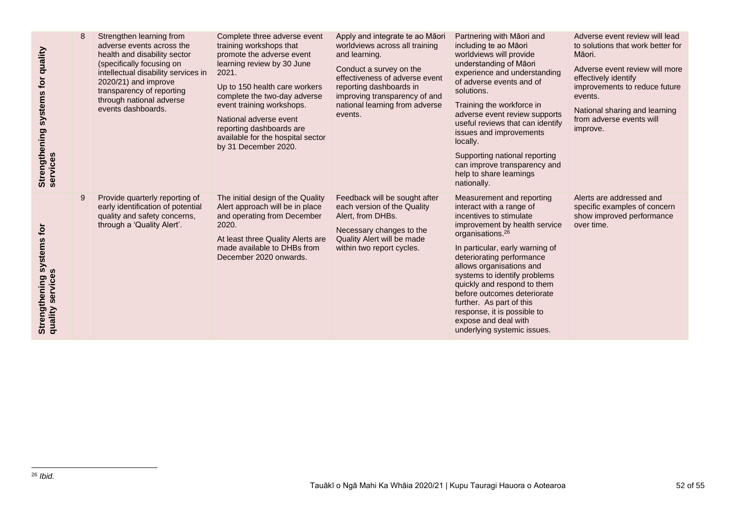| | | | | | | |
|---|---|---|---|---|---|---|
| **Strengthening systems for quality services** | 8 | Strengthen learning from adverse events across the health and disability sector (specifically focusing on intellectual disability services in 2020/21) and improve transparency of reporting through national adverse events dashboards. | Complete three adverse event training workshops that promote the adverse event learning review by 30 June 2021.<br><br>Up to 150 health care workers complete the two-day adverse event training workshops.<br><br>National adverse event reporting dashboards are available for the hospital sector by 31 December 2020. | Apply and integrate te ao Māori worldviews across all training and learning.<br><br>Conduct a survey on the effectiveness of adverse event reporting dashboards in improving transparency of and national learning from adverse events. | Partnering with Māori and including te ao Māori worldviews will provide understanding of Māori experience and understanding of adverse events and of solutions.<br><br>Training the workforce in adverse event review supports useful reviews that can identify issues and improvements locally.<br><br>Supporting national reporting can improve transparency and help to share learnings nationally. | Adverse event review will lead to solutions that work better for Māori.<br><br>Adverse event review will more effectively identify improvements to reduce future events.<br><br>National sharing and learning from adverse events will improve. |
| **Strengthening systems for quality services** | 9 | Provide quarterly reporting of early identification of potential quality and safety concerns, through a 'Quality Alert'. | The initial design of the Quality Alert approach will be in place and operating from December 2020.<br><br>At least three Quality Alerts are made available to DHBs from December 2020 onwards. | Feedback will be sought after each version of the Quality Alert, from DHBs.<br><br>Necessary changes to the Quality Alert will be made within two report cycles. | Measurement and reporting interact with a range of incentives to stimulate improvement by health service organisations.[26]<br><br>In particular, early warning of deteriorating performance allows organisations and systems to identify problems quickly and respond to them before outcomes deteriorate further. As part of this response, it is possible to expose and deal with underlying systemic issues. | Alerts are addressed and specific examples of concern show improved performance over time. |

[26] *Ibid.*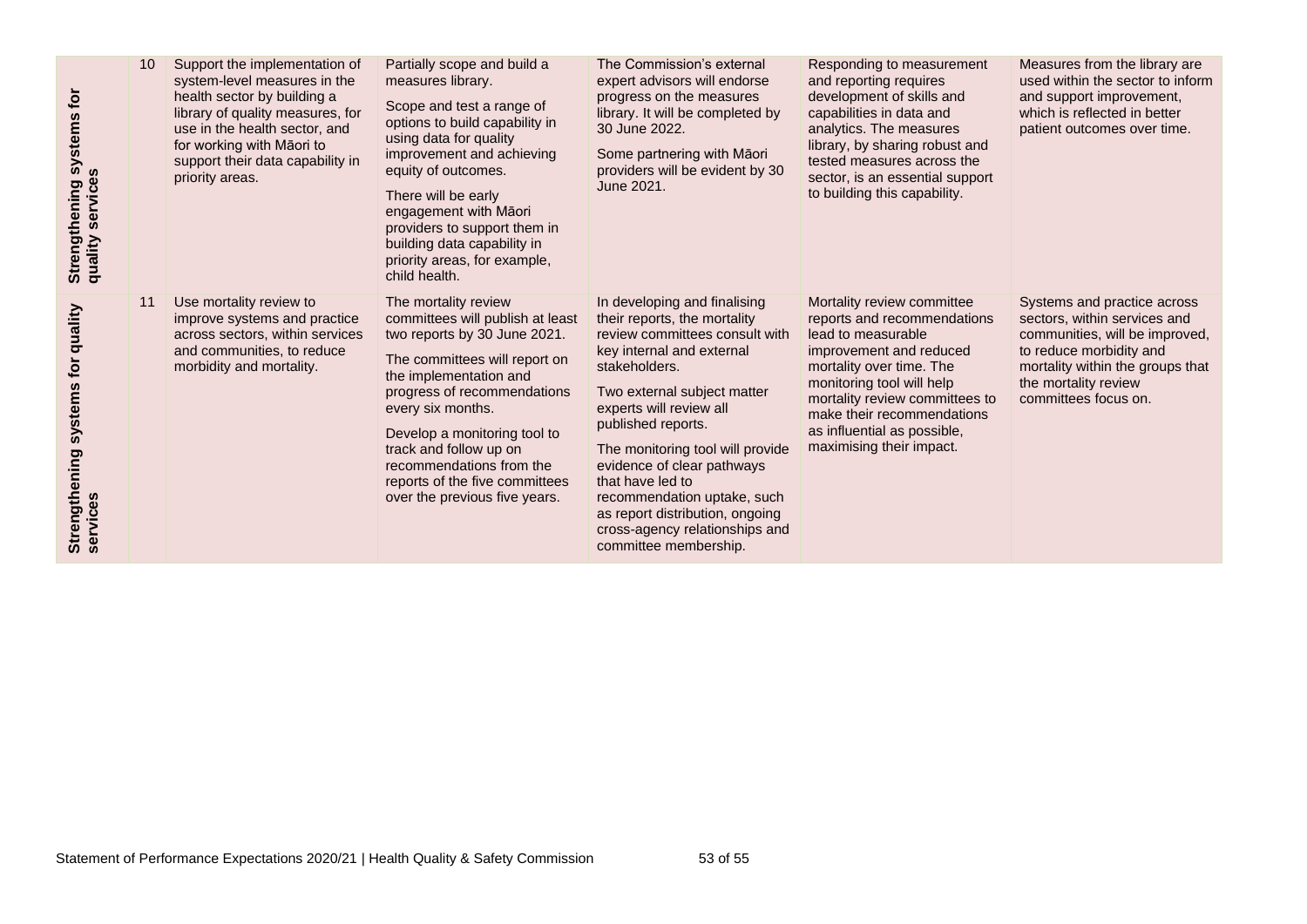| | | | | | | |
|---|---|---|---|---|---|---|
| **Strengthening systems for quality services** | 10 | Support the implementation of system-level measures in the health sector by building a library of quality measures, for use in the health sector, and for working with Māori to support their data capability in priority areas. | Partially scope and build a measures library.<br><br>Scope and test a range of options to build capability in using data for quality improvement and achieving equity of outcomes.<br><br>There will be early engagement with Māori providers to support them in building data capability in priority areas, for example, child health. | The Commission's external expert advisors will endorse progress on the measures library. It will be completed by 30 June 2022.<br><br>Some partnering with Māori providers will be evident by 30 June 2021. | Responding to measurement and reporting requires development of skills and capabilities in data and analytics. The measures library, by sharing robust and tested measures across the sector, is an essential support to building this capability. | Measures from the library are used within the sector to inform and support improvement, which is reflected in better patient outcomes over time. |
| **Strengthening systems for quality services** | 11 | Use mortality review to improve systems and practice across sectors, within services and communities, to reduce morbidity and mortality. | The mortality review committees will publish at least two reports by 30 June 2021.<br><br>The committees will report on the implementation and progress of recommendations every six months.<br><br>Develop a monitoring tool to track and follow up on recommendations from the reports of the five committees over the previous five years. | In developing and finalising their reports, the mortality review committees consult with key internal and external stakeholders.<br><br>Two external subject matter experts will review all published reports.<br><br>The monitoring tool will provide evidence of clear pathways that have led to recommendation uptake, such as report distribution, ongoing cross-agency relationships and committee membership. | Mortality review committee reports and recommendations lead to measurable improvement and reduced mortality over time. The monitoring tool will help mortality review committees to make their recommendations as influential as possible, maximising their impact. | Systems and practice across sectors, within services and communities, will be improved, to reduce morbidity and mortality within the groups that the mortality review committees focus on. |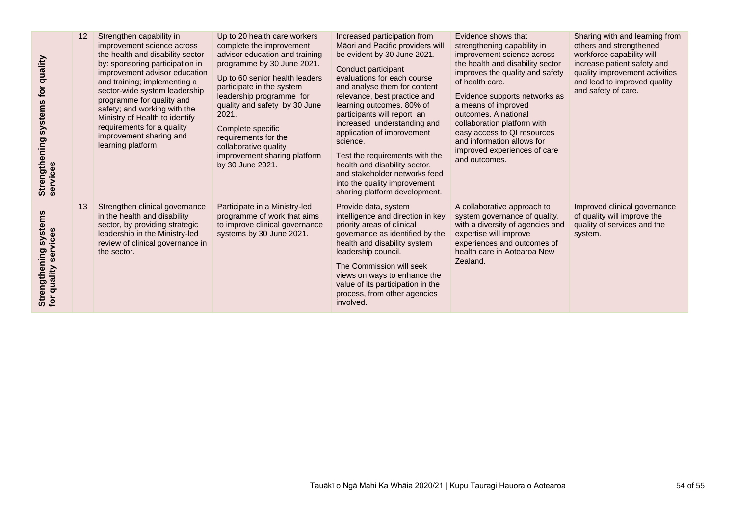| | | | | | | |
|---|---|---|---|---|---|---|
| **Strengthening systems for quality services** | 12 | Strengthen capability in improvement science across the health and disability sector by: sponsoring participation in improvement advisor education and training; implementing a sector-wide system leadership programme for quality and safety; and working with the Ministry of Health to identify requirements for a quality improvement sharing and learning platform. | Up to 20 health care workers complete the improvement advisor education and training programme by 30 June 2021.<br><br>Up to 60 senior health leaders participate in the system leadership programme for quality and safety by 30 June 2021.<br><br>Complete specific requirements for the collaborative quality improvement sharing platform by 30 June 2021. | Increased participation from Māori and Pacific providers will be evident by 30 June 2021.<br><br>Conduct participant evaluations for each course and analyse them for content relevance, best practice and learning outcomes. 80% of participants will report an increased understanding and application of improvement science.<br><br>Test the requirements with the health and disability sector, and stakeholder networks feed into the quality improvement sharing platform development. | Evidence shows that strengthening capability in improvement science across the health and disability sector improves the quality and safety of health care.<br><br>Evidence supports networks as a means of improved outcomes. A national collaboration platform with easy access to QI resources and information allows for improved experiences of care and outcomes. | Sharing with and learning from others and strengthened workforce capability will increase patient safety and quality improvement activities and lead to improved quality and safety of care. |
| **Strengthening systems for quality services** | 13 | Strengthen clinical governance in the health and disability sector, by providing strategic leadership in the Ministry-led review of clinical governance in the sector. | Participate in a Ministry-led programme of work that aims to improve clinical governance systems by 30 June 2021. | Provide data, system intelligence and direction in key priority areas of clinical governance as identified by the health and disability system leadership council.<br><br>The Commission will seek views on ways to enhance the value of its participation in the process, from other agencies involved. | A collaborative approach to system governance of quality, with a diversity of agencies and expertise will improve experiences and outcomes of health care in Aotearoa New Zealand. | Improved clinical governance of quality will improve the quality of services and the system. |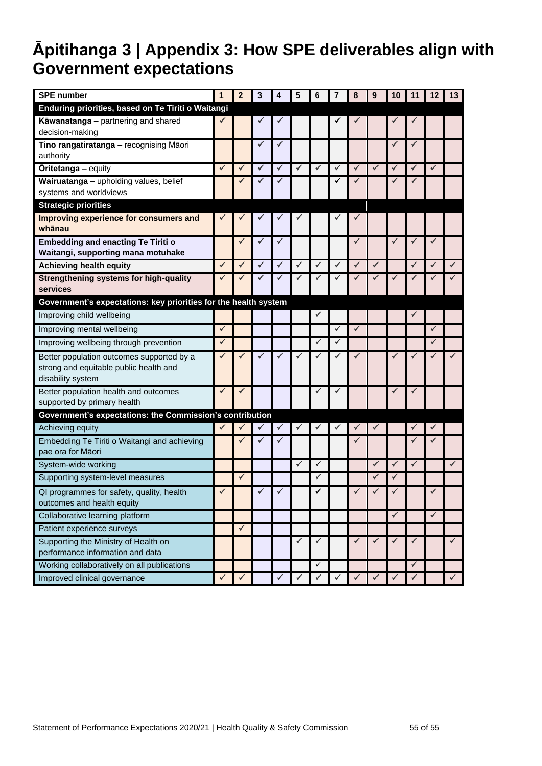# Āpitihanga 3 | Appendix 3: How SPE deliverables align with Government expectations

| SPE number | 1 | 2 | 3 | 4 | 5 | 6 | 7 | 8 | 9 | 10 | 11 | 12 | 13 |
|---|---|---|---|---|---|---|---|---|---|---|---|---|---|
| **Enduring priorities, based on Te Tiriti o Waitangi** | | | | | | | | | | | | | |
| **Kāwanatanga –** partnering and shared decision-making | ✓ | | ✓ | ✓ | | | ✓ | ✓ | | ✓ | ✓ | | |
| **Tino rangatiratanga –** recognising Māori authority | | | ✓ | ✓ | | | | | | ✓ | ✓ | | |
| **Ōritetanga –** equity | ✓ | ✓ | ✓ | ✓ | ✓ | ✓ | ✓ | ✓ | ✓ | ✓ | ✓ | ✓ | |
| **Wairuatanga –** upholding values, belief systems and worldviews | | ✓ | ✓ | ✓ | | | ✓ | ✓ | | ✓ | ✓ | | |
| **Strategic priorities** | | | | | | | | | | | | | |
| **Improving experience for consumers and whānau** | ✓ | ✓ | ✓ | ✓ | ✓ | | ✓ | ✓ | | | | | |
| **Embedding and enacting Te Tiriti o Waitangi, supporting mana motuhake** | | ✓ | ✓ | ✓ | | | | ✓ | | ✓ | ✓ | ✓ | |
| **Achieving health equity** | ✓ | ✓ | ✓ | ✓ | ✓ | ✓ | ✓ | ✓ | ✓ | | ✓ | ✓ | ✓ |
| **Strengthening systems for high-quality services** | ✓ | ✓ | ✓ | ✓ | ✓ | ✓ | ✓ | ✓ | ✓ | ✓ | ✓ | ✓ | ✓ |
| **Government's expectations: key priorities for the health system** | | | | | | | | | | | | | |
| Improving child wellbeing | | | | | | ✓ | | | | | ✓ | | |
| Improving mental wellbeing | ✓ | | | | | | ✓ | ✓ | | | | ✓ | |
| Improving wellbeing through prevention | ✓ | | | | | ✓ | ✓ | | | | | ✓ | |
| Better population outcomes supported by a strong and equitable public health and disability system | ✓ | ✓ | ✓ | ✓ | ✓ | ✓ | ✓ | ✓ | | ✓ | ✓ | ✓ | ✓ |
| Better population health and outcomes supported by primary health | ✓ | ✓ | | | | ✓ | ✓ | | | ✓ | ✓ | | |
| **Government's expectations: the Commission's contribution** | | | | | | | | | | | | | |
| Achieving equity | ✓ | ✓ | ✓ | ✓ | ✓ | ✓ | ✓ | ✓ | ✓ | | ✓ | ✓ | |
| Embedding Te Tiriti o Waitangi and achieving pae ora for Māori | | ✓ | ✓ | ✓ | | | | ✓ | | | ✓ | ✓ | |
| System-wide working | | | | | ✓ | ✓ | | | ✓ | ✓ | ✓ | | ✓ |
| Supporting system-level measures | | ✓ | | | | ✓ | | | ✓ | ✓ | | | |
| QI programmes for safety, quality, health outcomes and health equity | ✓ | | ✓ | ✓ | | ✓ | | ✓ | ✓ | ✓ | | ✓ | |
| Collaborative learning platform | | | | | | | | | | ✓ | | ✓ | |
| Patient experience surveys | | ✓ | | | | | | | | | | | |
| Supporting the Ministry of Health on performance information and data | | | | | ✓ | ✓ | | ✓ | ✓ | ✓ | ✓ | | ✓ |
| Working collaboratively on all publications | | | | | | ✓ | | | | | ✓ | | |
| Improved clinical governance | ✓ | ✓ | | ✓ | ✓ | ✓ | ✓ | ✓ | ✓ | ✓ | ✓ | | ✓ |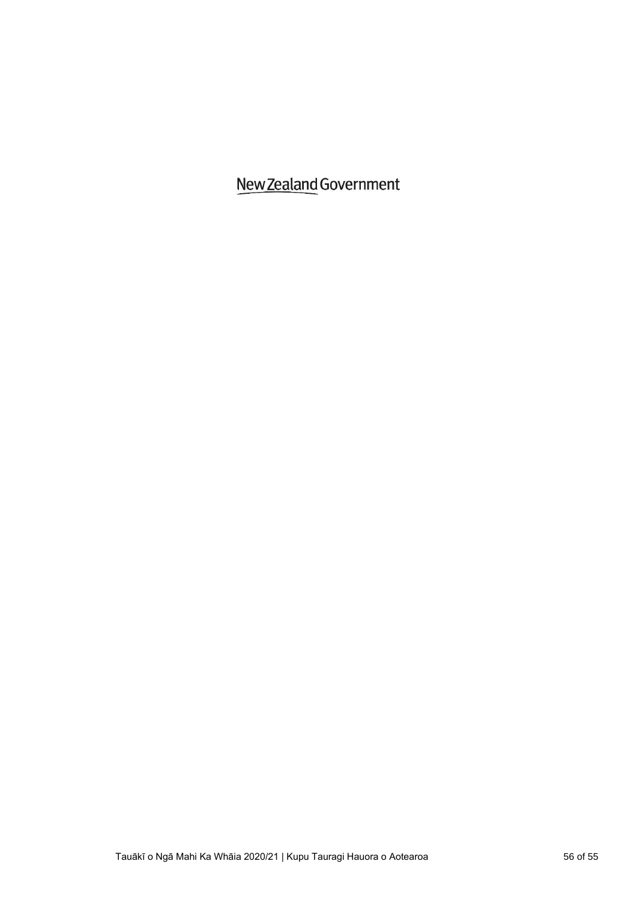New Zealand Government